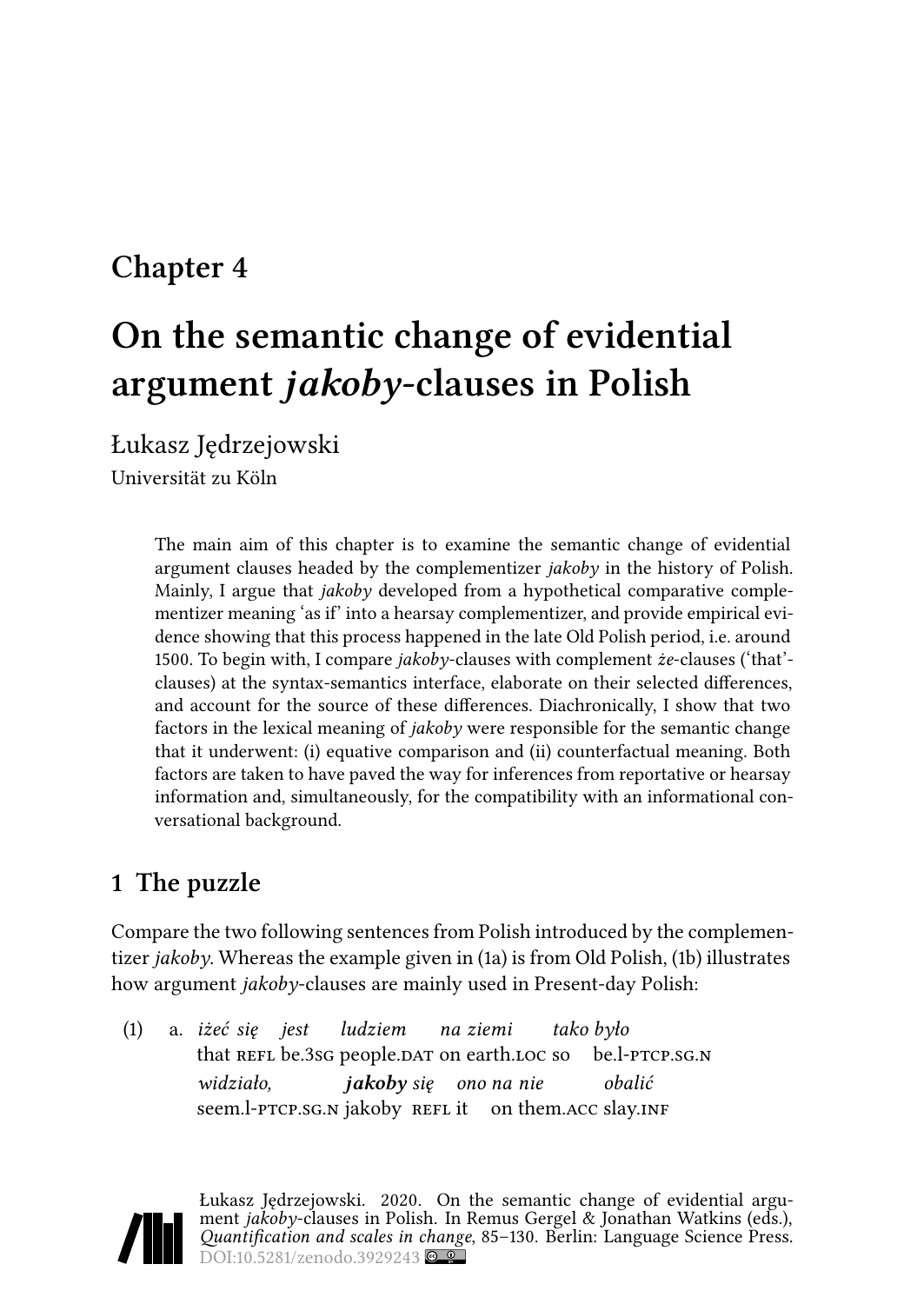# Chapter 4

# On the semantic change of evidential argument *jakoby*-clauses in Polish

Łukasz Jędrzejowski

Universität zu Köln

> The main aim of this chapter is to examine the semantic change of evidential argument clauses headed by the complementizer *jakoby* in the history of Polish. Mainly, I argue that *jakoby* developed from a hypothetical comparative complementizer meaning 'as if' into a hearsay complementizer, and provide empirical evidence showing that this process happened in the late Old Polish period, i.e. around 1500. To begin with, I compare *jakoby*-clauses with complement *że*-clauses ('that'-clauses) at the syntax-semantics interface, elaborate on their selected differences, and account for the source of these differences. Diachronically, I show that two factors in the lexical meaning of *jakoby* were responsible for the semantic change that it underwent: (i) equative comparison and (ii) counterfactual meaning. Both factors are taken to have paved the way for inferences from reportative or hearsay information and, simultaneously, for the compatibility with an informational conversational background.

## 1 The puzzle

Compare the two following sentences from Polish introduced by the complementizer *jakoby*. Whereas the example given in (1a) is from Old Polish, (1b) illustrates how argument *jakoby*-clauses are mainly used in Present-day Polish:

(1) a. *iżeć się jest ludziem na ziemi tako było*
   that REFL be.3SG people.DAT on earth.LOC so be.l-PTCP.SG.N
   *widziało,* ***jakoby*** *się ono na nie obalić*
   seem.l-PTCP.SG.N jakoby REFL it on them.ACC slay.INF

Łukasz Jędrzejowski. 2020. On the semantic change of evidential argument *jakoby*-clauses in Polish. In Remus Gergel & Jonathan Watkins (eds.), *Quantification and scales in change*, 85–130. Berlin: Language Science Press. DOI:10.5281/zenodo.3929243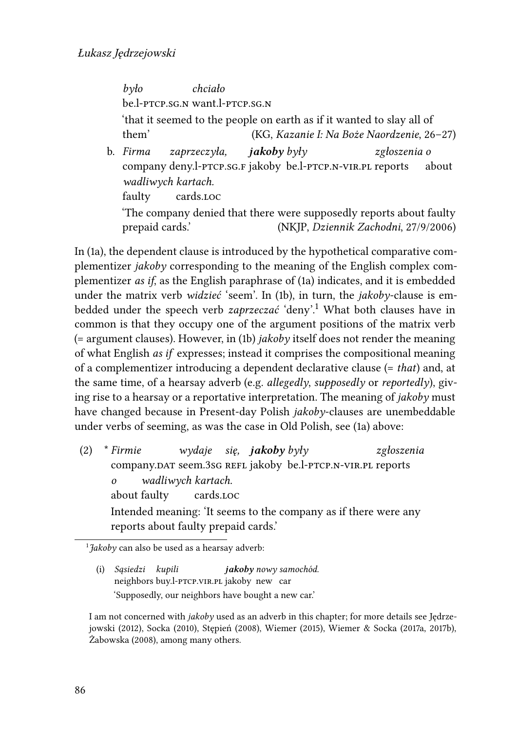*było* *chciało*
be.l-PTCP.SG.N want.l-PTCP.SG.N
'that it seemed to the people on earth as if it wanted to slay all of them' (KG, *Kazanie I: Na Boże Naordzenie*, 26–27)

b. *Firma* *zaprzeczyła,* ***jakoby*** *były* *zgłoszenia o* *wadliwych kartach.*
company deny.l-PTCP.SG.F jakoby be.l-PTCP.N-VIR.PL reports about faulty cards.LOC
'The company denied that there were supposedly reports about faulty prepaid cards.' (NKJP, *Dziennik Zachodni*, 27/9/2006)

In (1a), the dependent clause is introduced by the hypothetical comparative complementizer *jakoby* corresponding to the meaning of the English complex complementizer *as if*, as the English paraphrase of (1a) indicates, and it is embedded under the matrix verb *widzieć* 'seem'. In (1b), in turn, the *jakoby*-clause is embedded under the speech verb *zaprzeczać* 'deny'.[1] What both clauses have in common is that they occupy one of the argument positions of the matrix verb (= argument clauses). However, in (1b) *jakoby* itself does not render the meaning of what English *as if* expresses; instead it comprises the compositional meaning of a complementizer introducing a dependent declarative clause (= *that*) and, at the same time, of a hearsay adverb (e.g. *allegedly*, *supposedly* or *reportedly*), giving rise to a hearsay or a reportative interpretation. The meaning of *jakoby* must have changed because in Present-day Polish *jakoby*-clauses are unembeddable under verbs of seeming, as was the case in Old Polish, see (1a) above:

(2) \* *Firmie* *wydaje* *się,* ***jakoby*** *były* *zgłoszenia* *o* *wadliwych kartach.*
company.DAT seem.3SG REFL jakoby be.l-PTCP.N-VIR.PL reports about faulty cards.LOC
Intended meaning: 'It seems to the company as if there were any reports about faulty prepaid cards.'

---

[1] *Jakoby* can also be used as a hearsay adverb:

(i) *Sąsiedzi* *kupili* ***jakoby*** *nowy samochód.*
neighbors buy.l-PTCP.VIR.PL jakoby new car
'Supposedly, our neighbors have bought a new car.'

I am not concerned with *jakoby* used as an adverb in this chapter; for more details see Jędrzejowski (2012), Socka (2010), Stępień (2008), Wiemer (2015), Wiemer & Socka (2017a, 2017b), Żabowska (2008), among many others.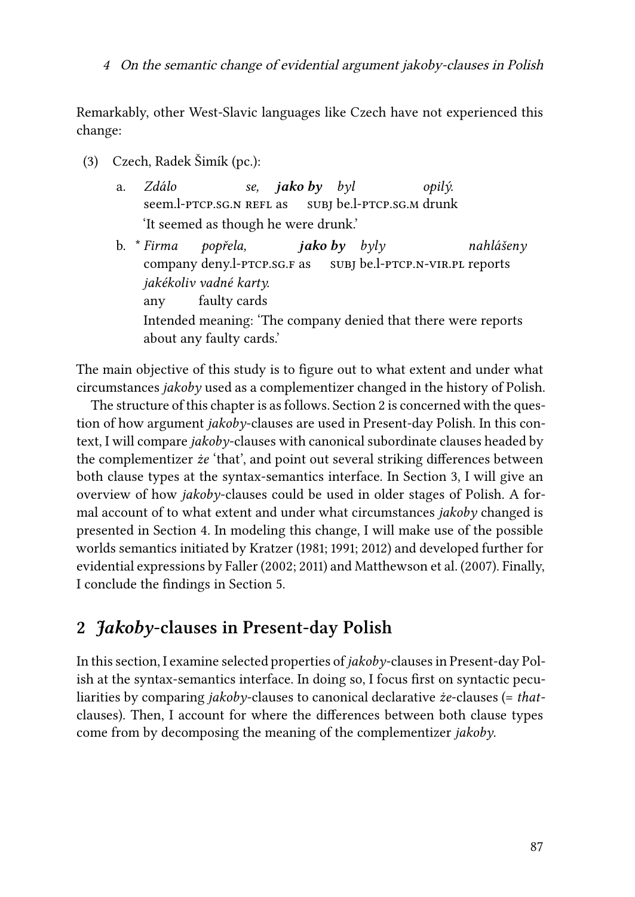Remarkably, other West-Slavic languages like Czech have not experienced this change:

(3) Czech, Radek Šimík (pc.):

a. *Zdálo se, **jako by** byl opilý.*
   seem.l-PTCP.SG.N REFL as SUBJ be.l-PTCP.SG.M drunk
   'It seemed as though he were drunk.'

b. * *Firma popřela, **jako by** byly nahlášeny jakékoliv vadné karty.*
   company deny.l-PTCP.SG.F as SUBJ be.l-PTCP.N-VIR.PL reports any faulty cards
   Intended meaning: 'The company denied that there were reports about any faulty cards.'

The main objective of this study is to figure out to what extent and under what circumstances *jakoby* used as a complementizer changed in the history of Polish.

The structure of this chapter is as follows. Section 2 is concerned with the question of how argument *jakoby*-clauses are used in Present-day Polish. In this context, I will compare *jakoby*-clauses with canonical subordinate clauses headed by the complementizer *że* 'that', and point out several striking differences between both clause types at the syntax-semantics interface. In Section 3, I will give an overview of how *jakoby*-clauses could be used in older stages of Polish. A formal account of to what extent and under what circumstances *jakoby* changed is presented in Section 4. In modeling this change, I will make use of the possible worlds semantics initiated by Kratzer (1981; 1991; 2012) and developed further for evidential expressions by Faller (2002; 2011) and Matthewson et al. (2007). Finally, I conclude the findings in Section 5.

## 2 *Jakoby*-clauses in Present-day Polish

In this section, I examine selected properties of *jakoby*-clauses in Present-day Polish at the syntax-semantics interface. In doing so, I focus first on syntactic peculiarities by comparing *jakoby*-clauses to canonical declarative *że*-clauses (= *that*-clauses). Then, I account for where the differences between both clause types come from by decomposing the meaning of the complementizer *jakoby*.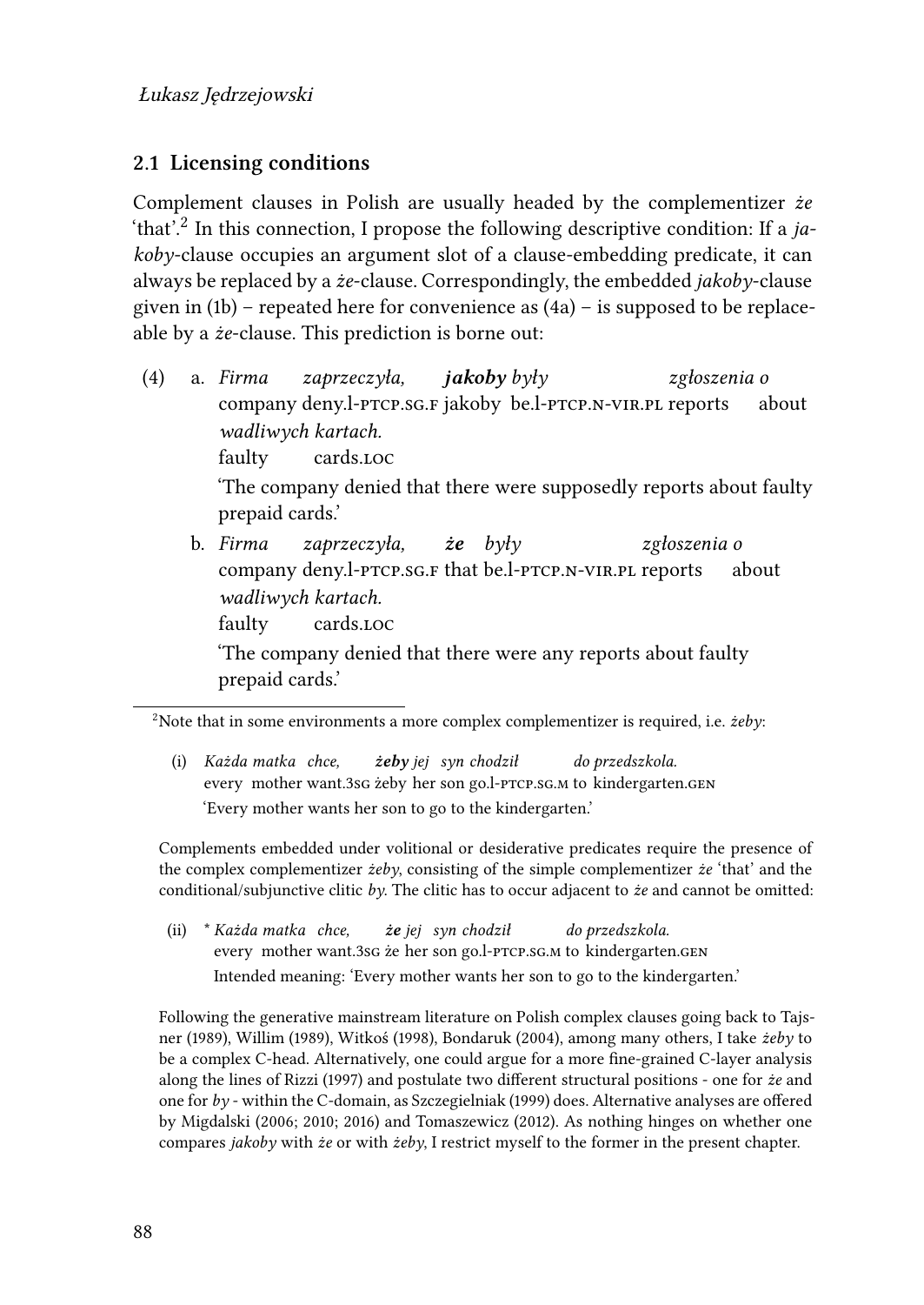## 2.1 Licensing conditions

Complement clauses in Polish are usually headed by the complementizer *że* 'that'.[2] In this connection, I propose the following descriptive condition: If a *jakoby*-clause occupies an argument slot of a clause-embedding predicate, it can always be replaced by a *że*-clause. Correspondingly, the embedded *jakoby*-clause given in (1b) – repeated here for convenience as (4a) – is supposed to be replaceable by a *że*-clause. This prediction is borne out:

(4) a. *Firma zaprzeczyła, **jakoby** były zgłoszenia o wadliwych kartach.*
company deny.l-PTCP.SG.F jakoby be.l-PTCP.N-VIR.PL reports about faulty cards.LOC
'The company denied that there were supposedly reports about faulty prepaid cards.'

b. *Firma zaprzeczyła, **że** były zgłoszenia o wadliwych kartach.*
company deny.l-PTCP.SG.F that be.l-PTCP.N-VIR.PL reports about faulty cards.LOC
'The company denied that there were any reports about faulty prepaid cards.'

---

[2]Note that in some environments a more complex complementizer is required, i.e. *żeby*:

(i) *Każda matka chce, **żeby** jej syn chodził do przedszkola.*
every mother want.3SG żeby her son go.l-PTCP.SG.M to kindergarten.GEN
'Every mother wants her son to go to the kindergarten.'

Complements embedded under volitional or desiderative predicates require the presence of the complex complementizer *żeby*, consisting of the simple complementizer *że* 'that' and the conditional/subjunctive clitic *by*. The clitic has to occur adjacent to *że* and cannot be omitted:

(ii) * *Każda matka chce, **że** jej syn chodził do przedszkola.*
every mother want.3SG że her son go.l-PTCP.SG.M to kindergarten.GEN
Intended meaning: 'Every mother wants her son to go to the kindergarten.'

Following the generative mainstream literature on Polish complex clauses going back to Tajsner (1989), Willim (1989), Witkoś (1998), Bondaruk (2004), among many others, I take *żeby* to be a complex C-head. Alternatively, one could argue for a more fine-grained C-layer analysis along the lines of Rizzi (1997) and postulate two different structural positions - one for *że* and one for *by* - within the C-domain, as Szczegielniak (1999) does. Alternative analyses are offered by Migdalski (2006; 2010; 2016) and Tomaszewicz (2012). As nothing hinges on whether one compares *jakoby* with *że* or with *żeby*, I restrict myself to the former in the present chapter.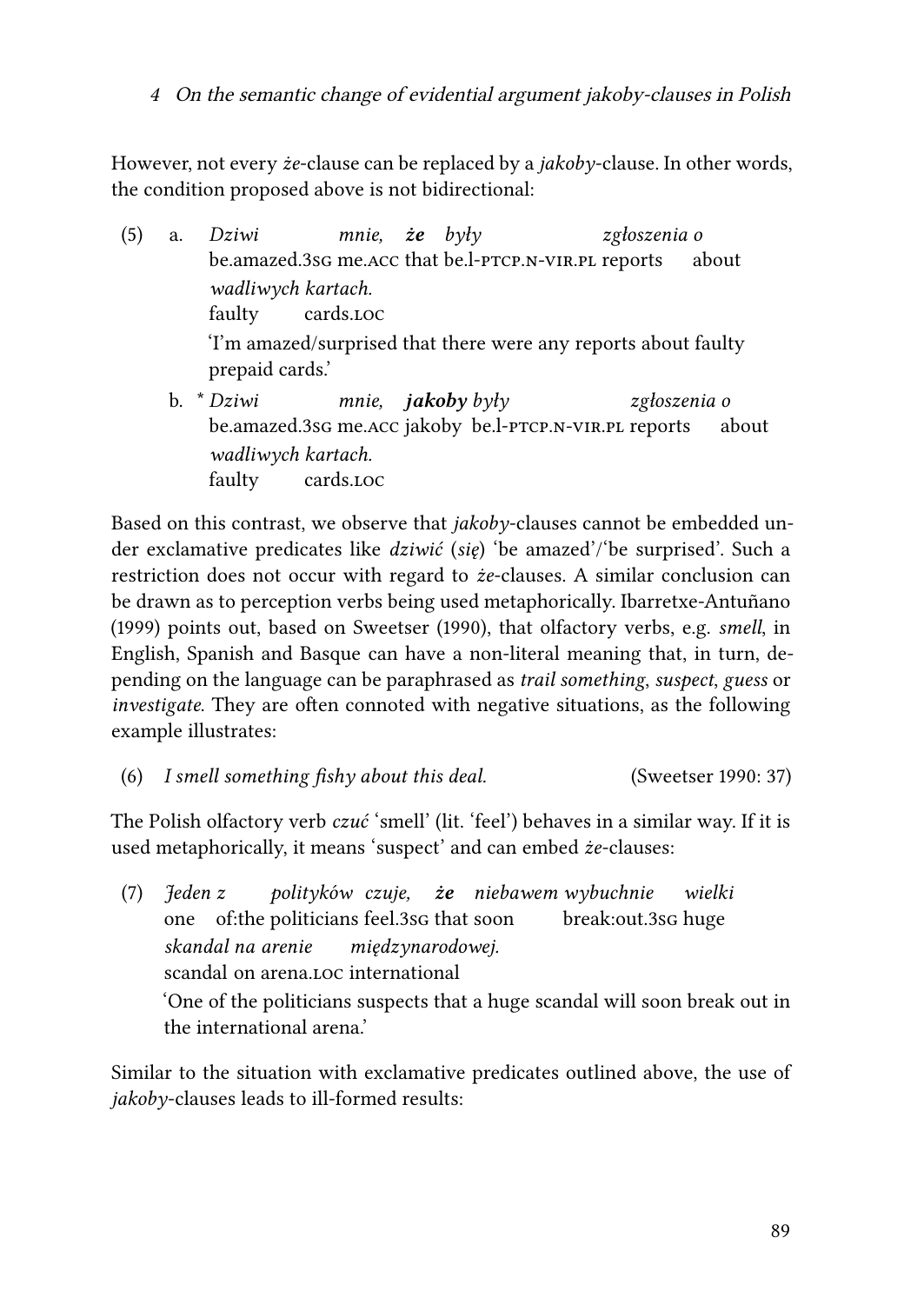However, not every *że*-clause can be replaced by a *jakoby*-clause. In other words, the condition proposed above is not bidirectional:

(5) a. *Dziwi mnie, **że** były zgłoszenia o wadliwych kartach.*
be.amazed.3SG me.ACC that be.l-PTCP.N-VIR.PL reports about faulty cards.LOC
'I'm amazed/surprised that there were any reports about faulty prepaid cards.'

b. \* *Dziwi mnie, **jakoby** były zgłoszenia o wadliwych kartach.*
be.amazed.3SG me.ACC jakoby be.l-PTCP.N-VIR.PL reports about faulty cards.LOC

Based on this contrast, we observe that *jakoby*-clauses cannot be embedded under exclamative predicates like *dziwić* (*się*) 'be amazed'/'be surprised'. Such a restriction does not occur with regard to *że*-clauses. A similar conclusion can be drawn as to perception verbs being used metaphorically. Ibarretxe-Antuñano (1999) points out, based on Sweetser (1990), that olfactory verbs, e.g. *smell*, in English, Spanish and Basque can have a non-literal meaning that, in turn, depending on the language can be paraphrased as *trail something*, *suspect*, *guess* or *investigate*. They are often connoted with negative situations, as the following example illustrates:

(6) *I smell something fishy about this deal.* (Sweetser 1990: 37)

The Polish olfactory verb *czuć* 'smell' (lit. 'feel') behaves in a similar way. If it is used metaphorically, it means 'suspect' and can embed *że*-clauses:

(7) *Jeden z polityków czuje, **że** niebawem wybuchnie wielki skandal na arenie międzynarodowej.*
one of:the politicians feel.3SG that soon break:out.3SG huge scandal on arena.LOC international
'One of the politicians suspects that a huge scandal will soon break out in the international arena.'

Similar to the situation with exclamative predicates outlined above, the use of *jakoby*-clauses leads to ill-formed results: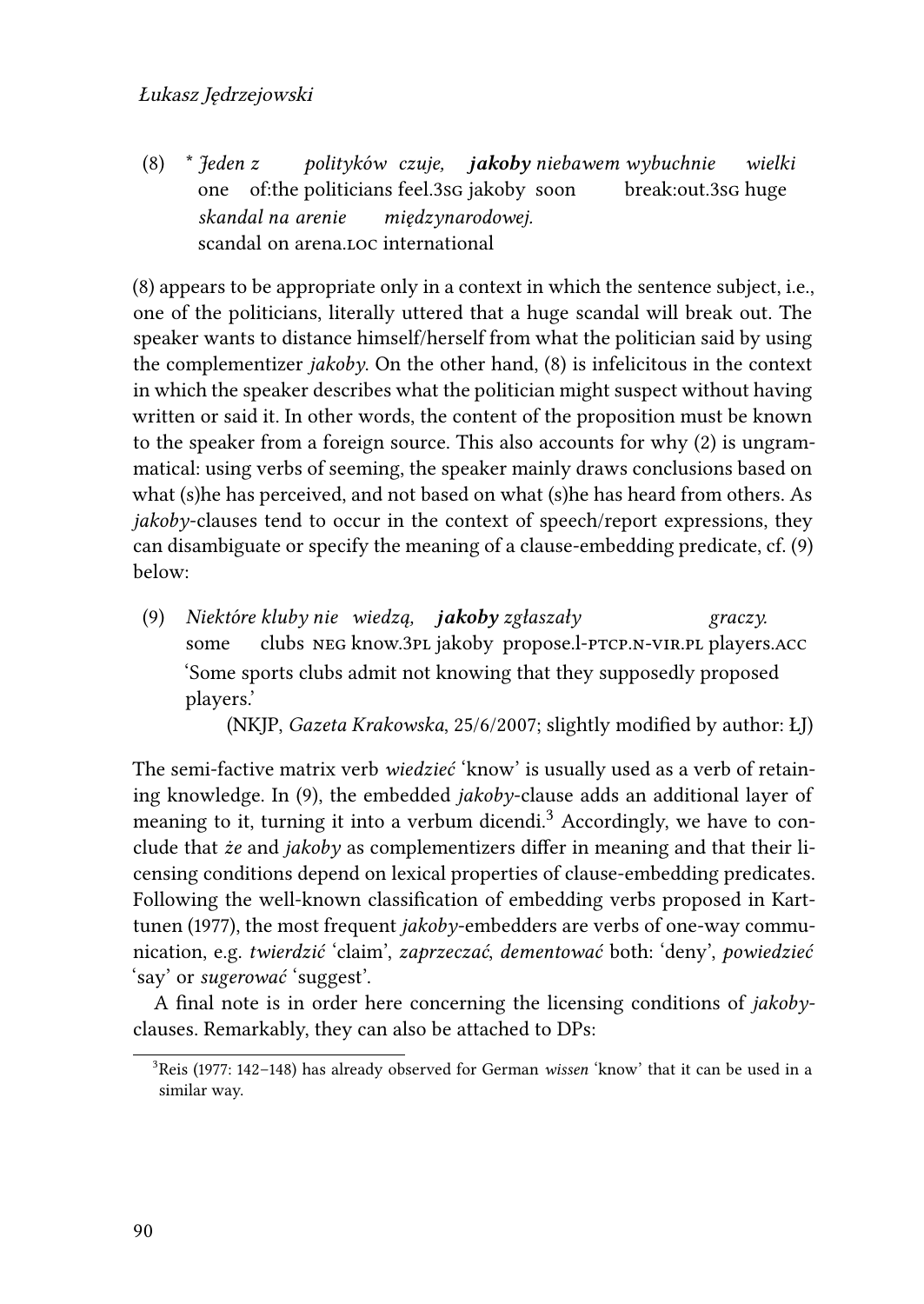(8) \* *Jeden z polityków czuje, **jakoby** niebawem wybuchnie wielki skandal na arenie międzynarodowej.*
one of:the politicians feel.3SG jakoby soon break:out.3SG huge scandal on arena.LOC international

(8) appears to be appropriate only in a context in which the sentence subject, i.e., one of the politicians, literally uttered that a huge scandal will break out. The speaker wants to distance himself/herself from what the politician said by using the complementizer *jakoby*. On the other hand, (8) is infelicitous in the context in which the speaker describes what the politician might suspect without having written or said it. In other words, the content of the proposition must be known to the speaker from a foreign source. This also accounts for why (2) is ungrammatical: using verbs of seeming, the speaker mainly draws conclusions based on what (s)he has perceived, and not based on what (s)he has heard from others. As *jakoby*-clauses tend to occur in the context of speech/report expressions, they can disambiguate or specify the meaning of a clause-embedding predicate, cf. (9) below:

(9) *Niektóre kluby nie wiedzą, **jakoby** zgłaszały graczy.*
some clubs NEG know.3PL jakoby propose.l-PTCP.N-VIR.PL players.ACC
'Some sports clubs admit not knowing that they supposedly proposed players.'
(NKJP, *Gazeta Krakowska*, 25/6/2007; slightly modified by author: ŁJ)

The semi-factive matrix verb *wiedzieć* 'know' is usually used as a verb of retaining knowledge. In (9), the embedded *jakoby*-clause adds an additional layer of meaning to it, turning it into a verbum dicendi.[3] Accordingly, we have to conclude that *że* and *jakoby* as complementizers differ in meaning and that their licensing conditions depend on lexical properties of clause-embedding predicates. Following the well-known classification of embedding verbs proposed in Karttunen (1977), the most frequent *jakoby*-embedders are verbs of one-way communication, e.g. *twierdzić* 'claim', *zaprzeczać*, *dementować* both: 'deny', *powiedzieć* 'say' or *sugerować* 'suggest'.

A final note is in order here concerning the licensing conditions of *jakoby*-clauses. Remarkably, they can also be attached to DPs:

[3] Reis (1977: 142–148) has already observed for German *wissen* 'know' that it can be used in a similar way.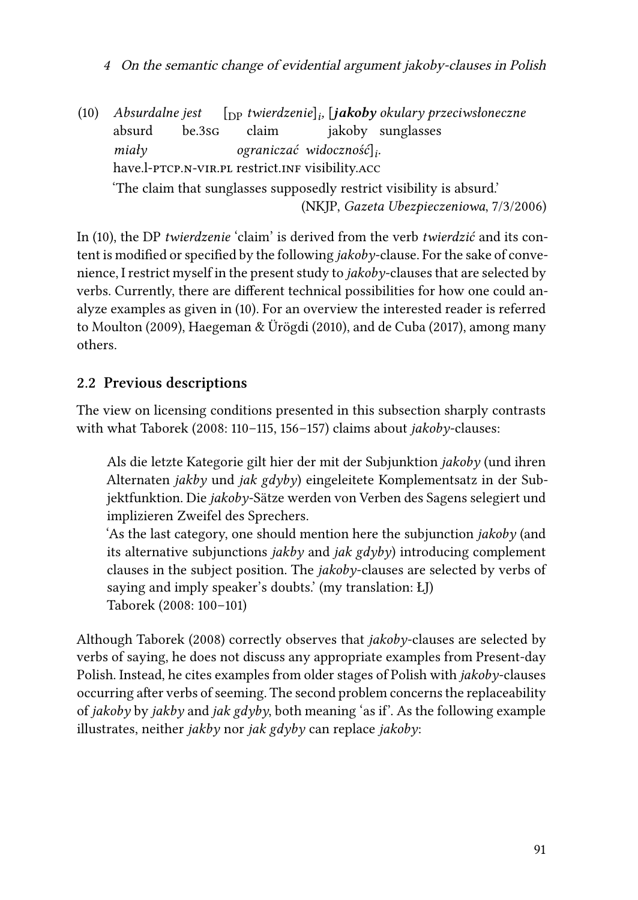(10) *Absurdalne jest* [$_{\text{DP}}$ *twierdzenie*]$_i$, [***jakoby*** *okulary przeciwsłoneczne*
absurd be.3sg claim jakoby sunglasses
*miały* *ograniczać widoczność*]$_i$.
have.l-ptcp.n-vir.pl restrict.inf visibility.acc
'The claim that sunglasses supposedly restrict visibility is absurd.'
(NKJP, *Gazeta Ubezpieczeniowa*, 7/3/2006)

In (10), the DP *twierdzenie* 'claim' is derived from the verb *twierdzić* and its content is modified or specified by the following *jakoby*-clause. For the sake of convenience, I restrict myself in the present study to *jakoby*-clauses that are selected by verbs. Currently, there are different technical possibilities for how one could analyze examples as given in (10). For an overview the interested reader is referred to Moulton (2009), Haegeman & Ürögdi (2010), and de Cuba (2017), among many others.

## 2.2 Previous descriptions

The view on licensing conditions presented in this subsection sharply contrasts with what Taborek (2008: 110–115, 156–157) claims about *jakoby*-clauses:

> Als die letzte Kategorie gilt hier der mit der Subjunktion *jakoby* (und ihren Alternaten *jakby* und *jak gdyby*) eingeleitete Komplementsatz in der Subjektfunktion. Die *jakoby*-Sätze werden von Verben des Sagens selegiert und implizieren Zweifel des Sprechers.
> 'As the last category, one should mention here the subjunction *jakoby* (and its alternative subjunctions *jakby* and *jak gdyby*) introducing complement clauses in the subject position. The *jakoby*-clauses are selected by verbs of saying and imply speaker's doubts.' (my translation: ŁJ)
> Taborek (2008: 100–101)

Although Taborek (2008) correctly observes that *jakoby*-clauses are selected by verbs of saying, he does not discuss any appropriate examples from Present-day Polish. Instead, he cites examples from older stages of Polish with *jakoby*-clauses occurring after verbs of seeming. The second problem concerns the replaceability of *jakoby* by *jakby* and *jak gdyby*, both meaning 'as if'. As the following example illustrates, neither *jakby* nor *jak gdyby* can replace *jakoby*: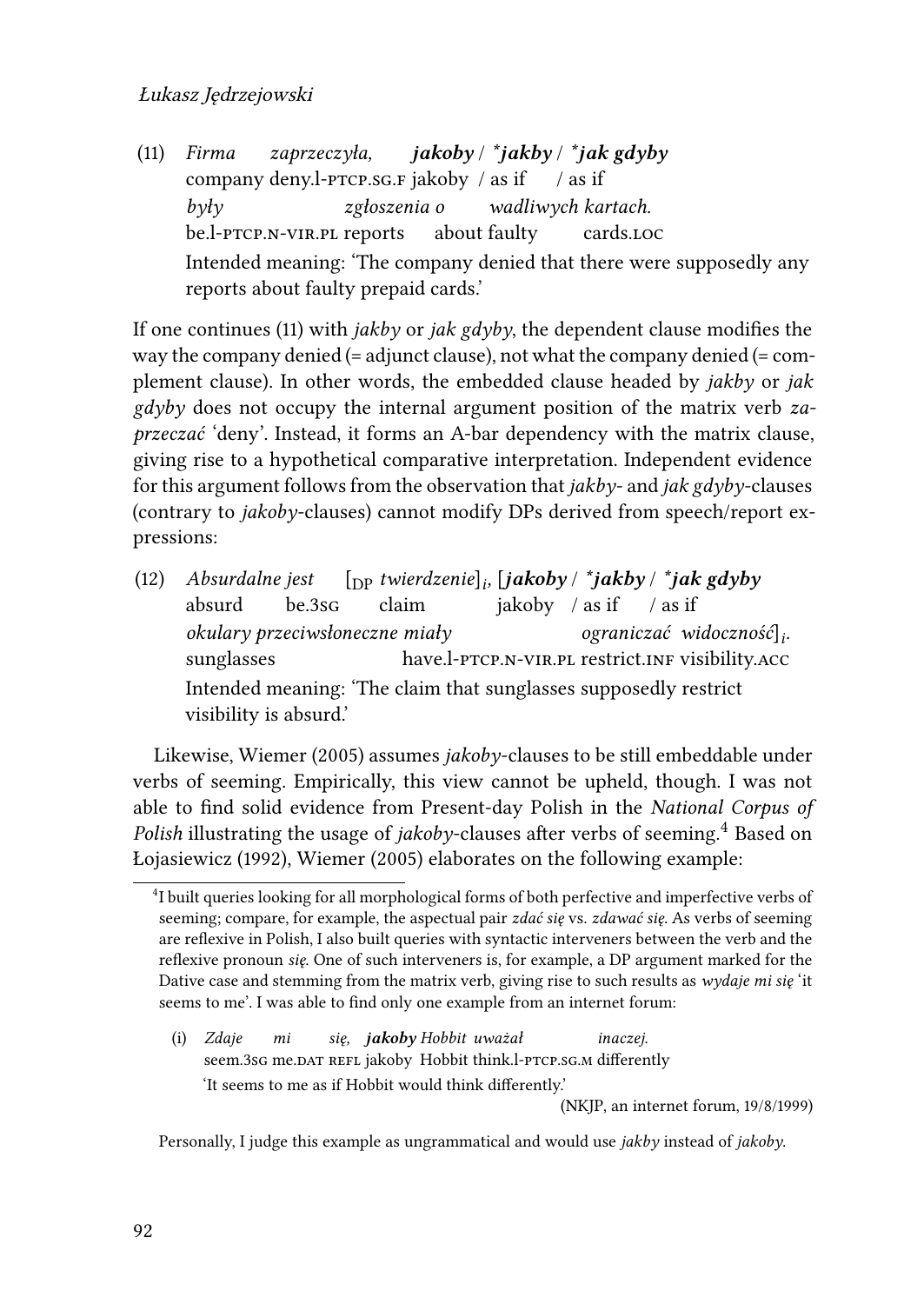(11) *Firma zaprzeczyła, **jakoby** / \***jakby** / \***jak gdyby***
company deny.l-PTCP.SG.F jakoby / as if / as if
*były zgłoszenia o wadliwych kartach.*
be.l-PTCP.N-VIR.PL reports about faulty cards.LOC
Intended meaning: 'The company denied that there were supposedly any reports about faulty prepaid cards.'

If one continues (11) with *jakby* or *jak gdyby*, the dependent clause modifies the way the company denied (= adjunct clause), not what the company denied (= complement clause). In other words, the embedded clause headed by *jakby* or *jak gdyby* does not occupy the internal argument position of the matrix verb *zaprzeczać* 'deny'. Instead, it forms an A-bar dependency with the matrix clause, giving rise to a hypothetical comparative interpretation. Independent evidence for this argument follows from the observation that *jakby*- and *jak gdyby*-clauses (contrary to *jakoby*-clauses) cannot modify DPs derived from speech/report expressions:

(12) *Absurdalne jest* [$_{\text{DP}}$ *twierdzenie*]$_i$, [***jakoby** / \***jakby** / \***jak gdyby***
absurd be.3SG claim jakoby / as if / as if
*okulary przeciwsłoneczne miały ograniczać widoczność*]$_i$.
sunglasses have.l-PTCP.N-VIR.PL restrict.INF visibility.ACC
Intended meaning: 'The claim that sunglasses supposedly restrict visibility is absurd.'

Likewise, Wiemer (2005) assumes *jakoby*-clauses to be still embeddable under verbs of seeming. Empirically, this view cannot be upheld, though. I was not able to find solid evidence from Present-day Polish in the *National Corpus of Polish* illustrating the usage of *jakoby*-clauses after verbs of seeming.[4] Based on Łojasiewicz (1992), Wiemer (2005) elaborates on the following example:

[4] I built queries looking for all morphological forms of both perfective and imperfective verbs of seeming; compare, for example, the aspectual pair *zdać się* vs. *zdawać się*. As verbs of seeming are reflexive in Polish, I also built queries with syntactic interveners between the verb and the reflexive pronoun *się*. One of such interveners is, for example, a DP argument marked for the Dative case and stemming from the matrix verb, giving rise to such results as *wydaje mi się* 'it seems to me'. I was able to find only one example from an internet forum:

(i) *Zdaje mi się, **jakoby** Hobbit uważał inaczej.*
seem.3SG me.DAT REFL jakoby Hobbit think.l-PTCP.SG.M differently
'It seems to me as if Hobbit would think differently.'
(NKJP, an internet forum, 19/8/1999)

Personally, I judge this example as ungrammatical and would use *jakby* instead of *jakoby*.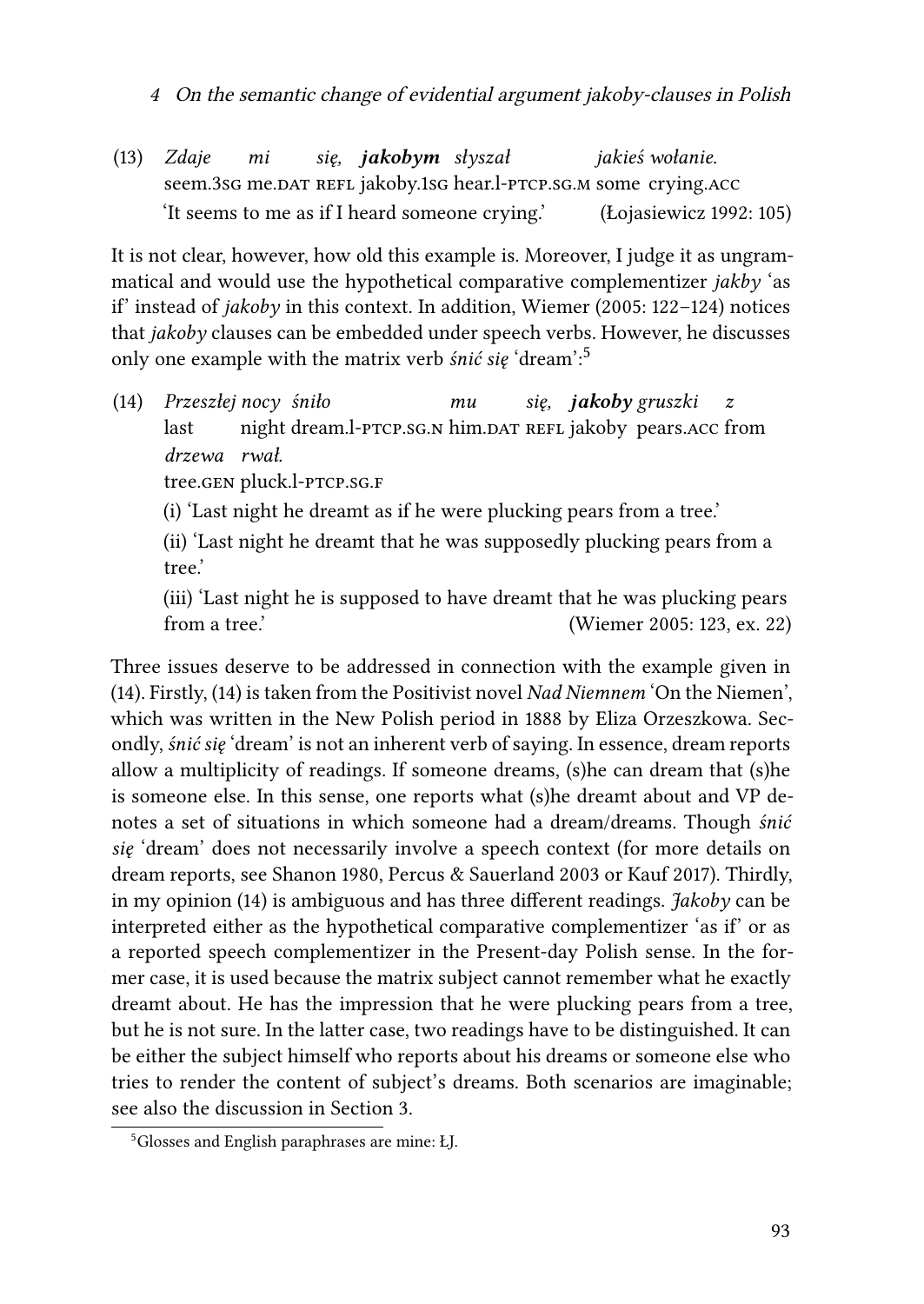(13) *Zdaje mi się, **jakobym** słyszał jakieś wołanie.*
seem.3SG me.DAT REFL jakoby.1SG hear.l-PTCP.SG.M some crying.ACC
'It seems to me as if I heard someone crying.' (Łojasiewicz 1992: 105)

It is not clear, however, how old this example is. Moreover, I judge it as ungrammatical and would use the hypothetical comparative complementizer *jakby* 'as if' instead of *jakoby* in this context. In addition, Wiemer (2005: 122–124) notices that *jakoby* clauses can be embedded under speech verbs. However, he discusses only one example with the matrix verb *śnić się* 'dream':[5]

(14) *Przeszłej nocy śniło mu się, **jakoby** gruszki z drzewa rwał.*
last night dream.l-PTCP.SG.N him.DAT REFL jakoby pears.ACC from tree.GEN pluck.l-PTCP.SG.F

(i) 'Last night he dreamt as if he were plucking pears from a tree.'

(ii) 'Last night he dreamt that he was supposedly plucking pears from a tree.'

(iii) 'Last night he is supposed to have dreamt that he was plucking pears from a tree.' (Wiemer 2005: 123, ex. 22)

Three issues deserve to be addressed in connection with the example given in (14). Firstly, (14) is taken from the Positivist novel *Nad Niemnem* 'On the Niemen', which was written in the New Polish period in 1888 by Eliza Orzeszkowa. Secondly, *śnić się* 'dream' is not an inherent verb of saying. In essence, dream reports allow a multiplicity of readings. If someone dreams, (s)he can dream that (s)he is someone else. In this sense, one reports what (s)he dreamt about and VP denotes a set of situations in which someone had a dream/dreams. Though *śnić się* 'dream' does not necessarily involve a speech context (for more details on dream reports, see Shanon 1980, Percus & Sauerland 2003 or Kauf 2017). Thirdly, in my opinion (14) is ambiguous and has three different readings. *Jakoby* can be interpreted either as the hypothetical comparative complementizer 'as if' or as a reported speech complementizer in the Present-day Polish sense. In the former case, it is used because the matrix subject cannot remember what he exactly dreamt about. He has the impression that he were plucking pears from a tree, but he is not sure. In the latter case, two readings have to be distinguished. It can be either the subject himself who reports about his dreams or someone else who tries to render the content of subject's dreams. Both scenarios are imaginable; see also the discussion in Section 3.

[5] Glosses and English paraphrases are mine: ŁJ.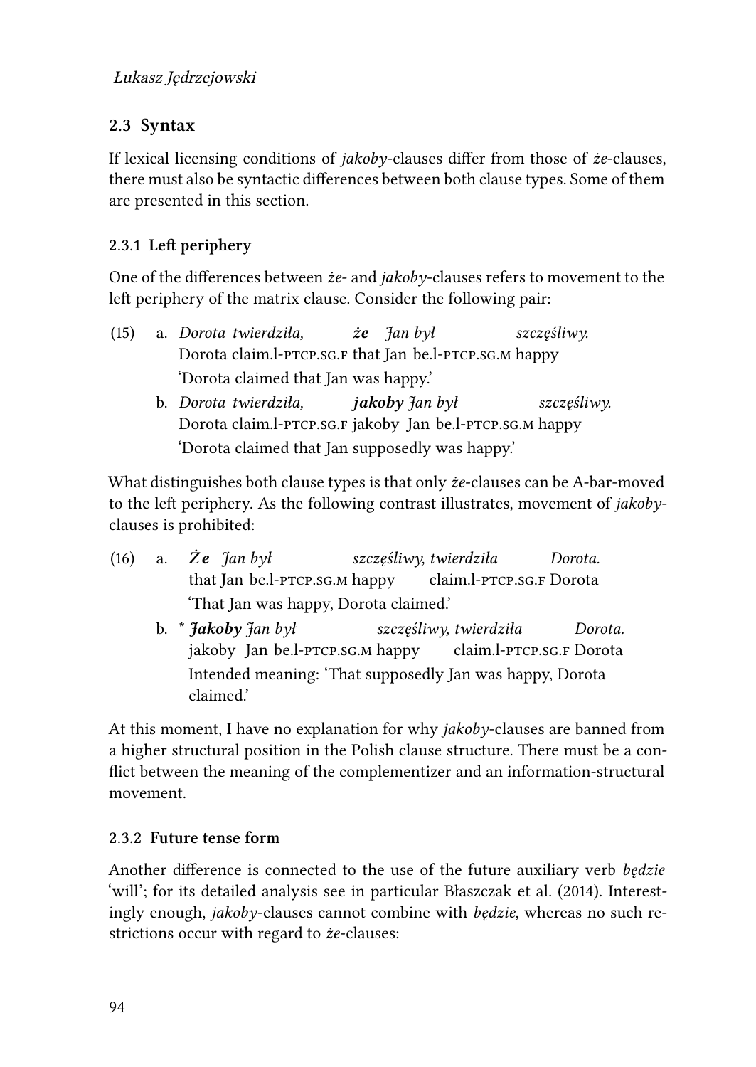### 2.3 Syntax

If lexical licensing conditions of *jakoby*-clauses differ from those of *że*-clauses, there must also be syntactic differences between both clause types. Some of them are presented in this section.

#### 2.3.1 Left periphery

One of the differences between *że*- and *jakoby*-clauses refers to movement to the left periphery of the matrix clause. Consider the following pair:

(15) a. *Dorota twierdziła, **że** Jan był szczęśliwy.*
Dorota claim.l-PTCP.SG.F that Jan be.l-PTCP.SG.M happy
'Dorota claimed that Jan was happy.'

b. *Dorota twierdziła, **jakoby** Jan był szczęśliwy.*
Dorota claim.l-PTCP.SG.F jakoby Jan be.l-PTCP.SG.M happy
'Dorota claimed that Jan supposedly was happy.'

What distinguishes both clause types is that only *że*-clauses can be A-bar-moved to the left periphery. As the following contrast illustrates, movement of *jakoby*-clauses is prohibited:

(16) a. ***Że** Jan był szczęśliwy, twierdziła Dorota.*
that Jan be.l-PTCP.SG.M happy claim.l-PTCP.SG.F Dorota
'That Jan was happy, Dorota claimed.'

b. * ***Jakoby** Jan był szczęśliwy, twierdziła Dorota.*
jakoby Jan be.l-PTCP.SG.M happy claim.l-PTCP.SG.F Dorota
Intended meaning: 'That supposedly Jan was happy, Dorota claimed.'

At this moment, I have no explanation for why *jakoby*-clauses are banned from a higher structural position in the Polish clause structure. There must be a conflict between the meaning of the complementizer and an information-structural movement.

#### 2.3.2 Future tense form

Another difference is connected to the use of the future auxiliary verb *będzie* 'will'; for its detailed analysis see in particular Błaszczak et al. (2014). Interestingly enough, *jakoby*-clauses cannot combine with *będzie*, whereas no such restrictions occur with regard to *że*-clauses: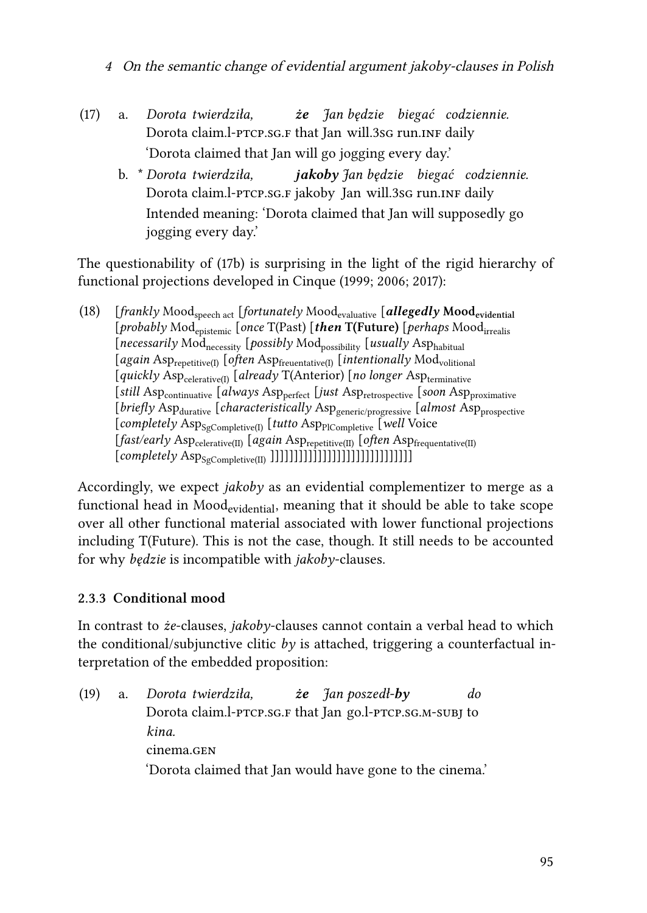(17) a. *Dorota twierdziła, **że** Jan będzie biegać codziennie.*
Dorota claim.l-PTCP.SG.F that Jan will.3SG run.INF daily
'Dorota claimed that Jan will go jogging every day.'

b. * *Dorota twierdziła, **jakoby** Jan będzie biegać codziennie.*
Dorota claim.l-PTCP.SG.F jakoby Jan will.3SG run.INF daily
Intended meaning: 'Dorota claimed that Jan will supposedly go jogging every day.'

The questionability of (17b) is surprising in the light of the rigid hierarchy of functional projections developed in Cinque (1999; 2006; 2017):

(18) [*frankly* $\text{Mood}_{\text{speech act}}$ [*fortunately* $\text{Mood}_{\text{evaluative}}$ [***allegedly*** $\textbf{Mood}_{\textbf{evidential}}$ [*probably* $\text{Mod}_{\text{epistemic}}$ [*once* T(Past) [***then*** **T(Future)** [*perhaps* $\text{Mood}_{\text{irrealis}}$ [*necessarily* $\text{Mod}_{\text{necessity}}$ [*possibly* $\text{Mod}_{\text{possibility}}$ [*usually* $\text{Asp}_{\text{habitual}}$ [*again* $\text{Asp}_{\text{repetitive(I)}}$ [*often* $\text{Asp}_{\text{freuentative(I)}}$ [*intentionally* $\text{Mod}_{\text{volitional}}$ [*quickly* $\text{Asp}_{\text{celerative(I)}}$ [*already* T(Anterior) [*no longer* $\text{Asp}_{\text{terminative}}$ [*still* $\text{Asp}_{\text{continuative}}$ [*always* $\text{Asp}_{\text{perfect}}$ [*just* $\text{Asp}_{\text{retrospective}}$ [*soon* $\text{Asp}_{\text{proximative}}$ [*briefly* $\text{Asp}_{\text{durative}}$ [*characteristically* $\text{Asp}_{\text{generic/progressive}}$ [*almost* $\text{Asp}_{\text{prospective}}$ [*completely* $\text{Asp}_{\text{SgCompletive(I)}}$ [*tutto* $\text{Asp}_{\text{PlCompletive}}$ [*well* Voice [*fast/early* $\text{Asp}_{\text{celerative(II)}}$ [*again* $\text{Asp}_{\text{repetitive(II)}}$ [*often* $\text{Asp}_{\text{frequentative(II)}}$ [*completely* $\text{Asp}_{\text{SgCompletive(II)}}$ ]]]]]]]]]]]]]]]]]]]]]]]]]]]]]]

Accordingly, we expect *jakoby* as an evidential complementizer to merge as a functional head in $\text{Mood}_{\text{evidential}}$, meaning that it should be able to take scope over all other functional material associated with lower functional projections including T(Future). This is not the case, though. It still needs to be accounted for why *będzie* is incompatible with *jakoby*-clauses.

### 2.3.3 Conditional mood

In contrast to *że*-clauses, *jakoby*-clauses cannot contain a verbal head to which the conditional/subjunctive clitic *by* is attached, triggering a counterfactual interpretation of the embedded proposition:

(19) a. *Dorota twierdziła, **że** Jan poszedł-**by** do kina.*
Dorota claim.l-PTCP.SG.F that Jan go.l-PTCP.SG.M-SUBJ to cinema.GEN
'Dorota claimed that Jan would have gone to the cinema.'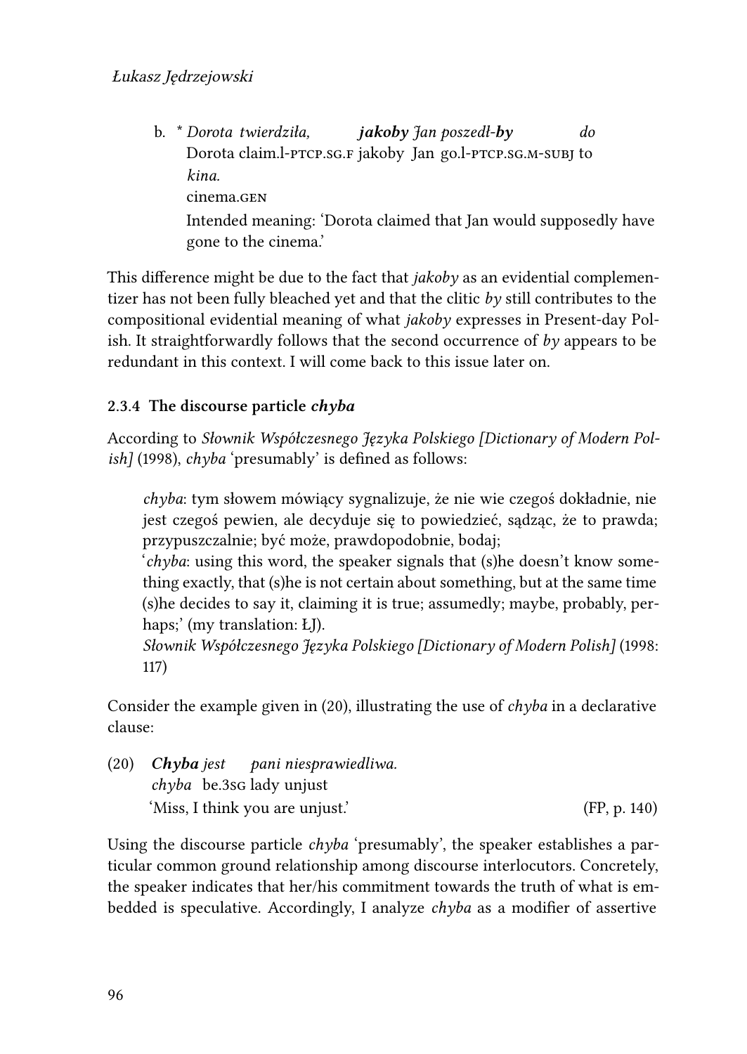b. * *Dorota twierdziła, **jakoby** Jan poszedł-**by** do kina.*
   Dorota claim.l-PTCP.SG.F jakoby Jan go.l-PTCP.SG.M-SUBJ to cinema.GEN
   Intended meaning: 'Dorota claimed that Jan would supposedly have gone to the cinema.'

This difference might be due to the fact that *jakoby* as an evidential complementizer has not been fully bleached yet and that the clitic *by* still contributes to the compositional evidential meaning of what *jakoby* expresses in Present-day Polish. It straightforwardly follows that the second occurrence of *by* appears to be redundant in this context. I will come back to this issue later on.

### 2.3.4 The discourse particle *chyba*

According to *Słownik Współczesnego Języka Polskiego [Dictionary of Modern Polish]* (1998), *chyba* 'presumably' is defined as follows:

> *chyba*: tym słowem mówiący sygnalizuje, że nie wie czegoś dokładnie, nie jest czegoś pewien, ale decyduje się to powiedzieć, sądząc, że to prawda; przypuszczalnie; być może, prawdopodobnie, bodaj;
> '*chyba*: using this word, the speaker signals that (s)he doesn't know something exactly, that (s)he is not certain about something, but at the same time (s)he decides to say it, claiming it is true; assumedly; maybe, probably, perhaps;' (my translation: ŁJ).
> *Słownik Współczesnego Języka Polskiego [Dictionary of Modern Polish]* (1998: 117)

Consider the example given in (20), illustrating the use of *chyba* in a declarative clause:

(20) ***Chyba** jest pani niesprawiedliwa.*
  *chyba* be.3SG lady unjust
  'Miss, I think you are unjust.' (FP, p. 140)

Using the discourse particle *chyba* 'presumably', the speaker establishes a particular common ground relationship among discourse interlocutors. Concretely, the speaker indicates that her/his commitment towards the truth of what is embedded is speculative. Accordingly, I analyze *chyba* as a modifier of assertive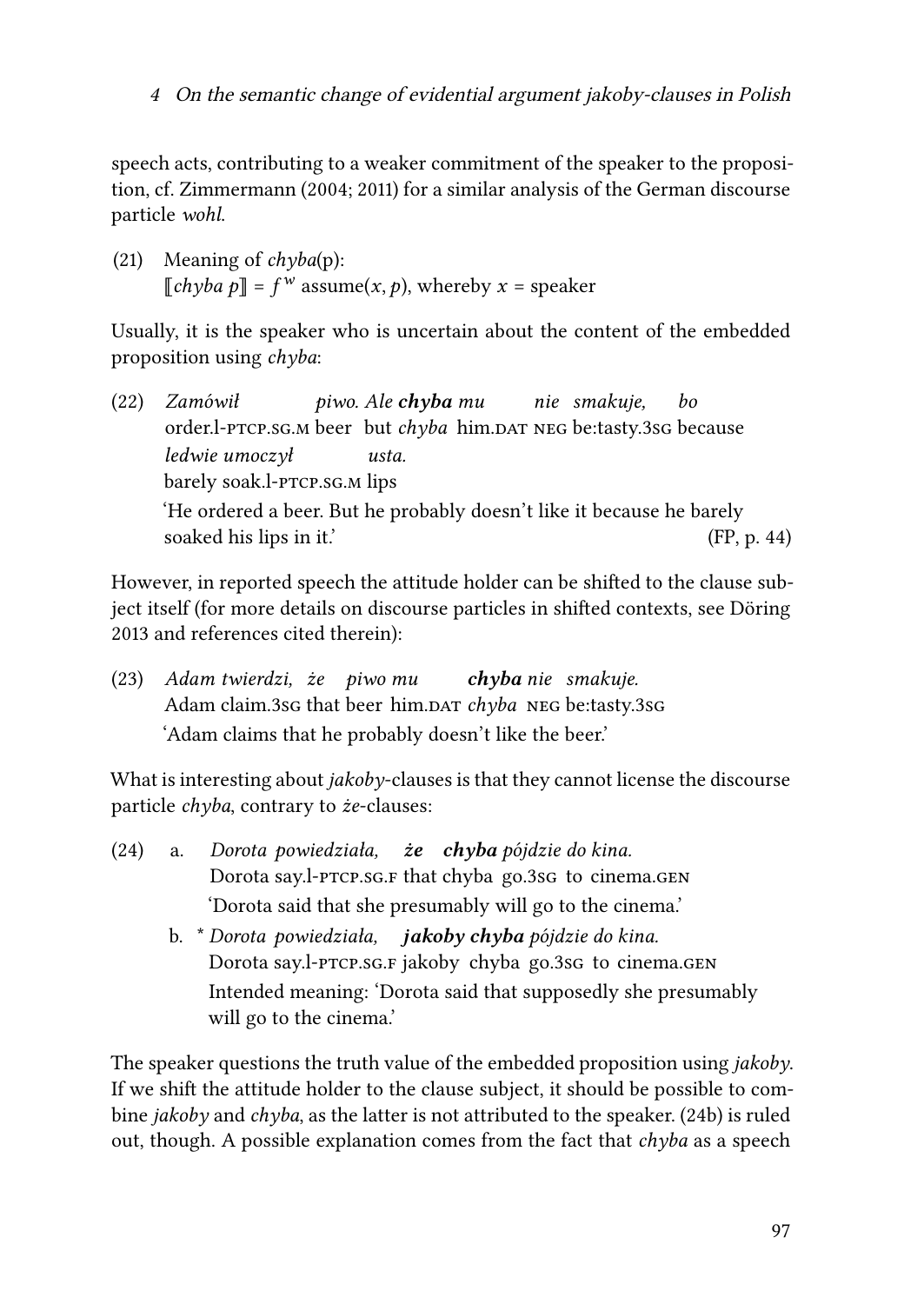speech acts, contributing to a weaker commitment of the speaker to the proposition, cf. Zimmermann (2004; 2011) for a similar analysis of the German discourse particle *wohl*.

(21) Meaning of *chyba*(p):
$[\![chyba\ p]\!] = f^{w}$ assume$(x, p)$, whereby $x$ = speaker

Usually, it is the speaker who is uncertain about the content of the embedded proposition using *chyba*:

(22) *Zamówił piwo. Ale* ***chyba*** *mu nie smakuje, bo ledwie umoczył usta.*
order.l-PTCP.SG.M beer but *chyba* him.DAT NEG be:tasty.3SG because barely soak.l-PTCP.SG.M lips
'He ordered a beer. But he probably doesn't like it because he barely soaked his lips in it.' (FP, p. 44)

However, in reported speech the attitude holder can be shifted to the clause subject itself (for more details on discourse particles in shifted contexts, see Döring 2013 and references cited therein):

(23) *Adam twierdzi, że piwo mu* ***chyba*** *nie smakuje.*
Adam claim.3SG that beer him.DAT *chyba* NEG be:tasty.3SG
'Adam claims that he probably doesn't like the beer.'

What is interesting about *jakoby*-clauses is that they cannot license the discourse particle *chyba*, contrary to *że*-clauses:

(24) a. *Dorota powiedziała,* ***że chyba*** *pójdzie do kina.*
Dorota say.l-PTCP.SG.F that chyba go.3SG to cinema.GEN
'Dorota said that she presumably will go to the cinema.'

b. * *Dorota powiedziała,* ***jakoby chyba*** *pójdzie do kina.*
Dorota say.l-PTCP.SG.F jakoby chyba go.3SG to cinema.GEN
Intended meaning: 'Dorota said that supposedly she presumably will go to the cinema.'

The speaker questions the truth value of the embedded proposition using *jakoby*. If we shift the attitude holder to the clause subject, it should be possible to combine *jakoby* and *chyba*, as the latter is not attributed to the speaker. (24b) is ruled out, though. A possible explanation comes from the fact that *chyba* as a speech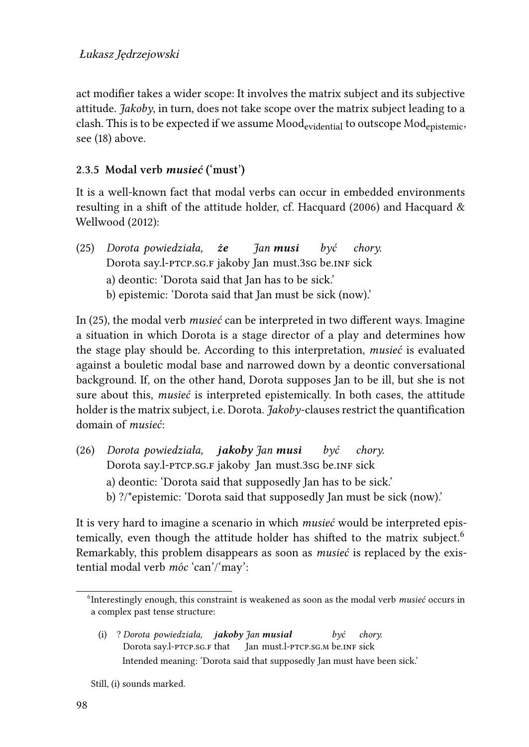act modifier takes a wider scope: It involves the matrix subject and its subjective attitude. *Jakoby*, in turn, does not take scope over the matrix subject leading to a clash. This is to be expected if we assume $\text{Mood}_{\text{evidential}}$ to outscope $\text{Mod}_{\text{epistemic}}$, see (18) above.

### 2.3.5 Modal verb *musieć* ('must')

It is a well-known fact that modal verbs can occur in embedded environments resulting in a shift of the attitude holder, cf. Hacquard (2006) and Hacquard & Wellwood (2012):

(25) *Dorota powiedziała, **że** Jan **musi** być chory.*
Dorota say.l-PTCP.SG.F jakoby Jan must.3SG be.INF sick
a) deontic: 'Dorota said that Jan has to be sick.'
b) epistemic: 'Dorota said that Jan must be sick (now).'

In (25), the modal verb *musieć* can be interpreted in two different ways. Imagine a situation in which Dorota is a stage director of a play and determines how the stage play should be. According to this interpretation, *musieć* is evaluated against a bouletic modal base and narrowed down by a deontic conversational background. If, on the other hand, Dorota supposes Jan to be ill, but she is not sure about this, *musieć* is interpreted epistemically. In both cases, the attitude holder is the matrix subject, i.e. Dorota. *Jakoby*-clauses restrict the quantification domain of *musieć*:

(26) *Dorota powiedziała, **jakoby** Jan **musi** być chory.*
Dorota say.l-PTCP.SG.F jakoby Jan must.3SG be.INF sick
a) deontic: 'Dorota said that supposedly Jan has to be sick.'
b) ?/*epistemic: 'Dorota said that supposedly Jan must be sick (now).'

It is very hard to imagine a scenario in which *musieć* would be interpreted epistemically, even though the attitude holder has shifted to the matrix subject.[6] Remarkably, this problem disappears as soon as *musieć* is replaced by the existential modal verb *móc* 'can'/'may':

---

[6] Interestingly enough, this constraint is weakened as soon as the modal verb *musieć* occurs in a complex past tense structure:

(i) ? *Dorota powiedziała, **jakoby** Jan **musiał** być chory.*
Dorota say.l-PTCP.SG.F that Jan must.l-PTCP.SG.M be.INF sick
Intended meaning: 'Dorota said that supposedly Jan must have been sick.'

Still, (i) sounds marked.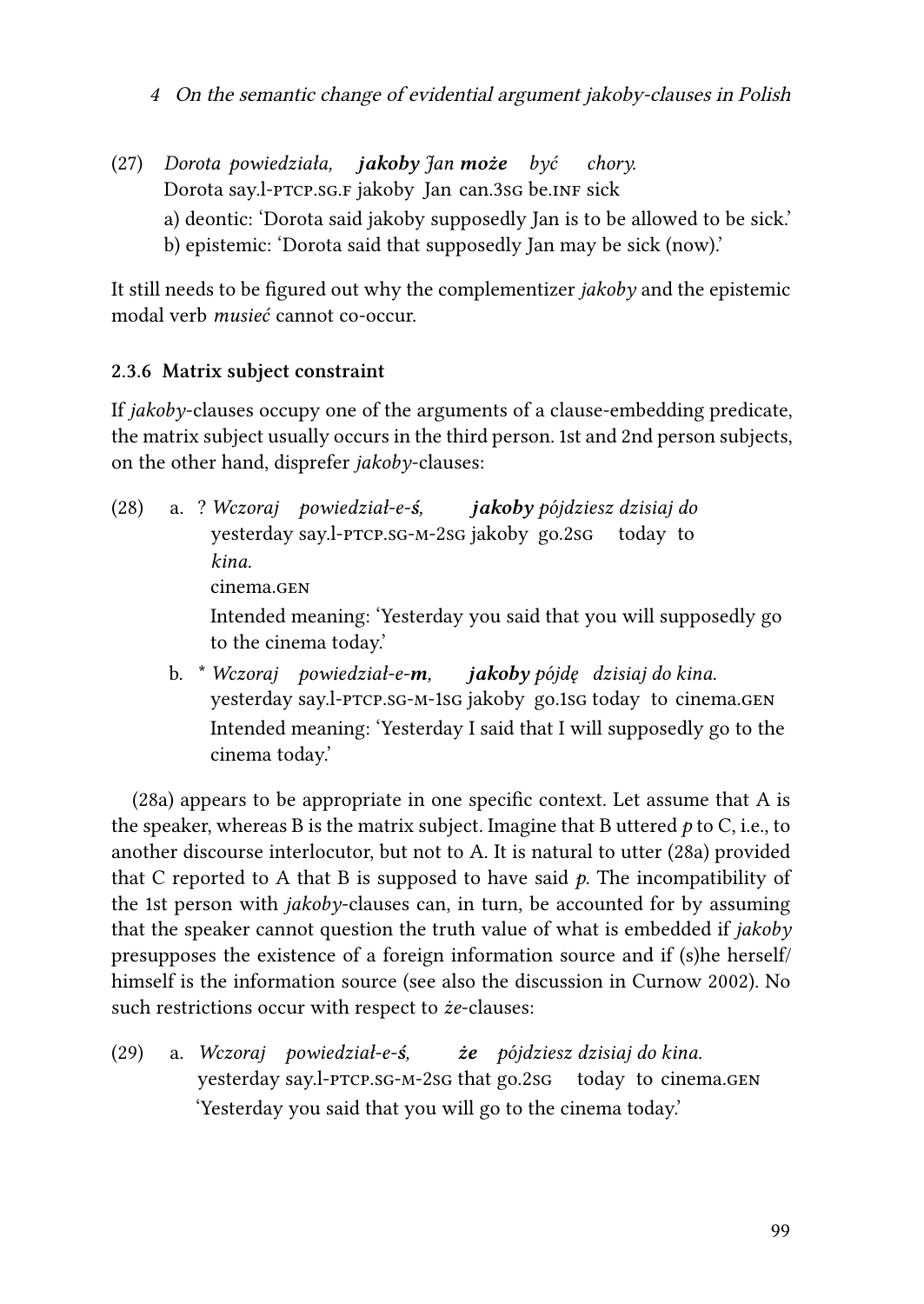(27) *Dorota powiedziała, **jakoby** Jan **może** być chory.*
Dorota say.l-PTCP.SG.F jakoby Jan can.3SG be.INF sick
a) deontic: 'Dorota said jakoby supposedly Jan is to be allowed to be sick.'
b) epistemic: 'Dorota said that supposedly Jan may be sick (now).'

It still needs to be figured out why the complementizer *jakoby* and the epistemic modal verb *musieć* cannot co-occur.

### 2.3.6 Matrix subject constraint

If *jakoby*-clauses occupy one of the arguments of a clause-embedding predicate, the matrix subject usually occurs in the third person. 1st and 2nd person subjects, on the other hand, disprefer *jakoby*-clauses:

(28) a. ? *Wczoraj powiedział-e-**ś**, **jakoby** pójdziesz dzisiaj do kina.*
yesterday say.l-PTCP.SG-M-2SG jakoby go.2SG today to cinema.GEN
Intended meaning: 'Yesterday you said that you will supposedly go to the cinema today.'

b. * *Wczoraj powiedział-e-**m**, **jakoby** pójdę dzisiaj do kina.*
yesterday say.l-PTCP.SG-M-1SG jakoby go.1SG today to cinema.GEN
Intended meaning: 'Yesterday I said that I will supposedly go to the cinema today.'

(28a) appears to be appropriate in one specific context. Let assume that A is the speaker, whereas B is the matrix subject. Imagine that B uttered *p* to C, i.e., to another discourse interlocutor, but not to A. It is natural to utter (28a) provided that C reported to A that B is supposed to have said *p*. The incompatibility of the 1st person with *jakoby*-clauses can, in turn, be accounted for by assuming that the speaker cannot question the truth value of what is embedded if *jakoby* presupposes the existence of a foreign information source and if (s)he herself/himself is the information source (see also the discussion in Curnow 2002). No such restrictions occur with respect to *że*-clauses:

(29) a. *Wczoraj powiedział-e-**ś**, **że** pójdziesz dzisiaj do kina.*
yesterday say.l-PTCP.SG-M-2SG that go.2SG today to cinema.GEN
'Yesterday you said that you will go to the cinema today.'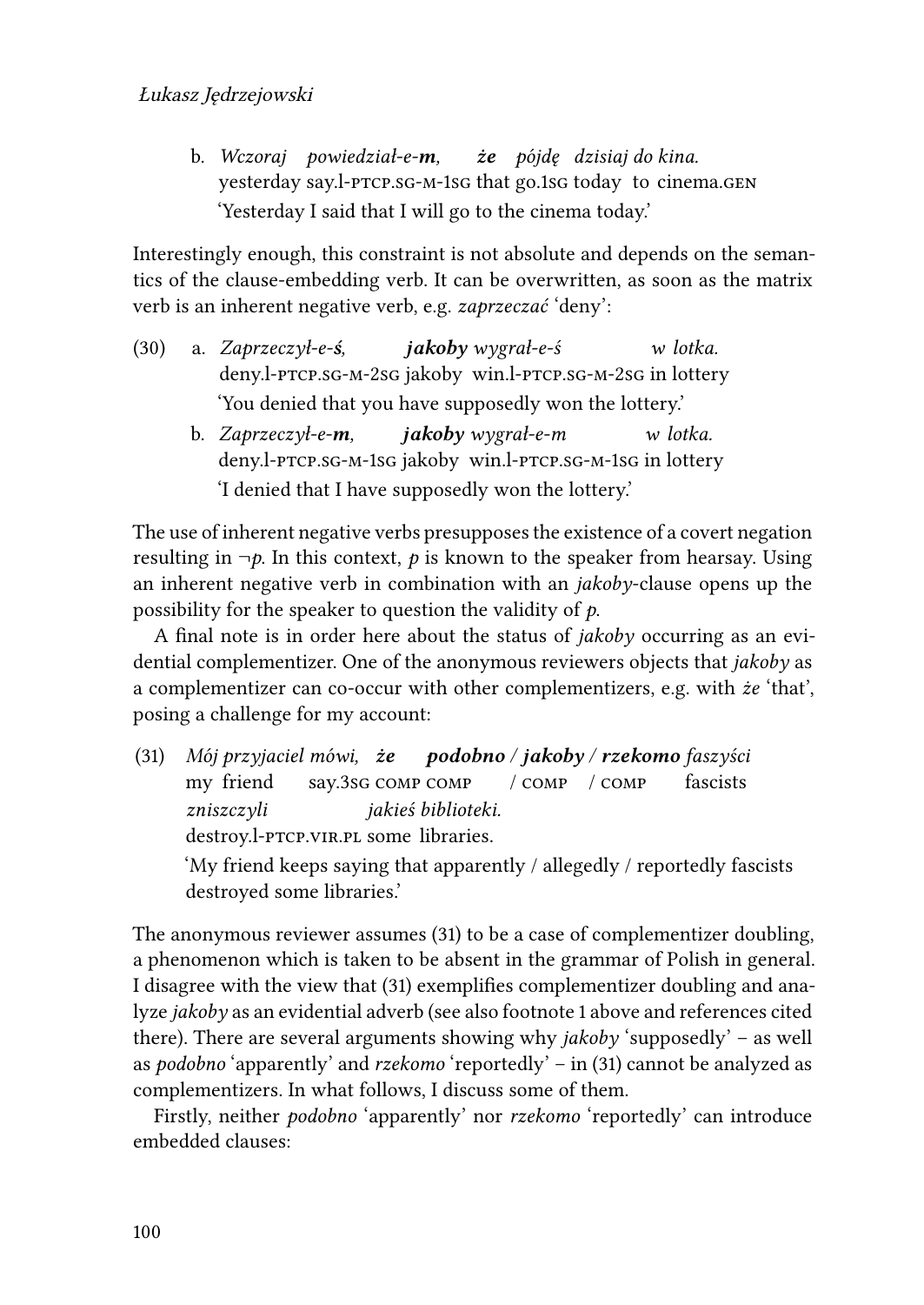b. *Wczoraj powiedział-e-**m**, **że** pójdę dzisiaj do kina.*
   yesterday say.l-PTCP.SG-M-1SG that go.1SG today to cinema.GEN
   'Yesterday I said that I will go to the cinema today.'

Interestingly enough, this constraint is not absolute and depends on the semantics of the clause-embedding verb. It can be overwritten, as soon as the matrix verb is an inherent negative verb, e.g. *zaprzeczać* 'deny':

(30) a. *Zaprzeczył-e-**ś**, **jakoby** wygrał-e-ś w lotka.*
   deny.l-PTCP.SG-M-2SG jakoby win.l-PTCP.SG-M-2SG in lottery
   'You denied that you have supposedly won the lottery.'

b. *Zaprzeczył-e-**m**, **jakoby** wygrał-e-m w lotka.*
   deny.l-PTCP.SG-M-1SG jakoby win.l-PTCP.SG-M-1SG in lottery
   'I denied that I have supposedly won the lottery.'

The use of inherent negative verbs presupposes the existence of a covert negation resulting in $\neg p$. In this context, $p$ is known to the speaker from hearsay. Using an inherent negative verb in combination with an *jakoby*-clause opens up the possibility for the speaker to question the validity of $p$.

A final note is in order here about the status of *jakoby* occurring as an evidential complementizer. One of the anonymous reviewers objects that *jakoby* as a complementizer can co-occur with other complementizers, e.g. with *że* 'that', posing a challenge for my account:

(31) *Mój przyjaciel mówi, **że** **podobno** / **jakoby** / **rzekomo** faszyści zniszczyli jakieś biblioteki.*
   my friend say.3SG COMP COMP / COMP / COMP fascists destroy.l-PTCP.VIR.PL some libraries.
   'My friend keeps saying that apparently / allegedly / reportedly fascists destroyed some libraries.'

The anonymous reviewer assumes (31) to be a case of complementizer doubling, a phenomenon which is taken to be absent in the grammar of Polish in general. I disagree with the view that (31) exemplifies complementizer doubling and analyze *jakoby* as an evidential adverb (see also footnote 1 above and references cited there). There are several arguments showing why *jakoby* 'supposedly' – as well as *podobno* 'apparently' and *rzekomo* 'reportedly' – in (31) cannot be analyzed as complementizers. In what follows, I discuss some of them.

Firstly, neither *podobno* 'apparently' nor *rzekomo* 'reportedly' can introduce embedded clauses: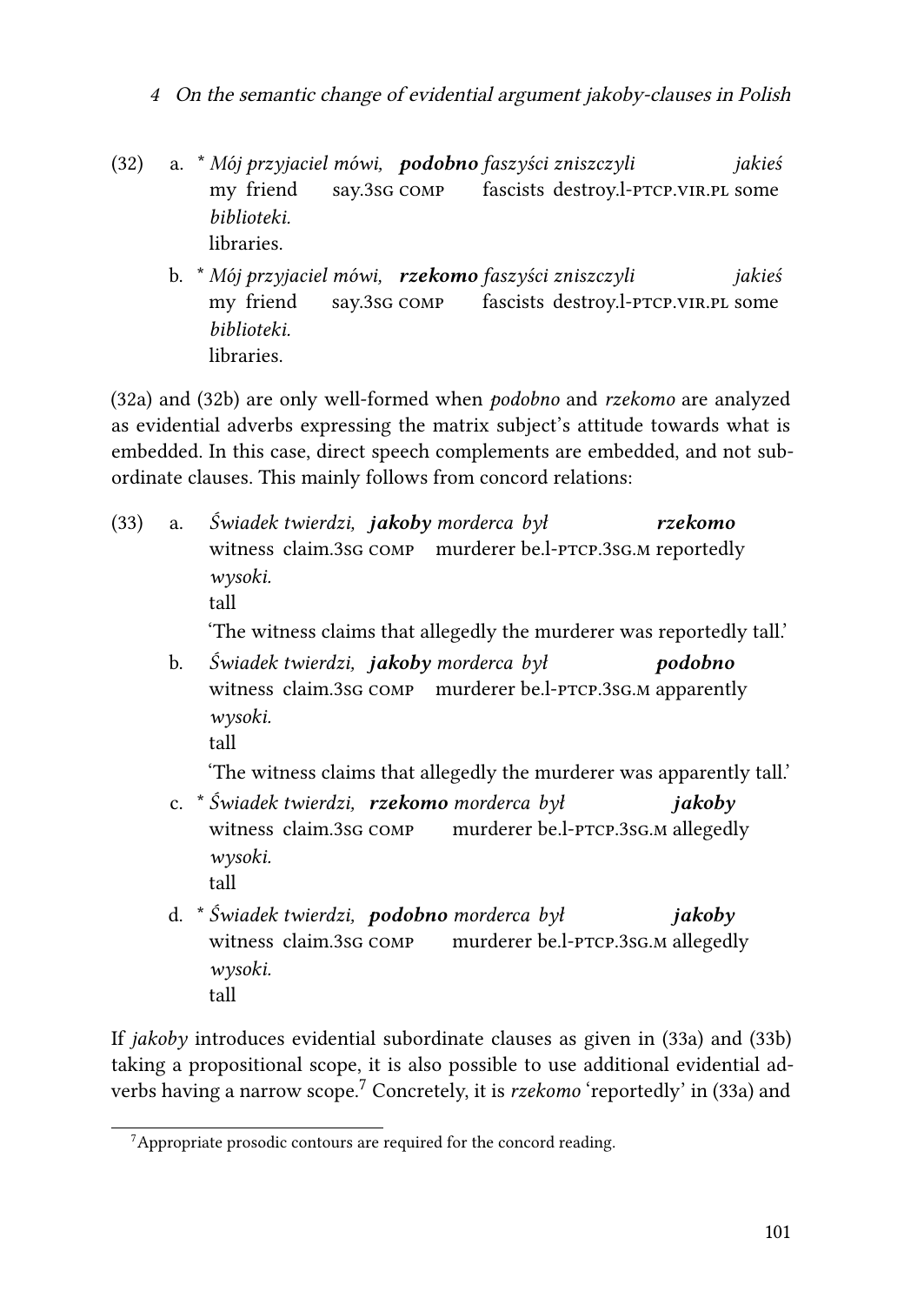(32) a. * *Mój przyjaciel mówi,* ***podobno*** *faszyści zniszczyli jakieś biblioteki.*
my friend say.3SG COMP fascists destroy.l-PTCP.VIR.PL some libraries.

b. * *Mój przyjaciel mówi,* ***rzekomo*** *faszyści zniszczyli jakieś biblioteki.*
my friend say.3SG COMP fascists destroy.l-PTCP.VIR.PL some libraries.

(32a) and (32b) are only well-formed when *podobno* and *rzekomo* are analyzed as evidential adverbs expressing the matrix subject's attitude towards what is embedded. In this case, direct speech complements are embedded, and not subordinate clauses. This mainly follows from concord relations:

(33) a. *Świadek twierdzi,* ***jakoby*** *morderca był* ***rzekomo*** *wysoki.*
witness claim.3SG COMP murderer be.l-PTCP.3SG.M reportedly tall
'The witness claims that allegedly the murderer was reportedly tall.'

b. *Świadek twierdzi,* ***jakoby*** *morderca był* ***podobno*** *wysoki.*
witness claim.3SG COMP murderer be.l-PTCP.3SG.M apparently tall
'The witness claims that allegedly the murderer was apparently tall.'

c. * *Świadek twierdzi,* ***rzekomo*** *morderca był* ***jakoby*** *wysoki.*
witness claim.3SG COMP murderer be.l-PTCP.3SG.M allegedly tall

d. * *Świadek twierdzi,* ***podobno*** *morderca był* ***jakoby*** *wysoki.*
witness claim.3SG COMP murderer be.l-PTCP.3SG.M allegedly tall

If *jakoby* introduces evidential subordinate clauses as given in (33a) and (33b) taking a propositional scope, it is also possible to use additional evidential adverbs having a narrow scope.[7] Concretely, it is *rzekomo* 'reportedly' in (33a) and

[7] Appropriate prosodic contours are required for the concord reading.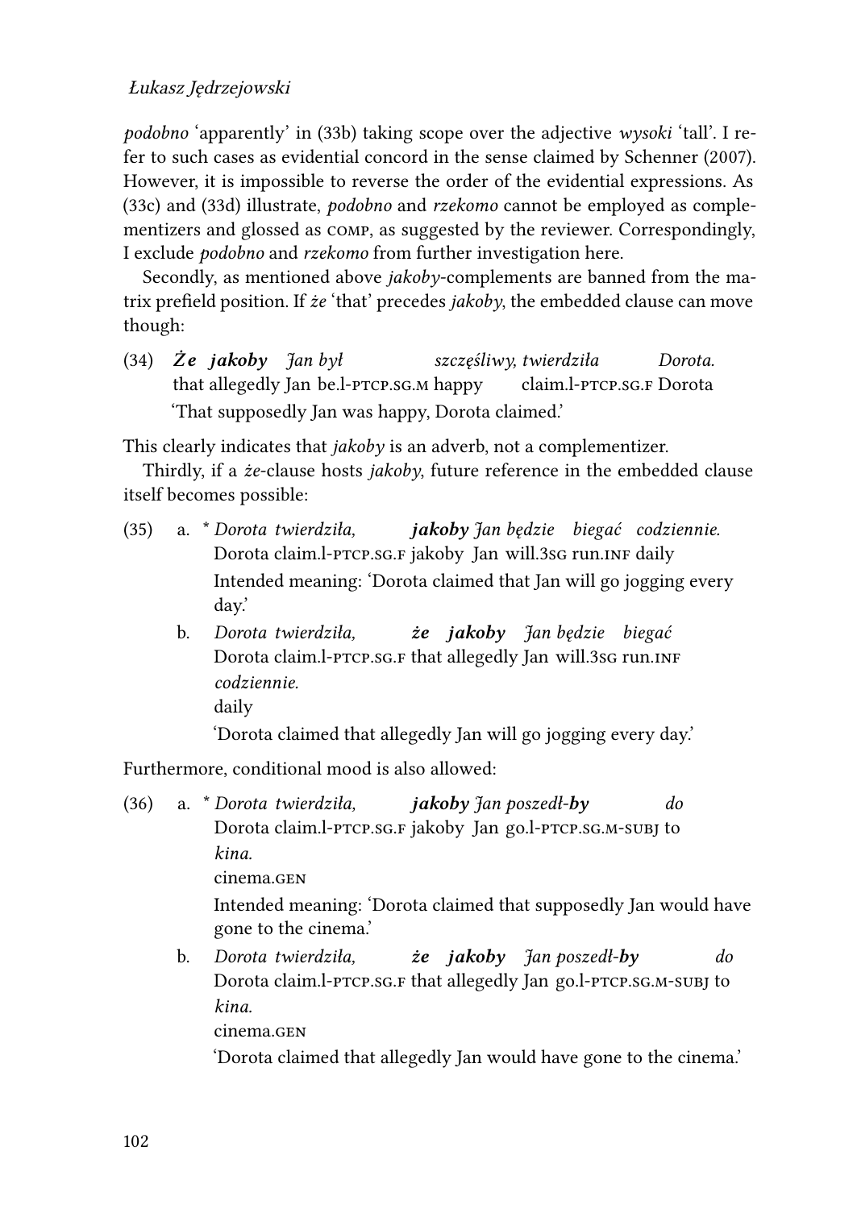*podobno* 'apparently' in (33b) taking scope over the adjective *wysoki* 'tall'. I refer to such cases as evidential concord in the sense claimed by Schenner (2007). However, it is impossible to reverse the order of the evidential expressions. As (33c) and (33d) illustrate, *podobno* and *rzekomo* cannot be employed as complementizers and glossed as COMP, as suggested by the reviewer. Correspondingly, I exclude *podobno* and *rzekomo* from further investigation here.

Secondly, as mentioned above *jakoby*-complements are banned from the matrix prefield position. If *że* 'that' precedes *jakoby*, the embedded clause can move though:

(34) ***Że jakoby*** *Jan był szczęśliwy, twierdziła Dorota.*
that allegedly Jan be.l-PTCP.SG.M happy claim.l-PTCP.SG.F Dorota
'That supposedly Jan was happy, Dorota claimed.'

This clearly indicates that *jakoby* is an adverb, not a complementizer.

Thirdly, if a *że*-clause hosts *jakoby*, future reference in the embedded clause itself becomes possible:

(35) a. * *Dorota twierdziła,* ***jakoby*** *Jan będzie biegać codziennie.*
Dorota claim.l-PTCP.SG.F jakoby Jan will.3SG run.INF daily
Intended meaning: 'Dorota claimed that Jan will go jogging every day.'

b. *Dorota twierdziła,* ***że jakoby*** *Jan będzie biegać codziennie.*
Dorota claim.l-PTCP.SG.F that allegedly Jan will.3SG run.INF daily
'Dorota claimed that allegedly Jan will go jogging every day.'

Furthermore, conditional mood is also allowed:

(36) a. * *Dorota twierdziła,* ***jakoby*** *Jan poszedł-**by*** *do kina.*
Dorota claim.l-PTCP.SG.F jakoby Jan go.l-PTCP.SG.M-SUBJ to cinema.GEN
Intended meaning: 'Dorota claimed that supposedly Jan would have gone to the cinema.'

b. *Dorota twierdziła,* ***że jakoby*** *Jan poszedł-**by*** *do kina.*
Dorota claim.l-PTCP.SG.F that allegedly Jan go.l-PTCP.SG.M-SUBJ to cinema.GEN
'Dorota claimed that allegedly Jan would have gone to the cinema.'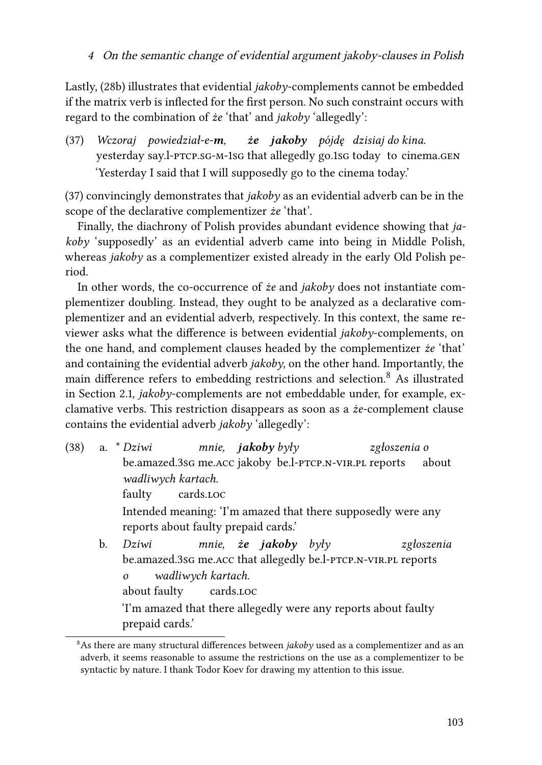Lastly, (28b) illustrates that evidential *jakoby*-complements cannot be embedded if the matrix verb is inflected for the first person. No such constraint occurs with regard to the combination of *że* 'that' and *jakoby* 'allegedly':

(37) *Wczoraj powiedział-e-**m**, **że** **jakoby** pójdę dzisiaj do kina.*
yesterday say.l-PTCP.SG-M-1SG that allegedly go.1SG today to cinema.GEN
'Yesterday I said that I will supposedly go to the cinema today.'

(37) convincingly demonstrates that *jakoby* as an evidential adverb can be in the scope of the declarative complementizer *że* 'that'.

Finally, the diachrony of Polish provides abundant evidence showing that *jakoby* 'supposedly' as an evidential adverb came into being in Middle Polish, whereas *jakoby* as a complementizer existed already in the early Old Polish period.

In other words, the co-occurrence of *że* and *jakoby* does not instantiate complementizer doubling. Instead, they ought to be analyzed as a declarative complementizer and an evidential adverb, respectively. In this context, the same reviewer asks what the difference is between evidential *jakoby*-complements, on the one hand, and complement clauses headed by the complementizer *że* 'that' and containing the evidential adverb *jakoby*, on the other hand. Importantly, the main difference refers to embedding restrictions and selection.[8] As illustrated in Section 2.1, *jakoby*-complements are not embeddable under, for example, exclamative verbs. This restriction disappears as soon as a *że*-complement clause contains the evidential adverb *jakoby* 'allegedly':

(38) a. * *Dziwi mnie, **jakoby** były zgłoszenia o wadliwych kartach.*
be.amazed.3SG me.ACC jakoby be.l-PTCP.N-VIR.PL reports about faulty cards.LOC
Intended meaning: 'I'm amazed that there supposedly were any reports about faulty prepaid cards.'

b. *Dziwi mnie, **że** **jakoby** były zgłoszenia o wadliwych kartach.*
be.amazed.3SG me.ACC that allegedly be.l-PTCP.N-VIR.PL reports about faulty cards.LOC
'I'm amazed that there allegedly were any reports about faulty prepaid cards.'

[8] As there are many structural differences between *jakoby* used as a complementizer and as an adverb, it seems reasonable to assume the restrictions on the use as a complementizer to be syntactic by nature. I thank Todor Koev for drawing my attention to this issue.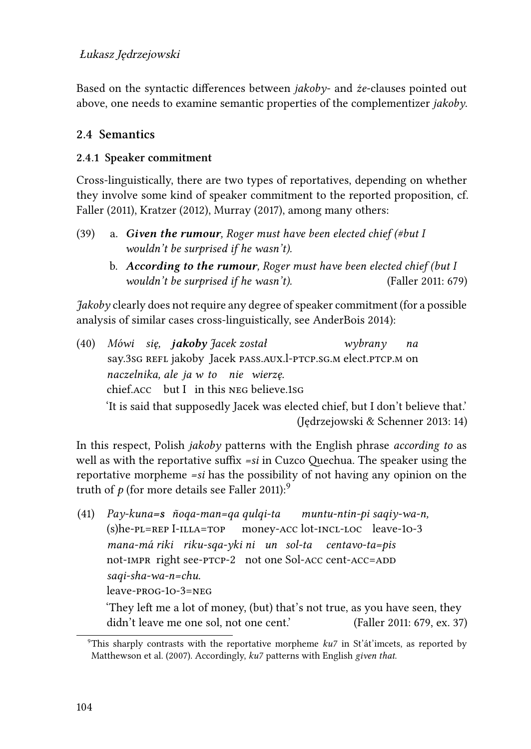Based on the syntactic differences between *jakoby*- and *że*-clauses pointed out above, one needs to examine semantic properties of the complementizer *jakoby*.

## 2.4 Semantics

### 2.4.1 Speaker commitment

Cross-linguistically, there are two types of reportatives, depending on whether they involve some kind of speaker commitment to the reported proposition, cf. Faller (2011), Kratzer (2012), Murray (2017), among many others:

(39) a. ***Given the rumour***, *Roger must have been elected chief (#but I wouldn't be surprised if he wasn't).*

b. ***According to the rumour***, *Roger must have been elected chief (but I wouldn't be surprised if he wasn't).* (Faller 2011: 679)

*Jakoby* clearly does not require any degree of speaker commitment (for a possible analysis of similar cases cross-linguistically, see AnderBois 2014):

(40) *Mówi się, **jakoby** Jacek został wybrany na naczelnika, ale ja w to nie wierzę.*
say.3sg refl jakoby Jacek pass.aux.l-ptcp.sg.m elect.ptcp.m on chief.acc but I in this neg believe.1sg
'It is said that supposedly Jacek was elected chief, but I don't believe that.' (Jędrzejowski & Schenner 2013: 14)

In this respect, Polish *jakoby* patterns with the English phrase *according to* as well as with the reportative suffix *=si* in Cuzco Quechua. The speaker using the reportative morpheme *=si* has the possibility of not having any opinion on the truth of *p* (for more details see Faller 2011):[9]

(41) *Pay-kuna=**s** ñoqa-man=qa qulqi-ta muntu-ntin-pi saqiy-wa-n, mana-má riki riku-sqa-yki ni un sol-ta centavo-ta=pis saqi-sha-wa-n=chu.*
(s)he-pl=rep I-illa=top money-acc lot-incl-loc leave-1o-3 not-impr right see-ptcp-2 not one Sol-acc cent-acc=add leave-prog-1o-3=neg
'They left me a lot of money, (but) that's not true, as you have seen, they didn't leave me one sol, not one cent.' (Faller 2011: 679, ex. 37)

[9]This sharply contrasts with the reportative morpheme *ku7* in St'át'imcets, as reported by Matthewson et al. (2007). Accordingly, *ku7* patterns with English *given that.*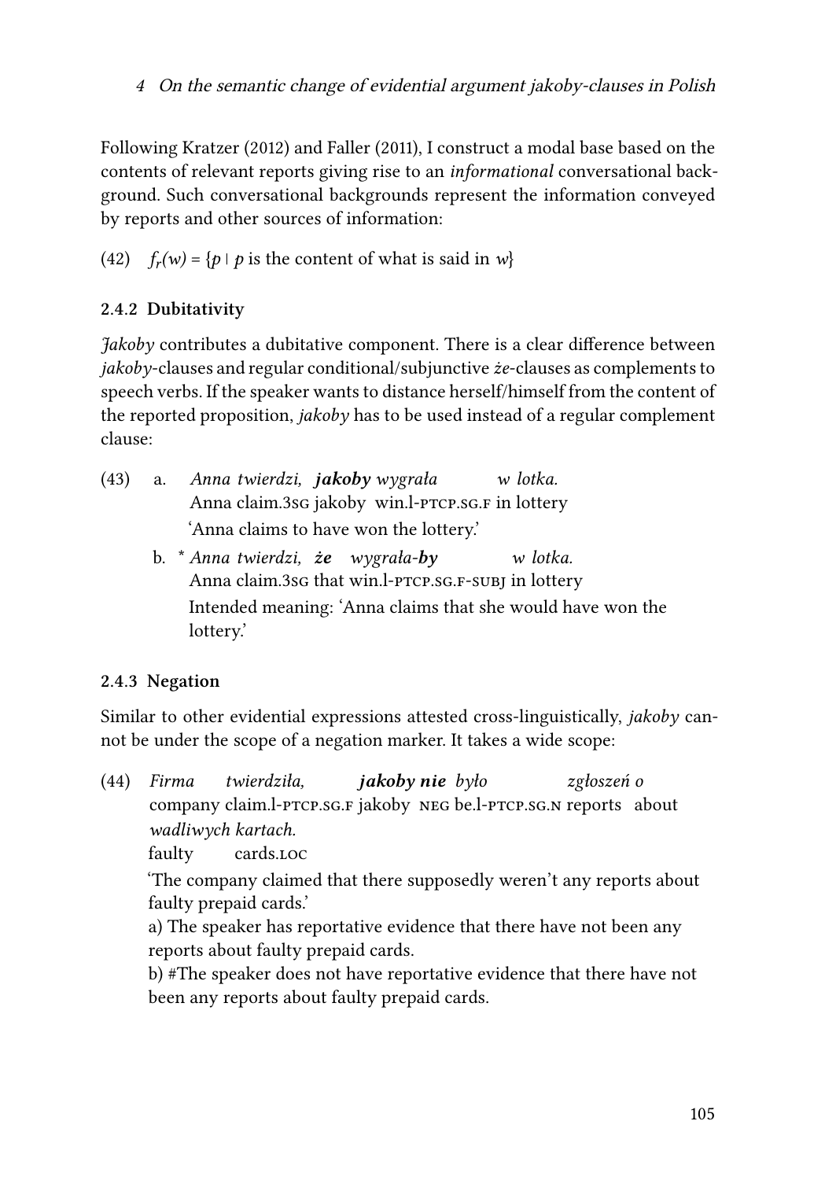Following Kratzer (2012) and Faller (2011), I construct a modal base based on the contents of relevant reports giving rise to an *informational* conversational background. Such conversational backgrounds represent the information conveyed by reports and other sources of information:

(42) $f_r(w) = \{p \mid p \text{ is the content of what is said in } w\}$

### 2.4.2 Dubitativity

*Jakoby* contributes a dubitative component. There is a clear difference between *jakoby*-clauses and regular conditional/subjunctive *że*-clauses as complements to speech verbs. If the speaker wants to distance herself/himself from the content of the reported proposition, *jakoby* has to be used instead of a regular complement clause:

(43) a. *Anna twierdzi,* ***jakoby*** *wygrała w lotka.*
Anna claim.3SG jakoby win.l-PTCP.SG.F in lottery
'Anna claims to have won the lottery.'

b. \* *Anna twierdzi,* ***że*** *wygrała-**by*** *w lotka.*
Anna claim.3SG that win.l-PTCP.SG.F-SUBJ in lottery
Intended meaning: 'Anna claims that she would have won the lottery.'

### 2.4.3 Negation

Similar to other evidential expressions attested cross-linguistically, *jakoby* cannot be under the scope of a negation marker. It takes a wide scope:

(44) *Firma twierdziła,* ***jakoby nie*** *było zgłoszeń o wadliwych kartach.*
company claim.l-PTCP.SG.F jakoby NEG be.l-PTCP.SG.N reports about faulty cards.LOC
'The company claimed that there supposedly weren't any reports about faulty prepaid cards.'
a) The speaker has reportative evidence that there have not been any reports about faulty prepaid cards.
b) #The speaker does not have reportative evidence that there have not been any reports about faulty prepaid cards.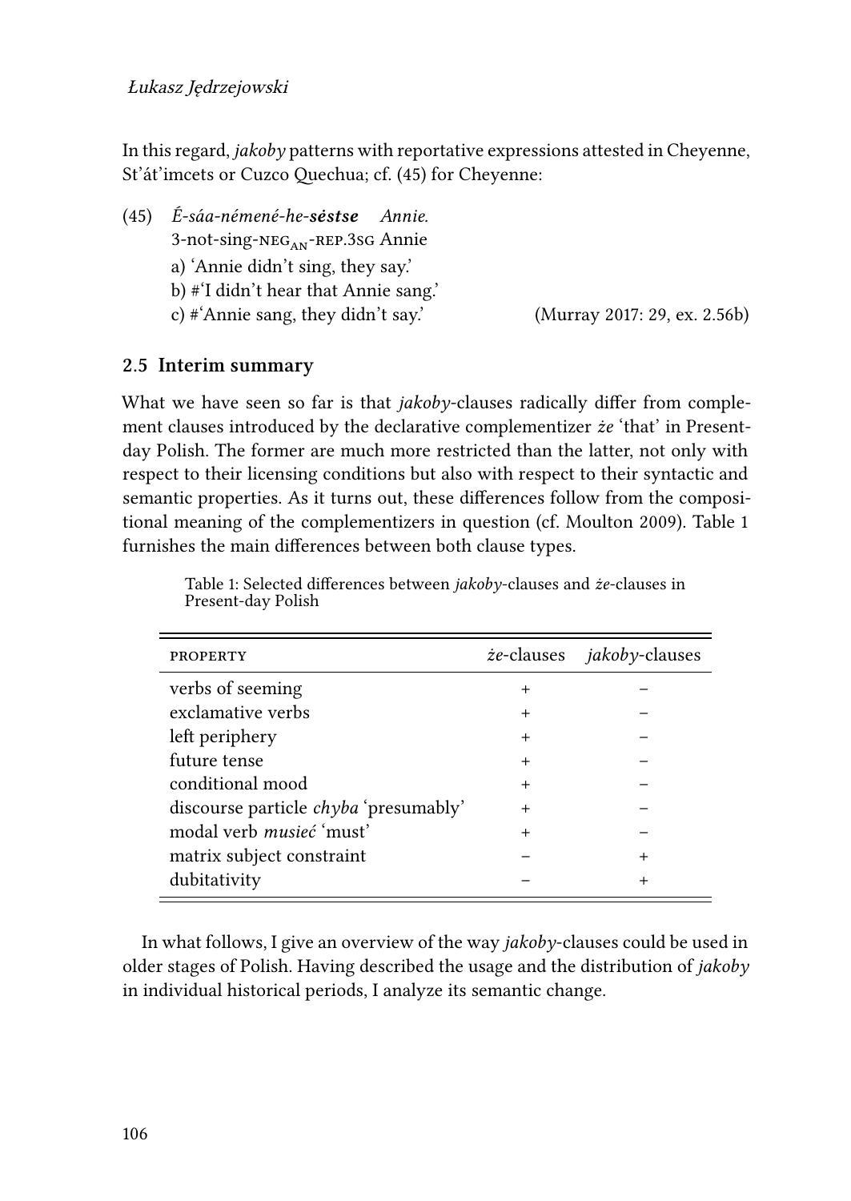In this regard, *jakoby* patterns with reportative expressions attested in Cheyenne, St'át'imcets or Cuzco Quechua; cf. (45) for Cheyenne:

(45) *É-sáa-némené-he-**sėstse** Annie.*
3-not-sing-NEG$_{AN}$-REP.3SG Annie
a) 'Annie didn't sing, they say.'
b) #'I didn't hear that Annie sang.'
c) #'Annie sang, they didn't say.' (Murray 2017: 29, ex. 2.56b)

## 2.5 Interim summary

What we have seen so far is that *jakoby*-clauses radically differ from complement clauses introduced by the declarative complementizer *że* 'that' in Present-day Polish. The former are much more restricted than the latter, not only with respect to their licensing conditions but also with respect to their syntactic and semantic properties. As it turns out, these differences follow from the compositional meaning of the complementizers in question (cf. Moulton 2009). Table 1 furnishes the main differences between both clause types.

Table 1: Selected differences between *jakoby*-clauses and *że*-clauses in Present-day Polish

| PROPERTY | *że*-clauses | *jakoby*-clauses |
|---|---|---|
| verbs of seeming | + | − |
| exclamative verbs | + | − |
| left periphery | + | − |
| future tense | + | − |
| conditional mood | + | − |
| discourse particle *chyba* 'presumably' | + | − |
| modal verb *musieć* 'must' | + | − |
| matrix subject constraint | − | + |
| dubitativity | − | + |

In what follows, I give an overview of the way *jakoby*-clauses could be used in older stages of Polish. Having described the usage and the distribution of *jakoby* in individual historical periods, I analyze its semantic change.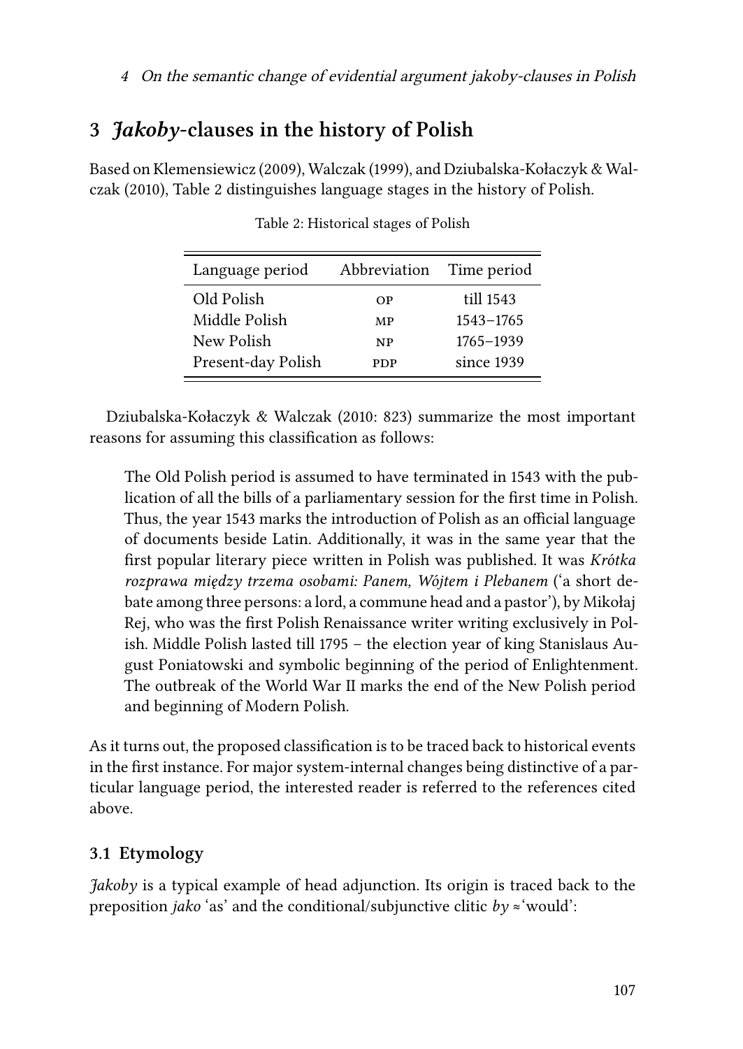## 3 *Jakoby*-clauses in the history of Polish

Based on Klemensiewicz (2009), Walczak (1999), and Dziubalska-Kołaczyk & Walczak (2010), Table 2 distinguishes language stages in the history of Polish.

Table 2: Historical stages of Polish

| Language period | Abbreviation | Time period |
|---|---|---|
| Old Polish | OP | till 1543 |
| Middle Polish | MP | 1543–1765 |
| New Polish | NP | 1765–1939 |
| Present-day Polish | PDP | since 1939 |

Dziubalska-Kołaczyk & Walczak (2010: 823) summarize the most important reasons for assuming this classification as follows:

> The Old Polish period is assumed to have terminated in 1543 with the publication of all the bills of a parliamentary session for the first time in Polish. Thus, the year 1543 marks the introduction of Polish as an official language of documents beside Latin. Additionally, it was in the same year that the first popular literary piece written in Polish was published. It was *Krótka rozprawa między trzema osobami: Panem, Wójtem i Plebanem* ('a short debate among three persons: a lord, a commune head and a pastor'), by Mikołaj Rej, who was the first Polish Renaissance writer writing exclusively in Polish. Middle Polish lasted till 1795 – the election year of king Stanislaus August Poniatowski and symbolic beginning of the period of Enlightenment. The outbreak of the World War II marks the end of the New Polish period and beginning of Modern Polish.

As it turns out, the proposed classification is to be traced back to historical events in the first instance. For major system-internal changes being distinctive of a particular language period, the interested reader is referred to the references cited above.

### 3.1 Etymology

*Jakoby* is a typical example of head adjunction. Its origin is traced back to the preposition *jako* 'as' and the conditional/subjunctive clitic *by* ≈'would':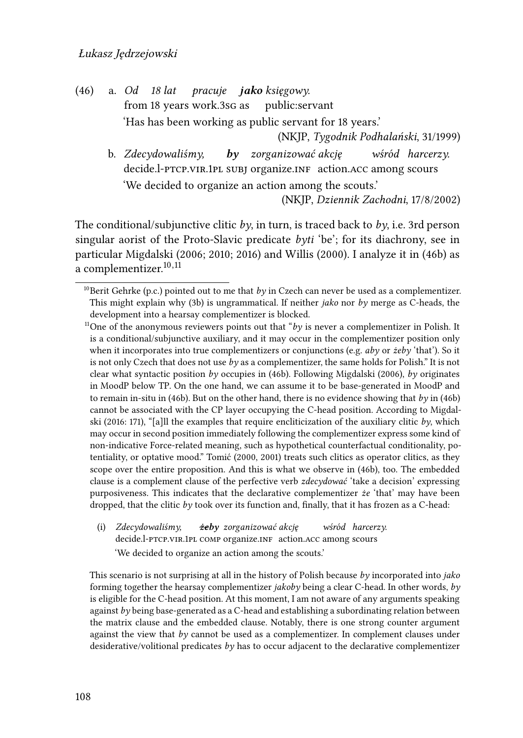(46) a. *Od 18 lat pracuje **jako** księgowy.*
from 18 years work.3SG as public:servant
'Has has been working as public servant for 18 years.'
(NKJP, *Tygodnik Podhalański*, 31/1999)

b. *Zdecydowaliśmy, **by** zorganizować akcję wśród harcerzy.*
decide.l-PTCP.VIR.1PL SUBJ organize.INF action.ACC among scours
'We decided to organize an action among the scouts.'
(NKJP, *Dziennik Zachodni*, 17/8/2002)

The conditional/subjunctive clitic *by*, in turn, is traced back to *by*, i.e. 3rd person singular aorist of the Proto-Slavic predicate *byti* 'be'; for its diachrony, see in particular Migdalski (2006; 2010; 2016) and Willis (2000). I analyze it in (46b) as a complementizer.[10,11]

[10] Berit Gehrke (p.c.) pointed out to me that *by* in Czech can never be used as a complementizer. This might explain why (3b) is ungrammatical. If neither *jako* nor *by* merge as C-heads, the development into a hearsay complementizer is blocked.

[11] One of the anonymous reviewers points out that "*by* is never a complementizer in Polish. It is a conditional/subjunctive auxiliary, and it may occur in the complementizer position only when it incorporates into true complementizers or conjunctions (e.g. *aby* or *żeby* 'that'). So it is not only Czech that does not use *by* as a complementizer, the same holds for Polish." It is not clear what syntactic position *by* occupies in (46b). Following Migdalski (2006), *by* originates in MoodP below TP. On the one hand, we can assume it to be base-generated in MoodP and to remain in-situ in (46b). But on the other hand, there is no evidence showing that *by* in (46b) cannot be associated with the CP layer occupying the C-head position. According to Migdalski (2016: 171), "[a]ll the examples that require encliticization of the auxiliary clitic *by*, which may occur in second position immediately following the complementizer express some kind of non-indicative Force-related meaning, such as hypothetical counterfactual conditionality, potentiality, or optative mood." Tomić (2000, 2001) treats such clitics as operator clitics, as they scope over the entire proposition. And this is what we observe in (46b), too. The embedded clause is a complement clause of the perfective verb *zdecydować* 'take a decision' expressing purposiveness. This indicates that the declarative complementizer *że* 'that' may have been dropped, that the clitic *by* took over its function and, finally, that it has frozen as a C-head:

(i) *Zdecydowaliśmy, **~~że~~by** zorganizować akcję wśród harcerzy.*
decide.l-PTCP.VIR.1PL COMP organize.INF action.ACC among scours
'We decided to organize an action among the scouts.'

This scenario is not surprising at all in the history of Polish because *by* incorporated into *jako* forming together the hearsay complementizer *jakoby* being a clear C-head. In other words, *by* is eligible for the C-head position. At this moment, I am not aware of any arguments speaking against *by* being base-generated as a C-head and establishing a subordinating relation between the matrix clause and the embedded clause. Notably, there is one strong counter argument against the view that *by* cannot be used as a complementizer. In complement clauses under desiderative/volitional predicates *by* has to occur adjacent to the declarative complementizer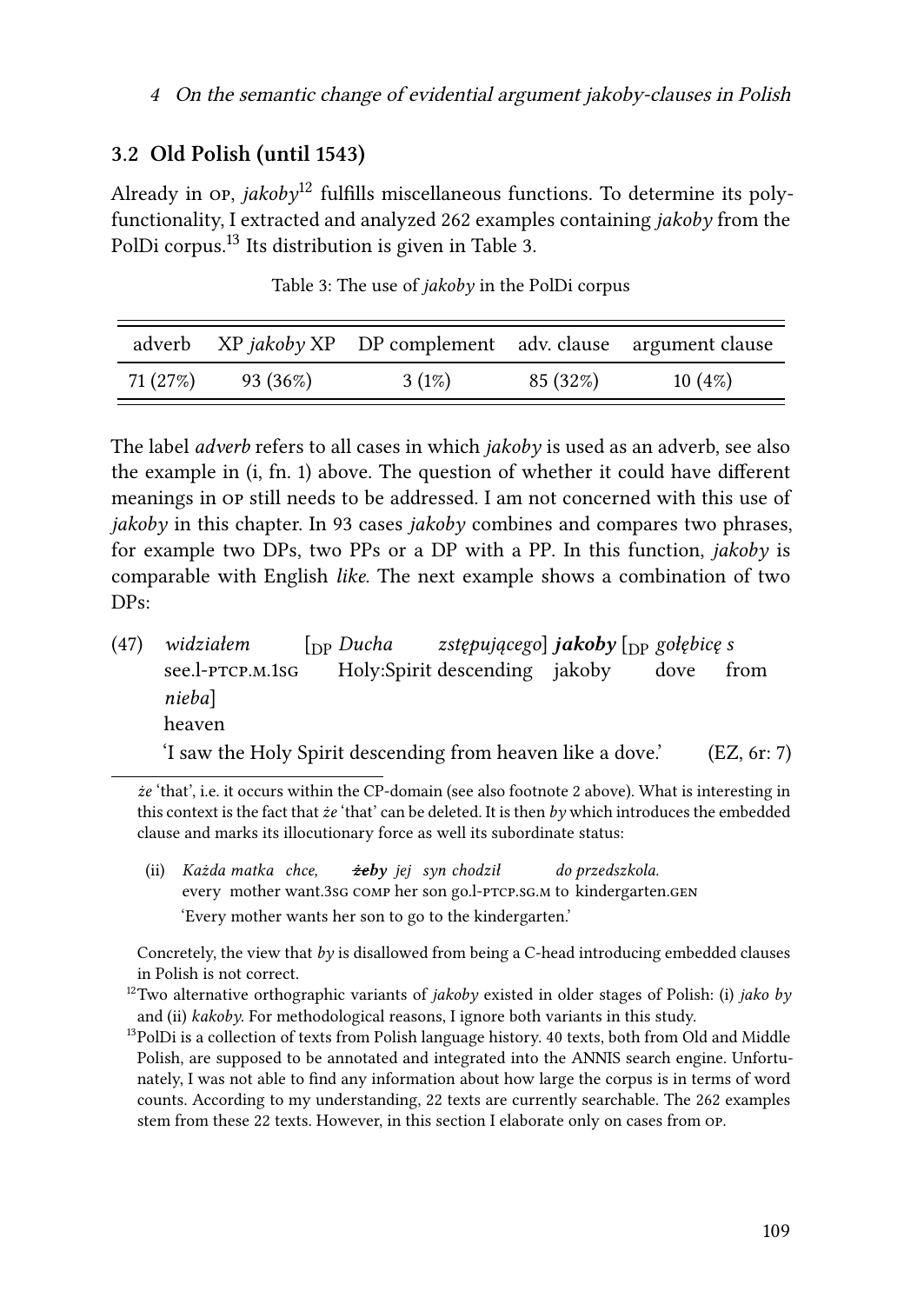### 3.2 Old Polish (until 1543)

Already in op, *jakoby*[12] fulfills miscellaneous functions. To determine its polyfunctionality, I extracted and analyzed 262 examples containing *jakoby* from the PolDi corpus.[13] Its distribution is given in Table 3.

Table 3: The use of *jakoby* in the PolDi corpus

| adverb | XP *jakoby* XP | DP complement | adv. clause | argument clause |
|---|---|---|---|---|
| 71 (27%) | 93 (36%) | 3 (1%) | 85 (32%) | 10 (4%) |

The label *adverb* refers to all cases in which *jakoby* is used as an adverb, see also the example in (i, fn. 1) above. The question of whether it could have different meanings in op still needs to be addressed. I am not concerned with this use of *jakoby* in this chapter. In 93 cases *jakoby* combines and compares two phrases, for example two DPs, two PPs or a DP with a PP. In this function, *jakoby* is comparable with English *like*. The next example shows a combination of two DPs:

(47) *widziałem* [$_{DP}$ *Ducha zstępującego*] ***jakoby*** [$_{DP}$ *gołębicę s nieba*]
see.l-PTCP.M.1SG Holy:Spirit descending jakoby dove from heaven
'I saw the Holy Spirit descending from heaven like a dove.' (EZ, 6r: 7)

---

*że* 'that', i.e. it occurs within the CP-domain (see also footnote 2 above). What is interesting in this context is the fact that *że* 'that' can be deleted. It is then *by* which introduces the embedded clause and marks its illocutionary force as well its subordinate status:

(ii) *Każda matka chce,* ***~~że~~by*** *jej syn chodził do przedszkola.*
every mother want.3SG COMP her son go.l-PTCP.SG.M to kindergarten.GEN
'Every mother wants her son to go to the kindergarten.'

Concretely, the view that *by* is disallowed from being a C-head introducing embedded clauses in Polish is not correct.

[12] Two alternative orthographic variants of *jakoby* existed in older stages of Polish: (i) *jako by* and (ii) *kakoby*. For methodological reasons, I ignore both variants in this study.

[13] PolDi is a collection of texts from Polish language history. 40 texts, both from Old and Middle Polish, are supposed to be annotated and integrated into the ANNIS search engine. Unfortunately, I was not able to find any information about how large the corpus is in terms of word counts. According to my understanding, 22 texts are currently searchable. The 262 examples stem from these 22 texts. However, in this section I elaborate only on cases from op.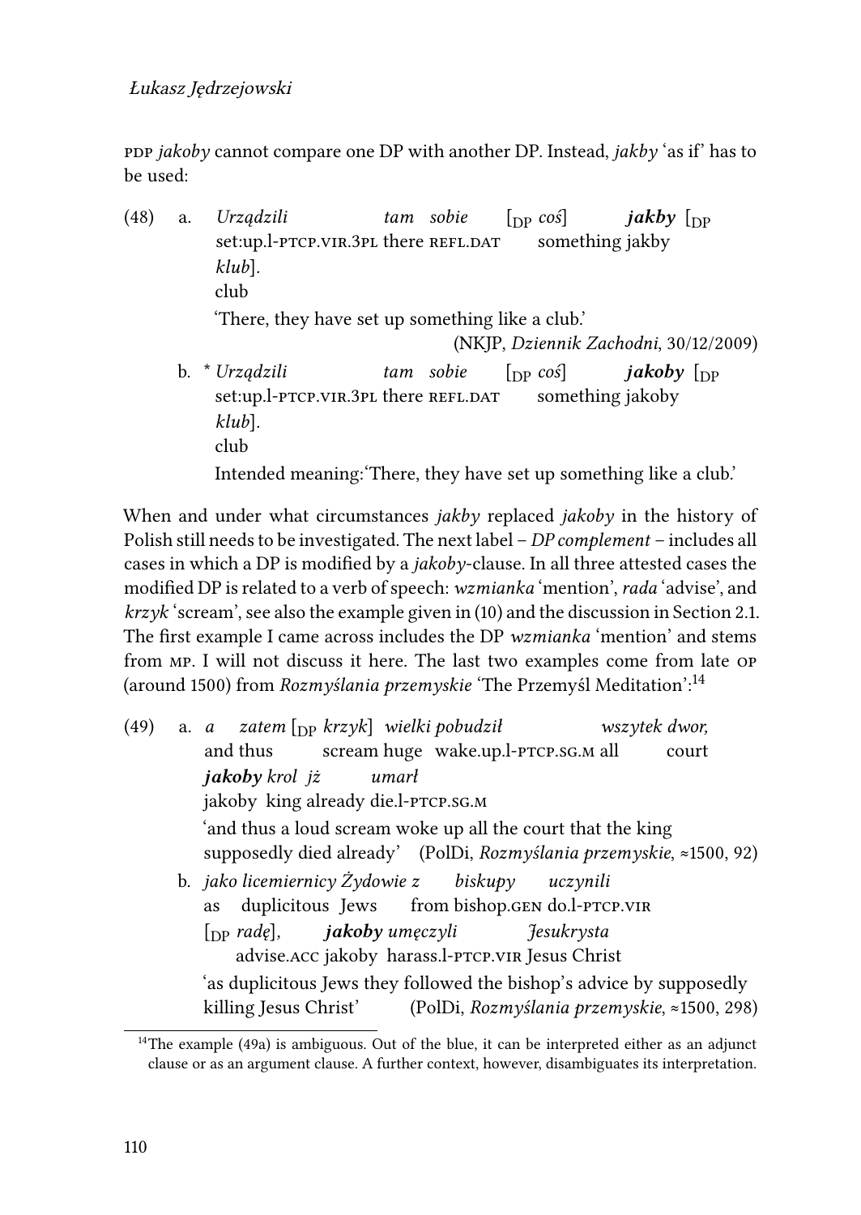PDP *jakoby* cannot compare one DP with another DP. Instead, *jakby* 'as if' has to be used:

(48) a. *Urządzili tam sobie* [$_{DP}$ *coś*] ***jakby*** [$_{DP}$ *klub*].
set:up.l-PTCP.VIR.3PL there REFL.DAT something jakby club
'There, they have set up something like a club.'
(NKJP, *Dziennik Zachodni*, 30/12/2009)

b. * *Urządzili tam sobie* [$_{DP}$ *coś*] ***jakoby*** [$_{DP}$ *klub*].
set:up.l-PTCP.VIR.3PL there REFL.DAT something jakoby club
Intended meaning:'There, they have set up something like a club.'

When and under what circumstances *jakby* replaced *jakoby* in the history of Polish still needs to be investigated. The next label – *DP complement* – includes all cases in which a DP is modified by a *jakoby*-clause. In all three attested cases the modified DP is related to a verb of speech: *wzmianka* 'mention', *rada* 'advise', and *krzyk* 'scream', see also the example given in (10) and the discussion in Section 2.1. The first example I came across includes the DP *wzmianka* 'mention' and stems from MP. I will not discuss it here. The last two examples come from late OP (around 1500) from *Rozmyślania przemyskie* 'The Przemyśl Meditation':[14]

(49) a. *a zatem* [$_{DP}$ *krzyk*] *wielki pobudził wszytek dwor,* ***jakoby*** *krol jż umarł*
and thus scream huge wake.up.l-PTCP.SG.M all court jakoby king already die.l-PTCP.SG.M
'and thus a loud scream woke up all the court that the king supposedly died already' (PolDi, *Rozmyślania przemyskie*, ≈1500, 92)

b. *jako licemiernicy Żydowie z biskupy uczynili* [$_{DP}$ *radę*], ***jakoby*** *umęczyli Jesukrysta*
as duplicitous Jews from bishop.GEN do.l-PTCP.VIR advise.ACC jakoby harass.l-PTCP.VIR Jesus Christ
'as duplicitous Jews they followed the bishop's advice by supposedly killing Jesus Christ' (PolDi, *Rozmyślania przemyskie*, ≈1500, 298)

[14] The example (49a) is ambiguous. Out of the blue, it can be interpreted either as an adjunct clause or as an argument clause. A further context, however, disambiguates its interpretation.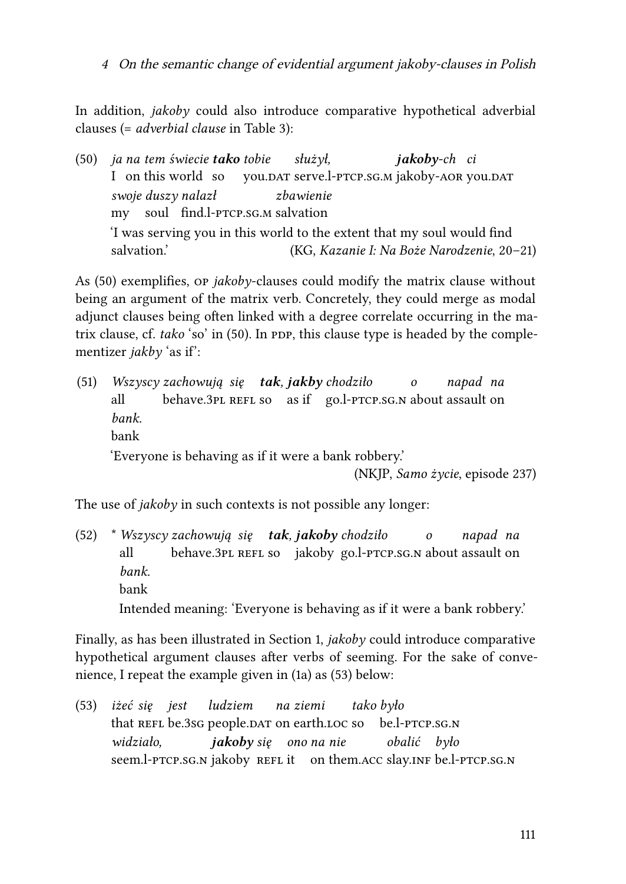In addition, *jakoby* could also introduce comparative hypothetical adverbial clauses (= *adverbial clause* in Table 3):

(50) *ja na tem świecie **tako** tobie służył, **jakoby**-ch ci swoje duszy nalazł zbawienie*
I on this world so you.DAT serve.l-PTCP.SG.M jakoby-AOR you.DAT my soul find.l-PTCP.SG.M salvation
'I was serving you in this world to the extent that my soul would find salvation.' (KG, *Kazanie I: Na Boże Narodzenie*, 20–21)

As (50) exemplifies, OP *jakoby*-clauses could modify the matrix clause without being an argument of the matrix verb. Concretely, they could merge as modal adjunct clauses being often linked with a degree correlate occurring in the matrix clause, cf. *tako* 'so' in (50). In PDP, this clause type is headed by the complementizer *jakby* 'as if':

(51) *Wszyscy zachowują się **tak**, **jakby** chodziło o napad na bank.*
all behave.3PL REFL so as if go.l-PTCP.SG.N about assault on bank
'Everyone is behaving as if it were a bank robbery.' (NKJP, *Samo życie*, episode 237)

The use of *jakoby* in such contexts is not possible any longer:

(52) * *Wszyscy zachowują się **tak**, **jakoby** chodziło o napad na bank.*
all behave.3PL REFL so jakoby go.l-PTCP.SG.N about assault on bank
Intended meaning: 'Everyone is behaving as if it were a bank robbery.'

Finally, as has been illustrated in Section 1, *jakoby* could introduce comparative hypothetical argument clauses after verbs of seeming. For the sake of convenience, I repeat the example given in (1a) as (53) below:

(53) *iżeć się jest ludziem na ziemi tako było widziało, **jakoby** się ono na nie obalić było*
that REFL be.3SG people.DAT on earth.LOC so be.l-PTCP.SG.N seem.l-PTCP.SG.N jakoby REFL it on them.ACC slay.INF be.l-PTCP.SG.N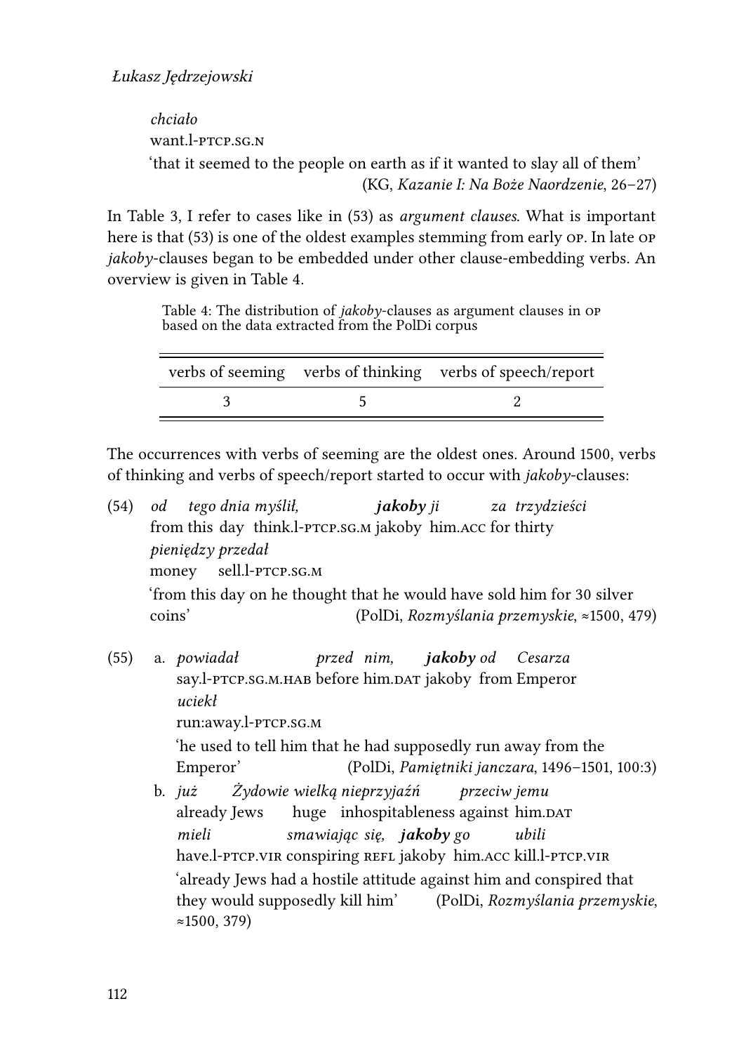*chciało*
want.l-PTCP.SG.N
'that it seemed to the people on earth as if it wanted to slay all of them'
(KG, *Kazanie I: Na Boże Naordzenie*, 26–27)

In Table 3, I refer to cases like in (53) as *argument clauses*. What is important here is that (53) is one of the oldest examples stemming from early OP. In late OP *jakoby*-clauses began to be embedded under other clause-embedding verbs. An overview is given in Table 4.

Table 4: The distribution of *jakoby*-clauses as argument clauses in OP based on the data extracted from the PolDi corpus

| verbs of seeming | verbs of thinking | verbs of speech/report |
|---|---|---|
| 3 | 5 | 2 |

The occurrences with verbs of seeming are the oldest ones. Around 1500, verbs of thinking and verbs of speech/report started to occur with *jakoby*-clauses:

(54) *od tego dnia myślił, **jakoby** ji za trzydzieści pieniędzy przedał*
from this day think.l-PTCP.SG.M jakoby him.ACC for thirty money sell.l-PTCP.SG.M
'from this day on he thought that he would have sold him for 30 silver coins' (PolDi, *Rozmyślania przemyskie*, ≈1500, 479)

(55) a. *powiadał przed nim, **jakoby** od Cesarza uciekł*
say.l-PTCP.SG.M.HAB before him.DAT jakoby from Emperor run:away.l-PTCP.SG.M
'he used to tell him that he had supposedly run away from the Emperor' (PolDi, *Pamiętniki janczara*, 1496–1501, 100:3)

b. *już Żydowie wielką nieprzyjaźń przeciw jemu mieli smawiając się, **jakoby** go ubili*
already Jews huge inhospitableness against him.DAT have.l-PTCP.VIR conspiring REFL jakoby him.ACC kill.l-PTCP.VIR
'already Jews had a hostile attitude against him and conspired that they would supposedly kill him' (PolDi, *Rozmyślania przemyskie*, ≈1500, 379)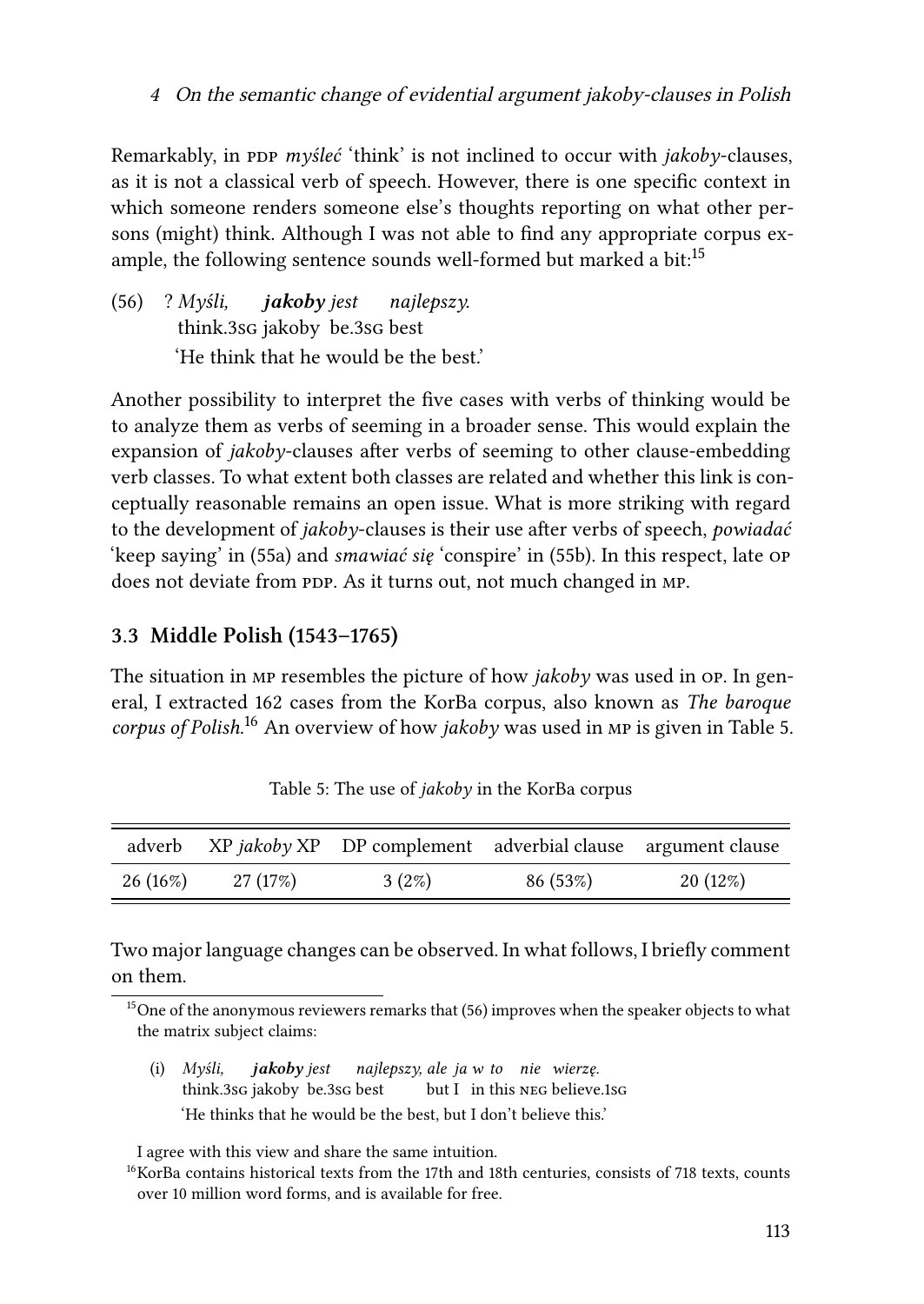Remarkably, in PDP *myśleć* 'think' is not inclined to occur with *jakoby*-clauses, as it is not a classical verb of speech. However, there is one specific context in which someone renders someone else's thoughts reporting on what other persons (might) think. Although I was not able to find any appropriate corpus example, the following sentence sounds well-formed but marked a bit:[15]

(56) ? *Myśli,* ***jakoby*** *jest najlepszy.*
think.3SG jakoby be.3SG best
'He think that he would be the best.'

Another possibility to interpret the five cases with verbs of thinking would be to analyze them as verbs of seeming in a broader sense. This would explain the expansion of *jakoby*-clauses after verbs of seeming to other clause-embedding verb classes. To what extent both classes are related and whether this link is conceptually reasonable remains an open issue. What is more striking with regard to the development of *jakoby*-clauses is their use after verbs of speech, *powiadać* 'keep saying' in (55a) and *smawiać się* 'conspire' in (55b). In this respect, late OP does not deviate from PDP. As it turns out, not much changed in MP.

### 3.3 Middle Polish (1543–1765)

The situation in MP resembles the picture of how *jakoby* was used in OP. In general, I extracted 162 cases from the KorBa corpus, also known as *The baroque corpus of Polish*.[16] An overview of how *jakoby* was used in MP is given in Table 5.

Table 5: The use of *jakoby* in the KorBa corpus

| adverb | XP *jakoby* XP | DP complement | adverbial clause | argument clause |
|---|---|---|---|---|
| 26 (16%) | 27 (17%) | 3 (2%) | 86 (53%) | 20 (12%) |

Two major language changes can be observed. In what follows, I briefly comment on them.

[15] One of the anonymous reviewers remarks that (56) improves when the speaker objects to what the matrix subject claims:

(i) *Myśli,* ***jakoby*** *jest najlepszy, ale ja w to nie wierzę.*
think.3SG jakoby be.3SG best but I in this NEG believe.1SG
'He thinks that he would be the best, but I don't believe this.'

I agree with this view and share the same intuition.

[16] KorBa contains historical texts from the 17th and 18th centuries, consists of 718 texts, counts over 10 million word forms, and is available for free.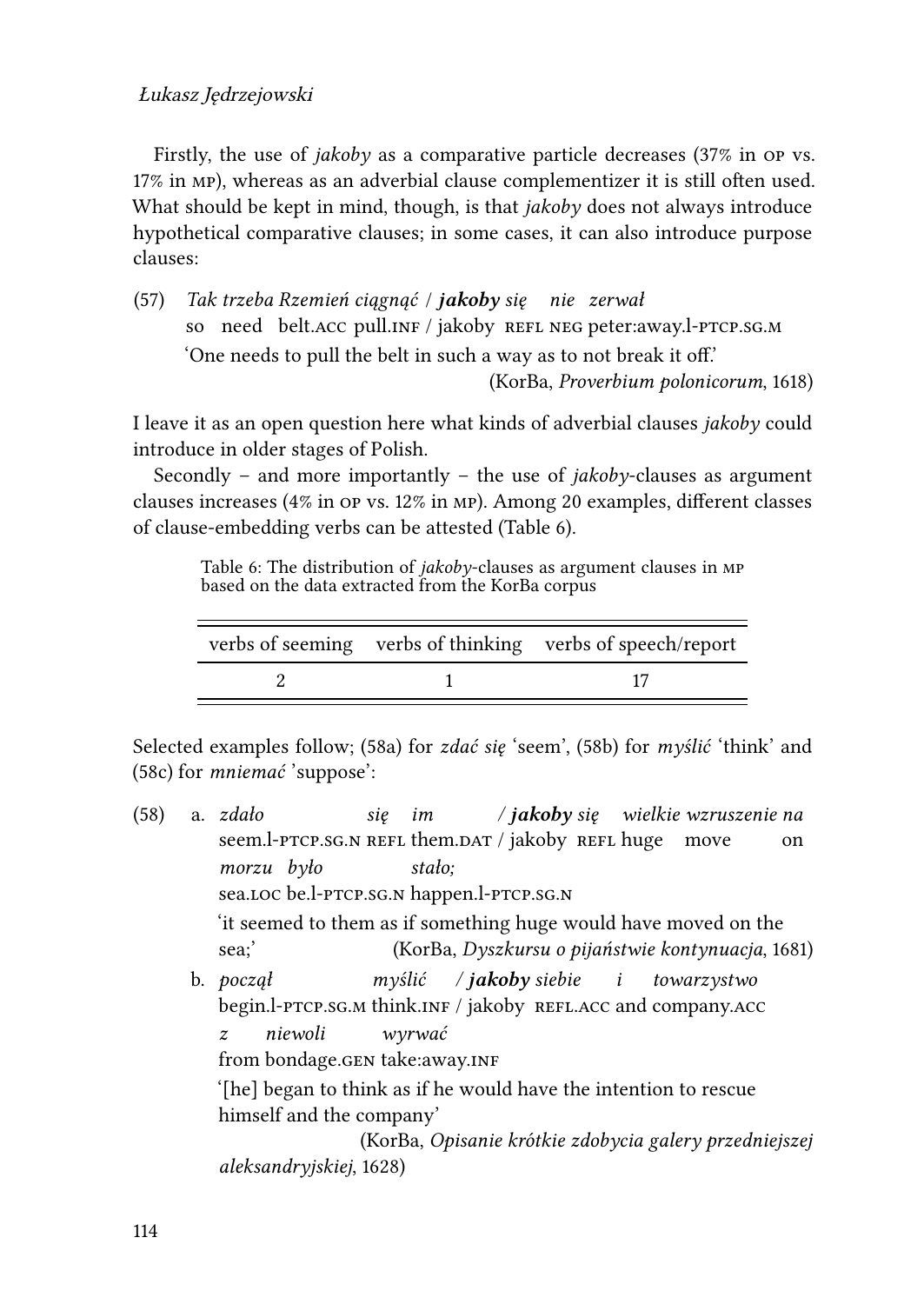Firstly, the use of *jakoby* as a comparative particle decreases (37% in OP vs. 17% in MP), whereas as an adverbial clause complementizer it is still often used. What should be kept in mind, though, is that *jakoby* does not always introduce hypothetical comparative clauses; in some cases, it can also introduce purpose clauses:

(57) *Tak trzeba Rzemień ciągnąć* / ***jakoby*** *się nie zerwał*
so need belt.ACC pull.INF / jakoby REFL NEG peter:away.l-PTCP.SG.M
'One needs to pull the belt in such a way as to not break it off.'
(KorBa, *Proverbium polonicorum*, 1618)

I leave it as an open question here what kinds of adverbial clauses *jakoby* could introduce in older stages of Polish.

Secondly – and more importantly – the use of *jakoby*-clauses as argument clauses increases (4% in OP vs. 12% in MP). Among 20 examples, different classes of clause-embedding verbs can be attested (Table 6).

Table 6: The distribution of *jakoby*-clauses as argument clauses in MP based on the data extracted from the KorBa corpus

| verbs of seeming | verbs of thinking | verbs of speech/report |
|---|---|---|
| 2 | 1 | 17 |

Selected examples follow; (58a) for *zdać się* 'seem', (58b) for *myślić* 'think' and (58c) for *mniemać* 'suppose':

(58) a. *zdało się im* / ***jakoby*** *się wielkie wzruszenie na morzu było stało;*
seem.l-PTCP.SG.N REFL them.DAT / jakoby REFL huge move on sea.LOC be.l-PTCP.SG.N happen.l-PTCP.SG.N
'it seemed to them as if something huge would have moved on the sea;' (KorBa, *Dyszkursu o pijaństwie kontynuacja*, 1681)

b. *począł myślić* / ***jakoby*** *siebie i towarzystwo z niewoli wyrwać*
begin.l-PTCP.SG.M think.INF / jakoby REFL.ACC and company.ACC from bondage.GEN take:away.INF
'[he] began to think as if he would have the intention to rescue himself and the company'
(KorBa, *Opisanie krótkie zdobycia galery przedniejszej aleksandryjskiej*, 1628)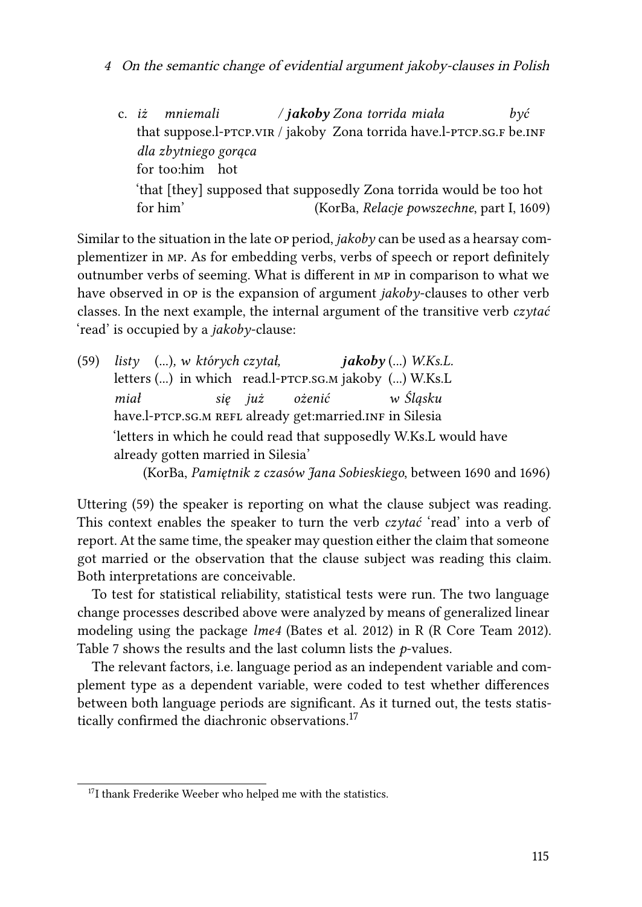c. *iż* *mniemali* / ***jakoby*** *Zona torrida miała* *być*
that suppose.l-PTCP.VIR / jakoby Zona torrida have.l-PTCP.SG.F be.INF
*dla zbytniego gorąca*
for too:him hot
'that [they] supposed that supposedly Zona torrida would be too hot for him' (KorBa, *Relacje powszechne*, part I, 1609)

Similar to the situation in the late OP period, *jakoby* can be used as a hearsay complementizer in MP. As for embedding verbs, verbs of speech or report definitely outnumber verbs of seeming. What is different in MP in comparison to what we have observed in OP is the expansion of argument *jakoby*-clauses to other verb classes. In the next example, the internal argument of the transitive verb *czytać* 'read' is occupied by a *jakoby*-clause:

(59) *listy* (…), *w których czytał,* ***jakoby*** (…) *W.Ks.L.*
letters (…) in which read.l-PTCP.SG.M jakoby (…) W.Ks.L
*miał* *się* *już* *ożenić* *w Śląsku*
have.l-PTCP.SG.M REFL already get:married.INF in Silesia
'letters in which he could read that supposedly W.Ks.L would have already gotten married in Silesia'
(KorBa, *Pamiętnik z czasów Jana Sobieskiego*, between 1690 and 1696)

Uttering (59) the speaker is reporting on what the clause subject was reading. This context enables the speaker to turn the verb *czytać* 'read' into a verb of report. At the same time, the speaker may question either the claim that someone got married or the observation that the clause subject was reading this claim. Both interpretations are conceivable.

To test for statistical reliability, statistical tests were run. The two language change processes described above were analyzed by means of generalized linear modeling using the package *lme4* (Bates et al. 2012) in R (R Core Team 2012). Table 7 shows the results and the last column lists the *p*-values.

The relevant factors, i.e. language period as an independent variable and complement type as a dependent variable, were coded to test whether differences between both language periods are significant. As it turned out, the tests statistically confirmed the diachronic observations.[17]

[17] I thank Frederike Weeber who helped me with the statistics.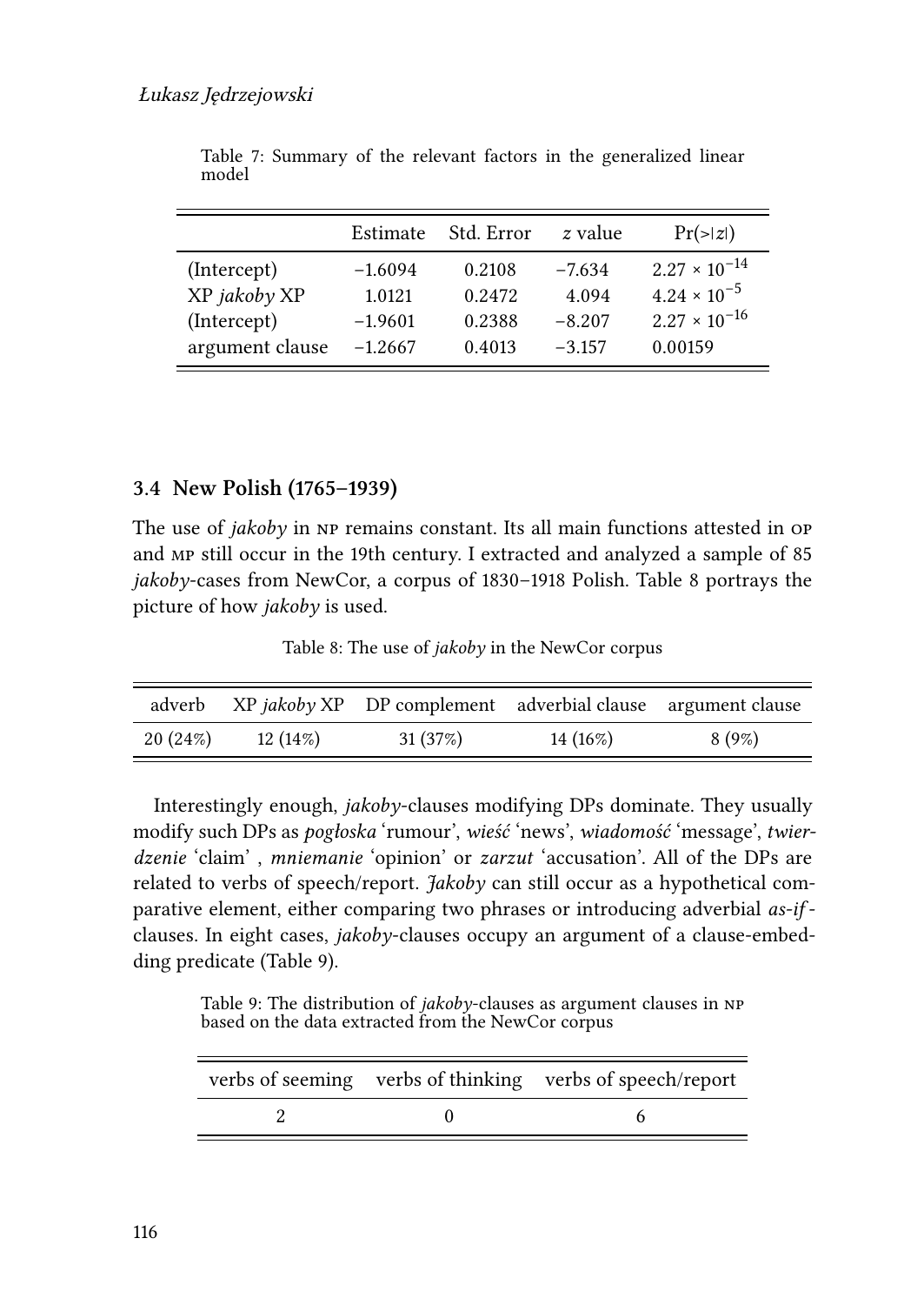Table 7: Summary of the relevant factors in the generalized linear model

| | Estimate | Std. Error | *z* value | Pr(>\|*z*\|) |
|---|---|---|---|---|
| (Intercept) | −1.6094 | 0.2108 | −7.634 | $2.27 \times 10^{-14}$ |
| XP *jakoby* XP | 1.0121 | 0.2472 | 4.094 | $4.24 \times 10^{-5}$ |
| (Intercept) | −1.9601 | 0.2388 | −8.207 | $2.27 \times 10^{-16}$ |
| argument clause | −1.2667 | 0.4013 | −3.157 | 0.00159 |

### 3.4 New Polish (1765–1939)

The use of *jakoby* in NP remains constant. Its all main functions attested in OP and MP still occur in the 19th century. I extracted and analyzed a sample of 85 *jakoby*-cases from NewCor, a corpus of 1830–1918 Polish. Table 8 portrays the picture of how *jakoby* is used.

Table 8: The use of *jakoby* in the NewCor corpus

| adverb | XP *jakoby* XP | DP complement | adverbial clause | argument clause |
|---|---|---|---|---|
| 20 (24%) | 12 (14%) | 31 (37%) | 14 (16%) | 8 (9%) |

Interestingly enough, *jakoby*-clauses modifying DPs dominate. They usually modify such DPs as *pogłoska* 'rumour', *wieść* 'news', *wiadomość* 'message', *twierdzenie* 'claim' , *mniemanie* 'opinion' or *zarzut* 'accusation'. All of the DPs are related to verbs of speech/report. *Jakoby* can still occur as a hypothetical comparative element, either comparing two phrases or introducing adverbial *as-if*-clauses. In eight cases, *jakoby*-clauses occupy an argument of a clause-embedding predicate (Table 9).

Table 9: The distribution of *jakoby*-clauses as argument clauses in NP based on the data extracted from the NewCor corpus

| verbs of seeming | verbs of thinking | verbs of speech/report |
|---|---|---|
| 2 | 0 | 6 |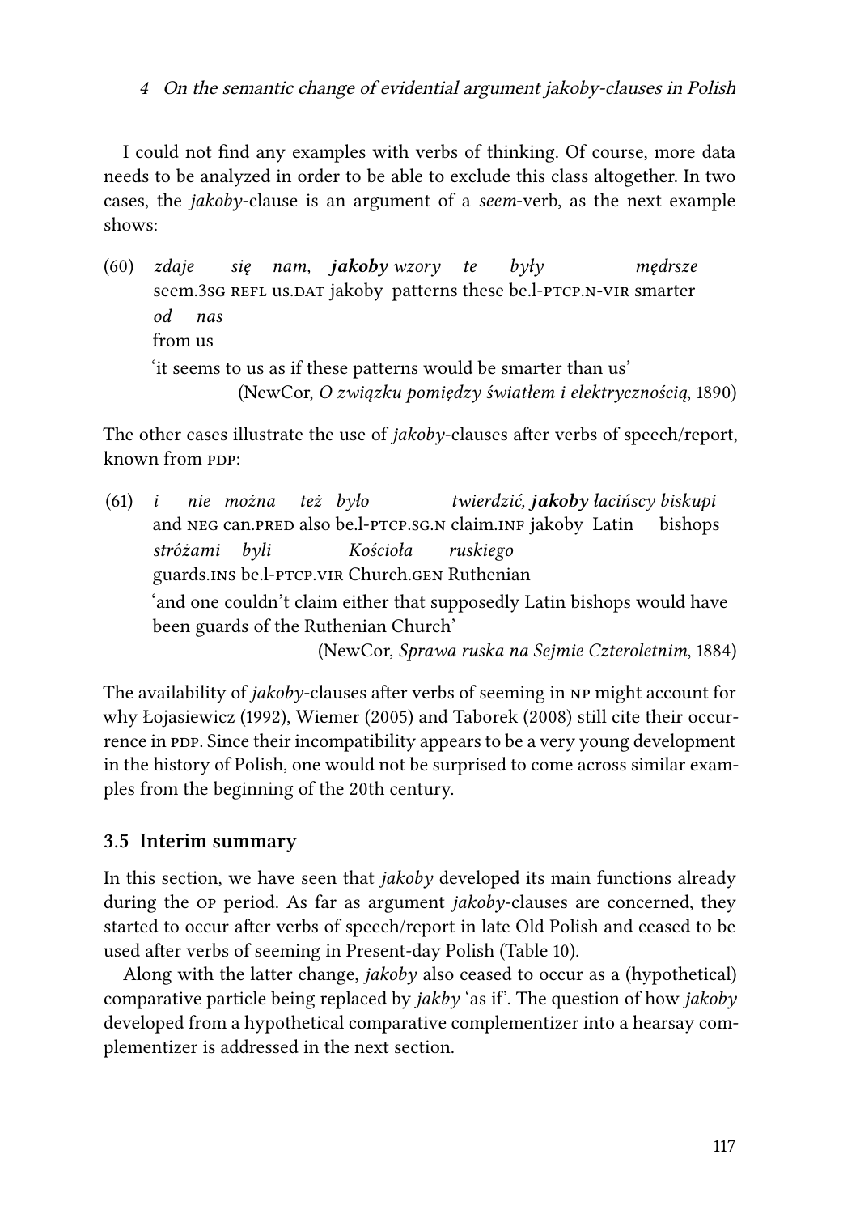I could not find any examples with verbs of thinking. Of course, more data needs to be analyzed in order to be able to exclude this class altogether. In two cases, the *jakoby*-clause is an argument of a *seem*-verb, as the next example shows:

(60) *zdaje się nam, **jakoby** wzory te były mędrsze od nas*
seem.3SG REFL us.DAT jakoby patterns these be.l-PTCP.N-VIR smarter from us
'it seems to us as if these patterns would be smarter than us'
(NewCor, *O związku pomiędzy światłem i elektrycznością*, 1890)

The other cases illustrate the use of *jakoby*-clauses after verbs of speech/report, known from PDP:

(61) *i nie można też było twierdzić, **jakoby** łacińscy biskupi stróżami byli Kościoła ruskiego*
and NEG can.PRED also be.l-PTCP.SG.N claim.INF jakoby Latin bishops guards.INS be.l-PTCP.VIR Church.GEN Ruthenian
'and one couldn't claim either that supposedly Latin bishops would have been guards of the Ruthenian Church'
(NewCor, *Sprawa ruska na Sejmie Czteroletnim*, 1884)

The availability of *jakoby*-clauses after verbs of seeming in NP might account for why Łojasiewicz (1992), Wiemer (2005) and Taborek (2008) still cite their occurrence in PDP. Since their incompatibility appears to be a very young development in the history of Polish, one would not be surprised to come across similar examples from the beginning of the 20th century.

### 3.5 Interim summary

In this section, we have seen that *jakoby* developed its main functions already during the OP period. As far as argument *jakoby*-clauses are concerned, they started to occur after verbs of speech/report in late Old Polish and ceased to be used after verbs of seeming in Present-day Polish (Table 10).

Along with the latter change, *jakoby* also ceased to occur as a (hypothetical) comparative particle being replaced by *jakby* 'as if'. The question of how *jakoby* developed from a hypothetical comparative complementizer into a hearsay complementizer is addressed in the next section.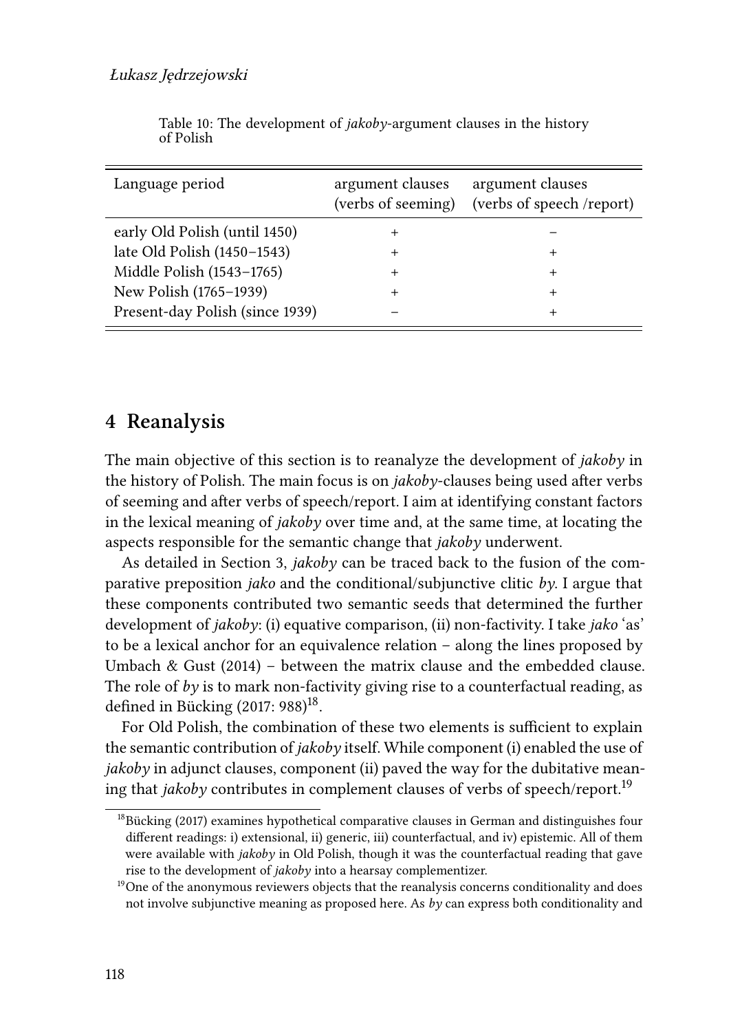Table 10: The development of *jakoby*-argument clauses in the history of Polish

| Language period | argument clauses (verbs of seeming) | argument clauses (verbs of speech /report) |
|---|---|---|
| early Old Polish (until 1450) | + | − |
| late Old Polish (1450–1543) | + | + |
| Middle Polish (1543–1765) | + | + |
| New Polish (1765–1939) | + | + |
| Present-day Polish (since 1939) | − | + |

## 4 Reanalysis

The main objective of this section is to reanalyze the development of *jakoby* in the history of Polish. The main focus is on *jakoby*-clauses being used after verbs of seeming and after verbs of speech/report. I aim at identifying constant factors in the lexical meaning of *jakoby* over time and, at the same time, at locating the aspects responsible for the semantic change that *jakoby* underwent.

As detailed in Section 3, *jakoby* can be traced back to the fusion of the comparative preposition *jako* and the conditional/subjunctive clitic *by*. I argue that these components contributed two semantic seeds that determined the further development of *jakoby*: (i) equative comparison, (ii) non-factivity. I take *jako* 'as' to be a lexical anchor for an equivalence relation – along the lines proposed by Umbach & Gust (2014) – between the matrix clause and the embedded clause. The role of *by* is to mark non-factivity giving rise to a counterfactual reading, as defined in Bücking (2017: 988)[18].

For Old Polish, the combination of these two elements is sufficient to explain the semantic contribution of *jakoby* itself. While component (i) enabled the use of *jakoby* in adjunct clauses, component (ii) paved the way for the dubitative meaning that *jakoby* contributes in complement clauses of verbs of speech/report.[19]

[18] Bücking (2017) examines hypothetical comparative clauses in German and distinguishes four different readings: i) extensional, ii) generic, iii) counterfactual, and iv) epistemic. All of them were available with *jakoby* in Old Polish, though it was the counterfactual reading that gave rise to the development of *jakoby* into a hearsay complementizer.

[19] One of the anonymous reviewers objects that the reanalysis concerns conditionality and does not involve subjunctive meaning as proposed here. As *by* can express both conditionality and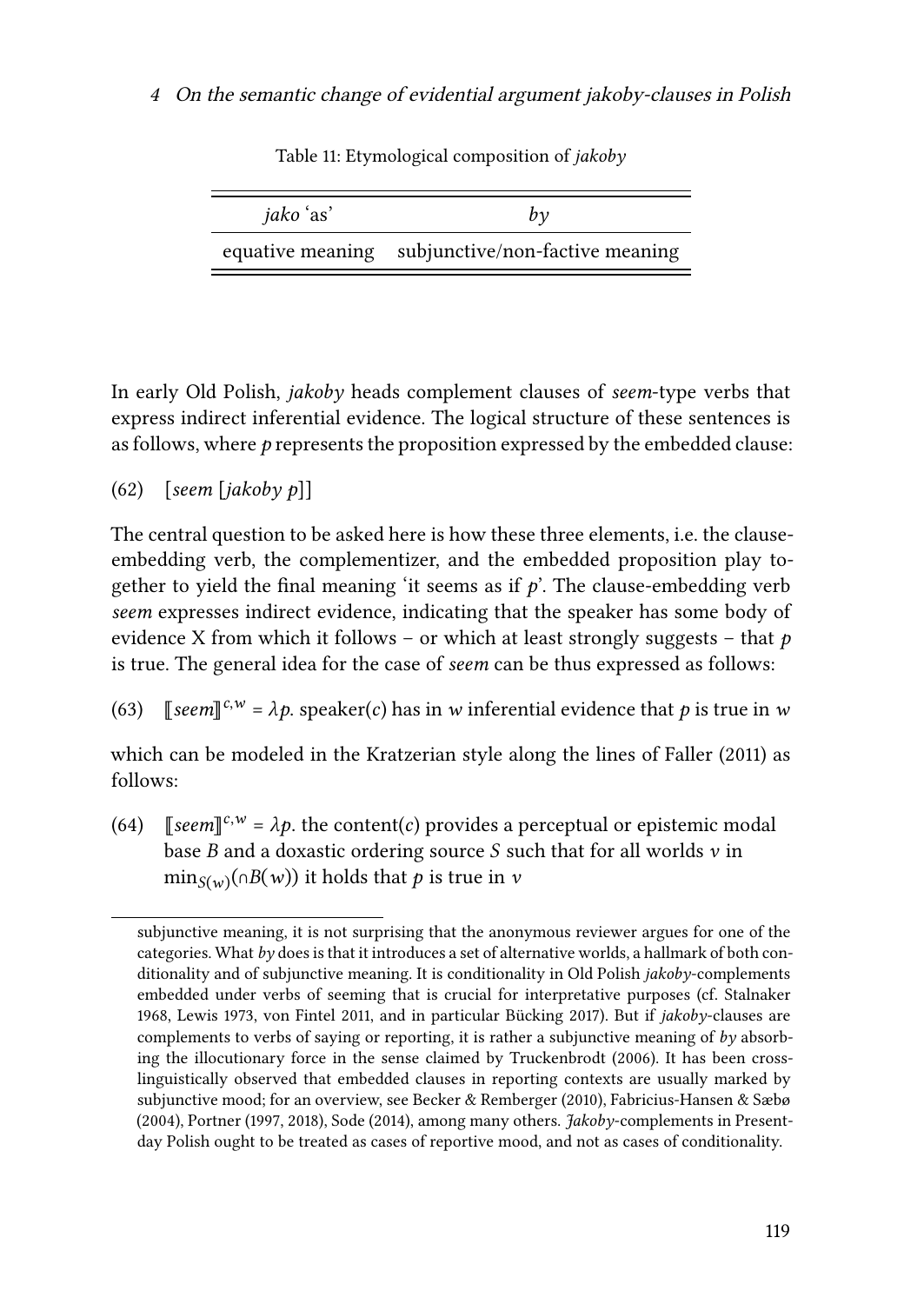Table 11: Etymological composition of *jakoby*

| *jako* 'as' | *by* |
|---|---|
| equative meaning | subjunctive/non-factive meaning |

In early Old Polish, *jakoby* heads complement clauses of *seem*-type verbs that express indirect inferential evidence. The logical structure of these sentences is as follows, where $p$ represents the proposition expressed by the embedded clause:

(62) [*seem* [*jakoby* $p$]]

The central question to be asked here is how these three elements, i.e. the clause-embedding verb, the complementizer, and the embedded proposition play together to yield the final meaning 'it seems as if $p$'. The clause-embedding verb *seem* expresses indirect evidence, indicating that the speaker has some body of evidence X from which it follows – or which at least strongly suggests – that $p$ is true. The general idea for the case of *seem* can be thus expressed as follows:

(63) $[\![seem]\!]^{c,w} = \lambda p.$ speaker($c$) has in $w$ inferential evidence that $p$ is true in $w$

which can be modeled in the Kratzerian style along the lines of Faller (2011) as follows:

(64) $[\![seem]\!]^{c,w} = \lambda p.$ the content($c$) provides a perceptual or epistemic modal base $B$ and a doxastic ordering source $S$ such that for all worlds $v$ in $\min_{S(w)}(\cap B(w))$ it holds that $p$ is true in $v$

subjunctive meaning, it is not surprising that the anonymous reviewer argues for one of the categories. What *by* does is that it introduces a set of alternative worlds, a hallmark of both conditionality and of subjunctive meaning. It is conditionality in Old Polish *jakoby*-complements embedded under verbs of seeming that is crucial for interpretative purposes (cf. Stalnaker 1968, Lewis 1973, von Fintel 2011, and in particular Bücking 2017). But if *jakoby*-clauses are complements to verbs of saying or reporting, it is rather a subjunctive meaning of *by* absorbing the illocutionary force in the sense claimed by Truckenbrodt (2006). It has been cross-linguistically observed that embedded clauses in reporting contexts are usually marked by subjunctive mood; for an overview, see Becker & Remberger (2010), Fabricius-Hansen & Sæbø (2004), Portner (1997, 2018), Sode (2014), among many others. *Jakoby*-complements in Present-day Polish ought to be treated as cases of reportive mood, and not as cases of conditionality.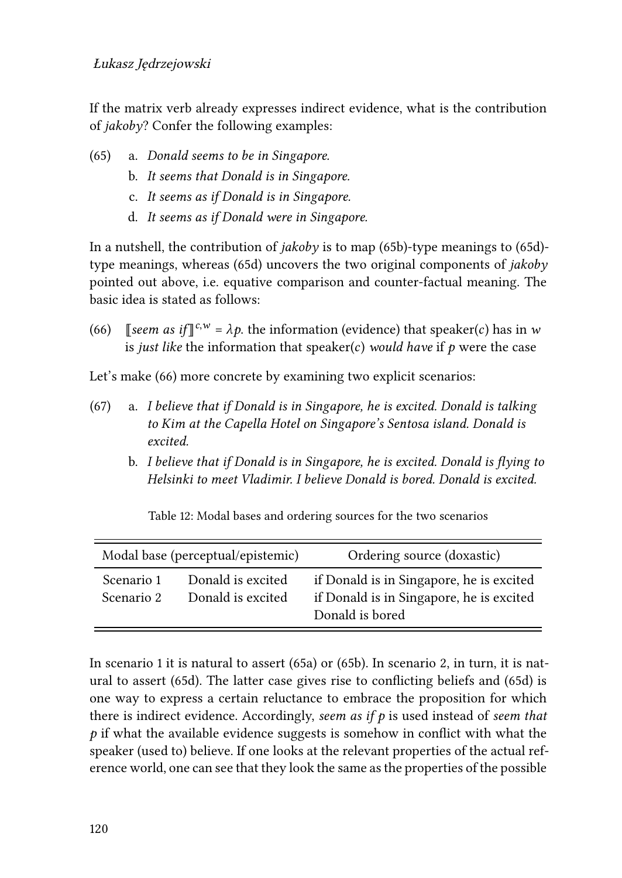If the matrix verb already expresses indirect evidence, what is the contribution of *jakoby*? Confer the following examples:

(65) a. *Donald seems to be in Singapore.*

b. *It seems that Donald is in Singapore.*

c. *It seems as if Donald is in Singapore.*

d. *It seems as if Donald were in Singapore.*

In a nutshell, the contribution of *jakoby* is to map (65b)-type meanings to (65d)-type meanings, whereas (65d) uncovers the two original components of *jakoby* pointed out above, i.e. equative comparison and counter-factual meaning. The basic idea is stated as follows:

(66) $[\![$*seem as if*$]\!]^{c,w} = \lambda p$. the information (evidence) that speaker($c$) has in $w$ is *just like* the information that speaker($c$) *would have* if $p$ were the case

Let's make (66) more concrete by examining two explicit scenarios:

(67) a. *I believe that if Donald is in Singapore, he is excited. Donald is talking to Kim at the Capella Hotel on Singapore's Sentosa island. Donald is excited.*

b. *I believe that if Donald is in Singapore, he is excited. Donald is flying to Helsinki to meet Vladimir. I believe Donald is bored. Donald is excited.*

Table 12: Modal bases and ordering sources for the two scenarios

| Modal base (perceptual/epistemic) | | Ordering source (doxastic) |
|---|---|---|
| Scenario 1 | Donald is excited | if Donald is in Singapore, he is excited |
| Scenario 2 | Donald is excited | if Donald is in Singapore, he is excited<br>Donald is bored |

In scenario 1 it is natural to assert (65a) or (65b). In scenario 2, in turn, it is natural to assert (65d). The latter case gives rise to conflicting beliefs and (65d) is one way to express a certain reluctance to embrace the proposition for which there is indirect evidence. Accordingly, *seem as if p* is used instead of *seem that p* if what the available evidence suggests is somehow in conflict with what the speaker (used to) believe. If one looks at the relevant properties of the actual reference world, one can see that they look the same as the properties of the possible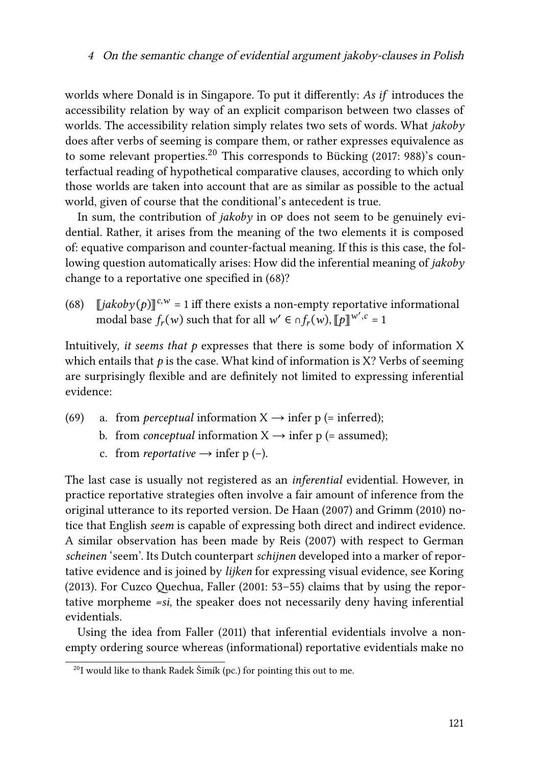worlds where Donald is in Singapore. To put it differently: *As if* introduces the accessibility relation by way of an explicit comparison between two classes of worlds. The accessibility relation simply relates two sets of words. What *jakoby* does after verbs of seeming is compare them, or rather expresses equivalence as to some relevant properties.[20] This corresponds to Bücking (2017: 988)'s counterfactual reading of hypothetical comparative clauses, according to which only those worlds are taken into account that are as similar as possible to the actual world, given of course that the conditional's antecedent is true.

In sum, the contribution of *jakoby* in OP does not seem to be genuinely evidential. Rather, it arises from the meaning of the two elements it is composed of: equative comparison and counter-factual meaning. If this is this case, the following question automatically arises: How did the inferential meaning of *jakoby* change to a reportative one specified in (68)?

(68) $[\![jakoby(p)]\!]^{c,w} = 1$ iff there exists a non-empty reportative informational modal base $f_r(w)$ such that for all $w' \in \cap f_r(w)$, $[\![p]\!]^{w',c} = 1$

Intuitively, *it seems that p* expresses that there is some body of information X which entails that *p* is the case. What kind of information is X? Verbs of seeming are surprisingly flexible and are definitely not limited to expressing inferential evidence:

(69)
  a. from *perceptual* information X ⟶ infer p (= inferred);
  b. from *conceptual* information X ⟶ infer p (= assumed);
  c. from *reportative* ⟶ infer p (–).

The last case is usually not registered as an *inferential* evidential. However, in practice reportative strategies often involve a fair amount of inference from the original utterance to its reported version. De Haan (2007) and Grimm (2010) notice that English *seem* is capable of expressing both direct and indirect evidence. A similar observation has been made by Reis (2007) with respect to German *scheinen* 'seem'. Its Dutch counterpart *schijnen* developed into a marker of reportative evidence and is joined by *lijken* for expressing visual evidence, see Koring (2013). For Cuzco Quechua, Faller (2001: 53–55) claims that by using the reportative morpheme *=si*, the speaker does not necessarily deny having inferential evidentials.

Using the idea from Faller (2011) that inferential evidentials involve a non-empty ordering source whereas (informational) reportative evidentials make no

[20] I would like to thank Radek Šimík (pc.) for pointing this out to me.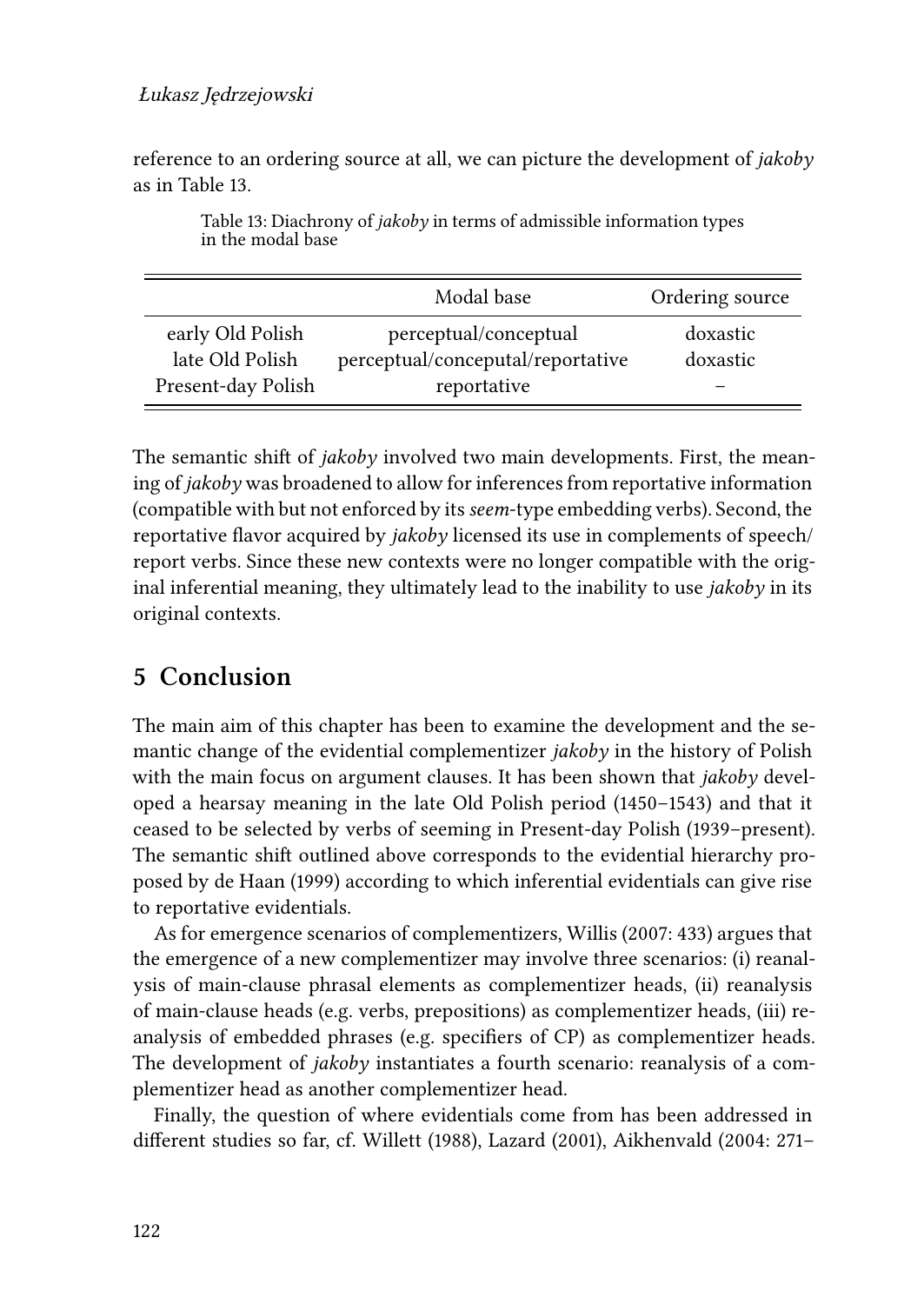reference to an ordering source at all, we can picture the development of *jakoby* as in Table 13.

Table 13: Diachrony of *jakoby* in terms of admissible information types in the modal base

| | Modal base | Ordering source |
|---|---|---|
| early Old Polish | perceptual/conceptual | doxastic |
| late Old Polish | perceptual/conceputal/reportative | doxastic |
| Present-day Polish | reportative | – |

The semantic shift of *jakoby* involved two main developments. First, the meaning of *jakoby* was broadened to allow for inferences from reportative information (compatible with but not enforced by its *seem*-type embedding verbs). Second, the reportative flavor acquired by *jakoby* licensed its use in complements of speech/report verbs. Since these new contexts were no longer compatible with the original inferential meaning, they ultimately lead to the inability to use *jakoby* in its original contexts.

## 5 Conclusion

The main aim of this chapter has been to examine the development and the semantic change of the evidential complementizer *jakoby* in the history of Polish with the main focus on argument clauses. It has been shown that *jakoby* developed a hearsay meaning in the late Old Polish period (1450–1543) and that it ceased to be selected by verbs of seeming in Present-day Polish (1939–present). The semantic shift outlined above corresponds to the evidential hierarchy proposed by de Haan (1999) according to which inferential evidentials can give rise to reportative evidentials.

As for emergence scenarios of complementizers, Willis (2007: 433) argues that the emergence of a new complementizer may involve three scenarios: (i) reanalysis of main-clause phrasal elements as complementizer heads, (ii) reanalysis of main-clause heads (e.g. verbs, prepositions) as complementizer heads, (iii) reanalysis of embedded phrases (e.g. specifiers of CP) as complementizer heads. The development of *jakoby* instantiates a fourth scenario: reanalysis of a complementizer head as another complementizer head.

Finally, the question of where evidentials come from has been addressed in different studies so far, cf. Willett (1988), Lazard (2001), Aikhenvald (2004: 271–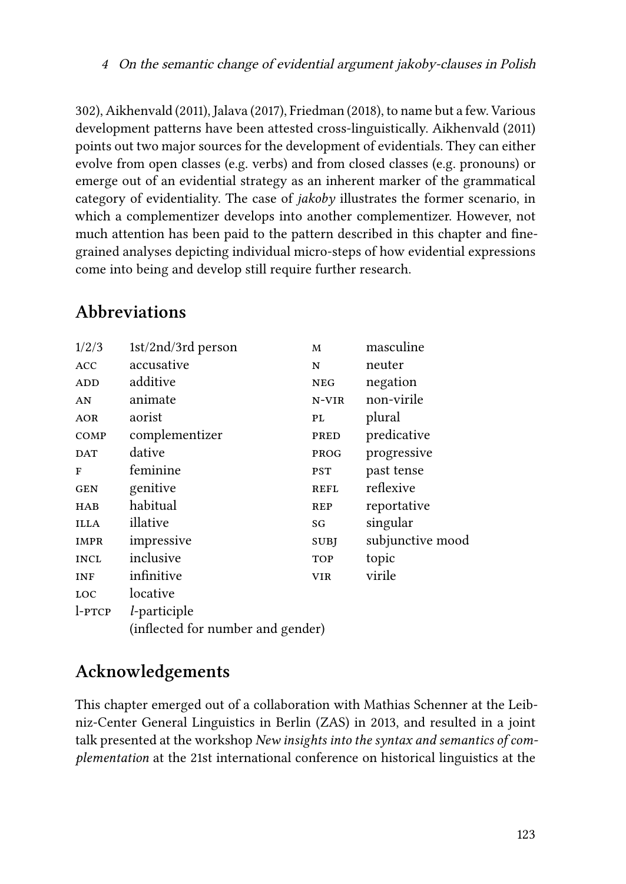302), Aikhenvald (2011), Jalava (2017), Friedman (2018), to name but a few. Various development patterns have been attested cross-linguistically. Aikhenvald (2011) points out two major sources for the development of evidentials. They can either evolve from open classes (e.g. verbs) and from closed classes (e.g. pronouns) or emerge out of an evidential strategy as an inherent marker of the grammatical category of evidentiality. The case of *jakoby* illustrates the former scenario, in which a complementizer develops into another complementizer. However, not much attention has been paid to the pattern described in this chapter and fine-grained analyses depicting individual micro-steps of how evidential expressions come into being and develop still require further research.

## Abbreviations

| | | | |
|---|---|---|---|
| 1/2/3 | 1st/2nd/3rd person | M | masculine |
| ACC | accusative | N | neuter |
| ADD | additive | NEG | negation |
| AN | animate | N-VIR | non-virile |
| AOR | aorist | PL | plural |
| COMP | complementizer | PRED | predicative |
| DAT | dative | PROG | progressive |
| F | feminine | PST | past tense |
| GEN | genitive | REFL | reflexive |
| HAB | habitual | REP | reportative |
| ILLA | illative | SG | singular |
| IMPR | impressive | SUBJ | subjunctive mood |
| INCL | inclusive | TOP | topic |
| INF | infinitive | VIR | virile |
| LOC | locative | | |
| l-PTCP | *l*-participle (inflected for number and gender) | | |

## Acknowledgements

This chapter emerged out of a collaboration with Mathias Schenner at the Leibniz-Center General Linguistics in Berlin (ZAS) in 2013, and resulted in a joint talk presented at the workshop *New insights into the syntax and semantics of complementation* at the 21st international conference on historical linguistics at the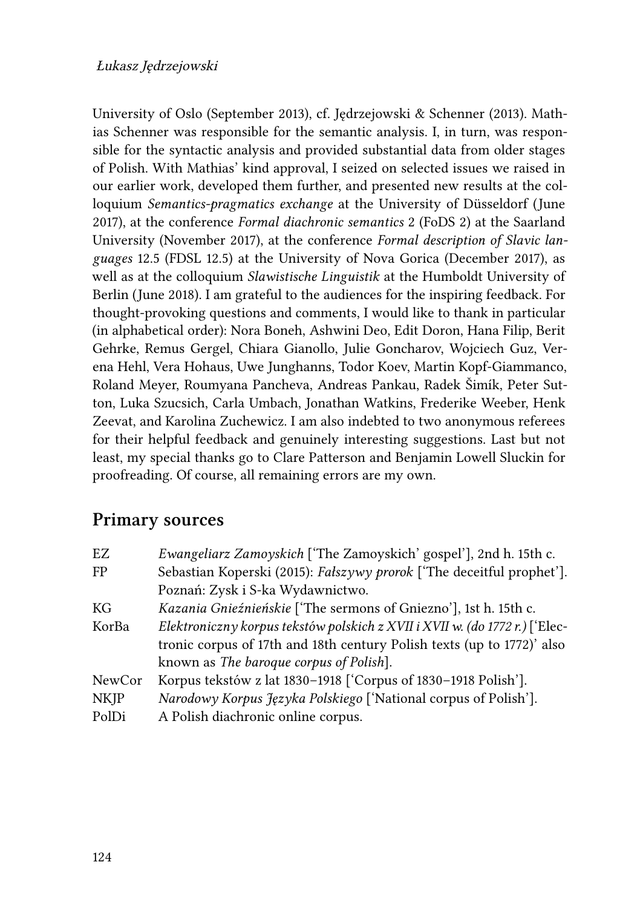University of Oslo (September 2013), cf. Jędrzejowski & Schenner (2013). Mathias Schenner was responsible for the semantic analysis. I, in turn, was responsible for the syntactic analysis and provided substantial data from older stages of Polish. With Mathias' kind approval, I seized on selected issues we raised in our earlier work, developed them further, and presented new results at the colloquium *Semantics-pragmatics exchange* at the University of Düsseldorf (June 2017), at the conference *Formal diachronic semantics* 2 (FoDS 2) at the Saarland University (November 2017), at the conference *Formal description of Slavic languages* 12.5 (FDSL 12.5) at the University of Nova Gorica (December 2017), as well as at the colloquium *Slawistische Linguistik* at the Humboldt University of Berlin (June 2018). I am grateful to the audiences for the inspiring feedback. For thought-provoking questions and comments, I would like to thank in particular (in alphabetical order): Nora Boneh, Ashwini Deo, Edit Doron, Hana Filip, Berit Gehrke, Remus Gergel, Chiara Gianollo, Julie Goncharov, Wojciech Guz, Verena Hehl, Vera Hohaus, Uwe Junghanns, Todor Koev, Martin Kopf-Giammanco, Roland Meyer, Roumyana Pancheva, Andreas Pankau, Radek Šimík, Peter Sutton, Luka Szucsich, Carla Umbach, Jonathan Watkins, Frederike Weeber, Henk Zeevat, and Karolina Zuchewicz. I am also indebted to two anonymous referees for their helpful feedback and genuinely interesting suggestions. Last but not least, my special thanks go to Clare Patterson and Benjamin Lowell Sluckin for proofreading. Of course, all remaining errors are my own.

## Primary sources

| | |
|---|---|
| EZ | *Ewangeliarz Zamoyskich* ['The Zamoyskich' gospel'], 2nd h. 15th c. |
| FP | Sebastian Koperski (2015): *Fałszywy prorok* ['The deceitful prophet']. Poznań: Zysk i S-ka Wydawnictwo. |
| KG | *Kazania Gnieźnieńskie* ['The sermons of Gniezno'], 1st h. 15th c. |
| KorBa | *Elektroniczny korpus tekstów polskich z XVII i XVII w. (do 1772 r.)* ['Electronic corpus of 17th and 18th century Polish texts (up to 1772)' also known as *The baroque corpus of Polish*]. |
| NewCor | Korpus tekstów z lat 1830–1918 ['Corpus of 1830–1918 Polish']. |
| NKJP | *Narodowy Korpus Języka Polskiego* ['National corpus of Polish']. |
| PolDi | A Polish diachronic online corpus. |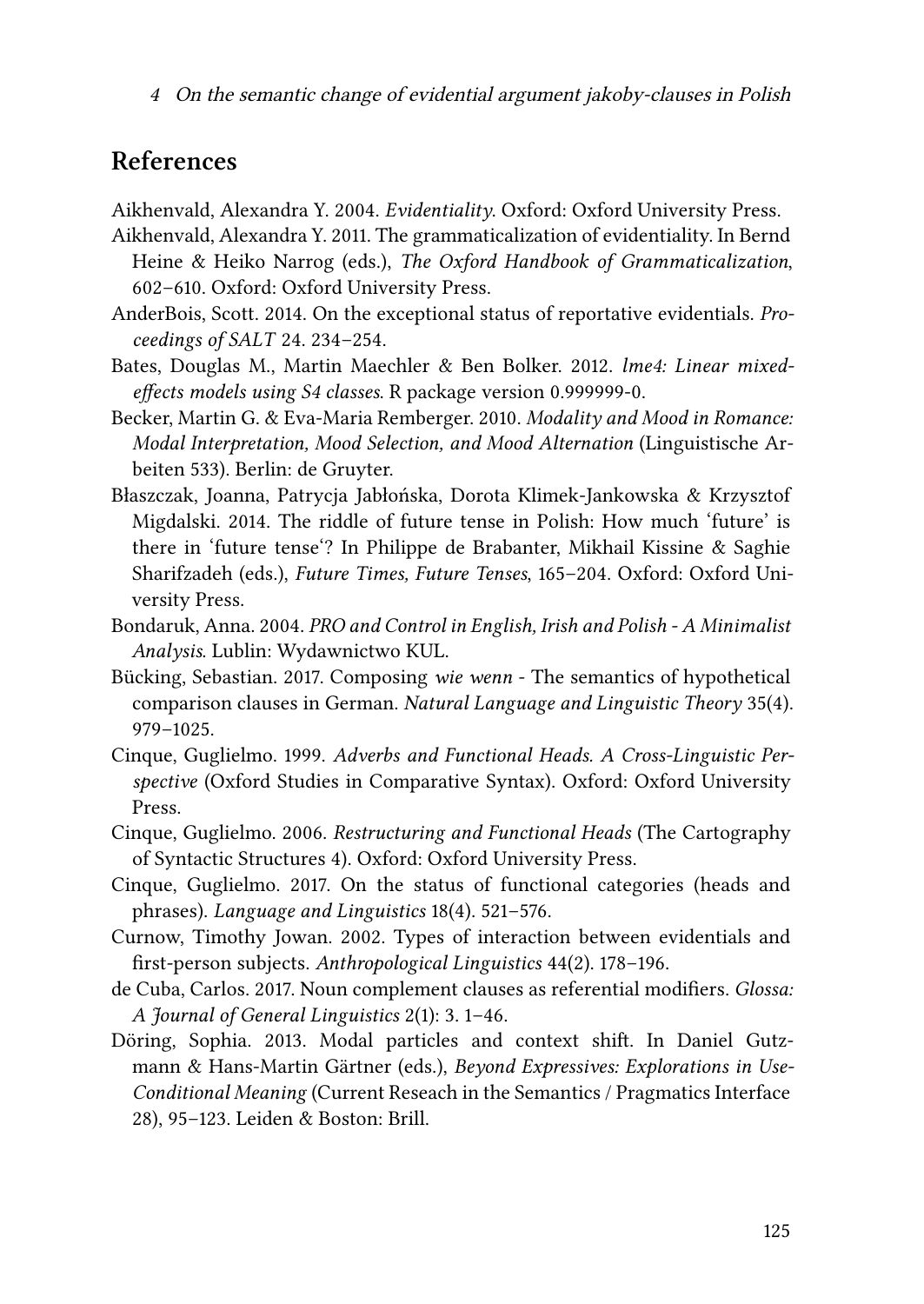## References

Aikhenvald, Alexandra Y. 2004. *Evidentiality*. Oxford: Oxford University Press.

Aikhenvald, Alexandra Y. 2011. The grammaticalization of evidentiality. In Bernd Heine & Heiko Narrog (eds.), *The Oxford Handbook of Grammaticalization*, 602–610. Oxford: Oxford University Press.

AnderBois, Scott. 2014. On the exceptional status of reportative evidentials. *Proceedings of SALT* 24. 234–254.

Bates, Douglas M., Martin Maechler & Ben Bolker. 2012. *lme4: Linear mixed-effects models using S4 classes*. R package version 0.999999-0.

Becker, Martin G. & Eva-Maria Remberger. 2010. *Modality and Mood in Romance: Modal Interpretation, Mood Selection, and Mood Alternation* (Linguistische Arbeiten 533). Berlin: de Gruyter.

Błaszczak, Joanna, Patrycja Jabłońska, Dorota Klimek-Jankowska & Krzysztof Migdalski. 2014. The riddle of future tense in Polish: How much 'future' is there in 'future tense'? In Philippe de Brabanter, Mikhail Kissine & Saghie Sharifzadeh (eds.), *Future Times, Future Tenses*, 165–204. Oxford: Oxford University Press.

Bondaruk, Anna. 2004. *PRO and Control in English, Irish and Polish - A Minimalist Analysis*. Lublin: Wydawnictwo KUL.

Bücking, Sebastian. 2017. Composing *wie wenn* - The semantics of hypothetical comparison clauses in German. *Natural Language and Linguistic Theory* 35(4). 979–1025.

Cinque, Guglielmo. 1999. *Adverbs and Functional Heads. A Cross-Linguistic Perspective* (Oxford Studies in Comparative Syntax). Oxford: Oxford University Press.

Cinque, Guglielmo. 2006. *Restructuring and Functional Heads* (The Cartography of Syntactic Structures 4). Oxford: Oxford University Press.

Cinque, Guglielmo. 2017. On the status of functional categories (heads and phrases). *Language and Linguistics* 18(4). 521–576.

Curnow, Timothy Jowan. 2002. Types of interaction between evidentials and first-person subjects. *Anthropological Linguistics* 44(2). 178–196.

de Cuba, Carlos. 2017. Noun complement clauses as referential modifiers. *Glossa: A Journal of General Linguistics* 2(1): 3. 1–46.

Döring, Sophia. 2013. Modal particles and context shift. In Daniel Gutzmann & Hans-Martin Gärtner (eds.), *Beyond Expressives: Explorations in Use-Conditional Meaning* (Current Reseach in the Semantics / Pragmatics Interface 28), 95–123. Leiden & Boston: Brill.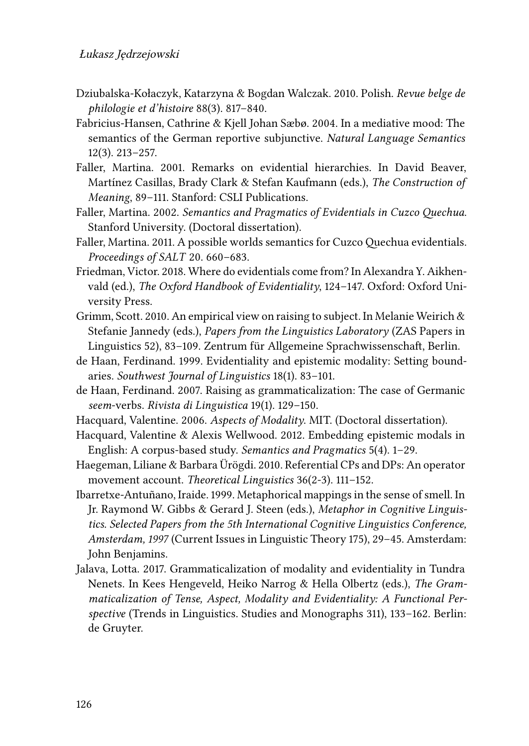Dziubalska-Kołaczyk, Katarzyna & Bogdan Walczak. 2010. Polish. *Revue belge de philologie et d'histoire* 88(3). 817–840.

Fabricius-Hansen, Cathrine & Kjell Johan Sæbø. 2004. In a mediative mood: The semantics of the German reportive subjunctive. *Natural Language Semantics* 12(3). 213–257.

Faller, Martina. 2001. Remarks on evidential hierarchies. In David Beaver, Martínez Casillas, Brady Clark & Stefan Kaufmann (eds.), *The Construction of Meaning*, 89–111. Stanford: CSLI Publications.

Faller, Martina. 2002. *Semantics and Pragmatics of Evidentials in Cuzco Quechua*. Stanford University. (Doctoral dissertation).

Faller, Martina. 2011. A possible worlds semantics for Cuzco Quechua evidentials. *Proceedings of SALT* 20. 660–683.

Friedman, Victor. 2018. Where do evidentials come from? In Alexandra Y. Aikhenvald (ed.), *The Oxford Handbook of Evidentiality*, 124–147. Oxford: Oxford University Press.

Grimm, Scott. 2010. An empirical view on raising to subject. In Melanie Weirich & Stefanie Jannedy (eds.), *Papers from the Linguistics Laboratory* (ZAS Papers in Linguistics 52), 83–109. Zentrum für Allgemeine Sprachwissenschaft, Berlin.

de Haan, Ferdinand. 1999. Evidentiality and epistemic modality: Setting boundaries. *Southwest Journal of Linguistics* 18(1). 83–101.

de Haan, Ferdinand. 2007. Raising as grammaticalization: The case of Germanic *seem*-verbs. *Rivista di Linguistica* 19(1). 129–150.

Hacquard, Valentine. 2006. *Aspects of Modality*. MIT. (Doctoral dissertation).

Hacquard, Valentine & Alexis Wellwood. 2012. Embedding epistemic modals in English: A corpus-based study. *Semantics and Pragmatics* 5(4). 1–29.

Haegeman, Liliane & Barbara Ürögdi. 2010. Referential CPs and DPs: An operator movement account. *Theoretical Linguistics* 36(2-3). 111–152.

Ibarretxe-Antuñano, Iraide. 1999. Metaphorical mappings in the sense of smell. In Jr. Raymond W. Gibbs & Gerard J. Steen (eds.), *Metaphor in Cognitive Linguistics. Selected Papers from the 5th International Cognitive Linguistics Conference, Amsterdam, 1997* (Current Issues in Linguistic Theory 175), 29–45. Amsterdam: John Benjamins.

Jalava, Lotta. 2017. Grammaticalization of modality and evidentiality in Tundra Nenets. In Kees Hengeveld, Heiko Narrog & Hella Olbertz (eds.), *The Grammaticalization of Tense, Aspect, Modality and Evidentiality: A Functional Perspective* (Trends in Linguistics. Studies and Monographs 311), 133–162. Berlin: de Gruyter.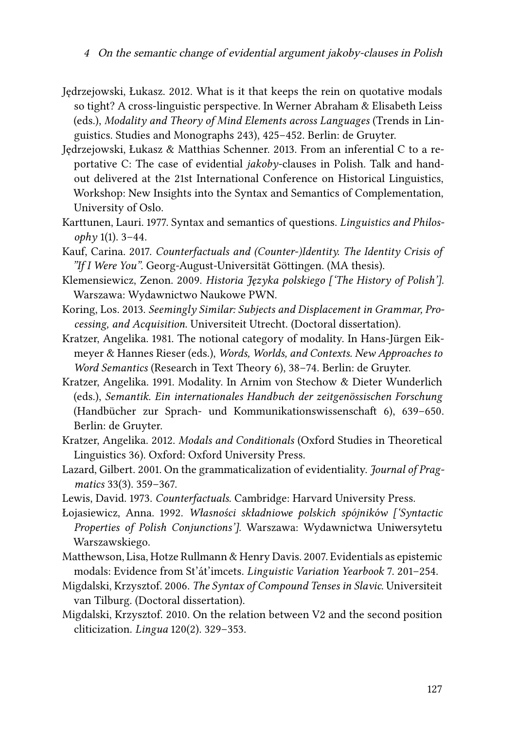Jędrzejowski, Łukasz. 2012. What is it that keeps the rein on quotative modals so tight? A cross-linguistic perspective. In Werner Abraham & Elisabeth Leiss (eds.), *Modality and Theory of Mind Elements across Languages* (Trends in Linguistics. Studies and Monographs 243), 425–452. Berlin: de Gruyter.

Jędrzejowski, Łukasz & Matthias Schenner. 2013. From an inferential C to a reportative C: The case of evidential *jakoby*-clauses in Polish. Talk and handout delivered at the 21st International Conference on Historical Linguistics, Workshop: New Insights into the Syntax and Semantics of Complementation, University of Oslo.

Karttunen, Lauri. 1977. Syntax and semantics of questions. *Linguistics and Philosophy* 1(1). 3–44.

Kauf, Carina. 2017. *Counterfactuals and (Counter-)Identity. The Identity Crisis of "If I Were You"*. Georg-August-Universität Göttingen. (MA thesis).

Klemensiewicz, Zenon. 2009. *Historia Języka polskiego ['The History of Polish']*. Warszawa: Wydawnictwo Naukowe PWN.

Koring, Los. 2013. *Seemingly Similar: Subjects and Displacement in Grammar, Processing, and Acquisition*. Universiteit Utrecht. (Doctoral dissertation).

Kratzer, Angelika. 1981. The notional category of modality. In Hans-Jürgen Eikmeyer & Hannes Rieser (eds.), *Words, Worlds, and Contexts. New Approaches to Word Semantics* (Research in Text Theory 6), 38–74. Berlin: de Gruyter.

Kratzer, Angelika. 1991. Modality. In Arnim von Stechow & Dieter Wunderlich (eds.), *Semantik. Ein internationales Handbuch der zeitgenössischen Forschung* (Handbücher zur Sprach- und Kommunikationswissenschaft 6), 639–650. Berlin: de Gruyter.

Kratzer, Angelika. 2012. *Modals and Conditionals* (Oxford Studies in Theoretical Linguistics 36). Oxford: Oxford University Press.

Lazard, Gilbert. 2001. On the grammaticalization of evidentiality. *Journal of Pragmatics* 33(3). 359–367.

Lewis, David. 1973. *Counterfactuals*. Cambridge: Harvard University Press.

Łojasiewicz, Anna. 1992. *Własności składniowe polskich spójników ['Syntactic Properties of Polish Conjunctions']*. Warszawa: Wydawnictwa Uniwersytetu Warszawskiego.

Matthewson, Lisa, Hotze Rullmann & Henry Davis. 2007. Evidentials as epistemic modals: Evidence from St'át'imcets. *Linguistic Variation Yearbook* 7. 201–254.

Migdalski, Krzysztof. 2006. *The Syntax of Compound Tenses in Slavic*. Universiteit van Tilburg. (Doctoral dissertation).

Migdalski, Krzysztof. 2010. On the relation between V2 and the second position cliticization. *Lingua* 120(2). 329–353.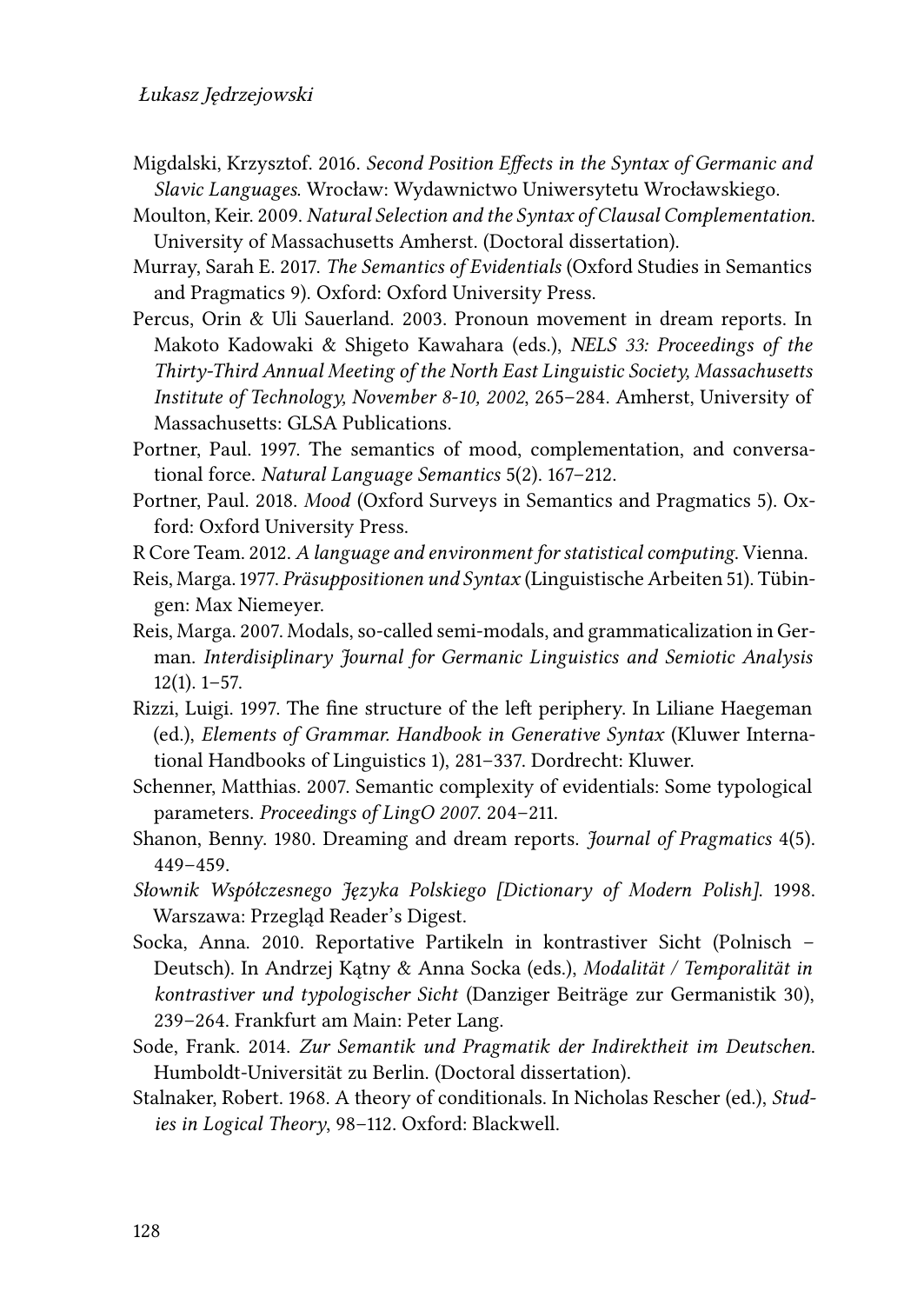Migdalski, Krzysztof. 2016. *Second Position Effects in the Syntax of Germanic and Slavic Languages*. Wrocław: Wydawnictwo Uniwersytetu Wrocławskiego.

Moulton, Keir. 2009. *Natural Selection and the Syntax of Clausal Complementation*. University of Massachusetts Amherst. (Doctoral dissertation).

Murray, Sarah E. 2017. *The Semantics of Evidentials* (Oxford Studies in Semantics and Pragmatics 9). Oxford: Oxford University Press.

Percus, Orin & Uli Sauerland. 2003. Pronoun movement in dream reports. In Makoto Kadowaki & Shigeto Kawahara (eds.), *NELS 33: Proceedings of the Thirty-Third Annual Meeting of the North East Linguistic Society, Massachusetts Institute of Technology, November 8-10, 2002*, 265–284. Amherst, University of Massachusetts: GLSA Publications.

Portner, Paul. 1997. The semantics of mood, complementation, and conversational force. *Natural Language Semantics* 5(2). 167–212.

Portner, Paul. 2018. *Mood* (Oxford Surveys in Semantics and Pragmatics 5). Oxford: Oxford University Press.

R Core Team. 2012. *A language and environment for statistical computing*. Vienna.

Reis, Marga. 1977. *Präsuppositionen und Syntax* (Linguistische Arbeiten 51). Tübingen: Max Niemeyer.

Reis, Marga. 2007. Modals, so-called semi-modals, and grammaticalization in German. *Interdisiplinary Journal for Germanic Linguistics and Semiotic Analysis* 12(1). 1–57.

Rizzi, Luigi. 1997. The fine structure of the left periphery. In Liliane Haegeman (ed.), *Elements of Grammar. Handbook in Generative Syntax* (Kluwer International Handbooks of Linguistics 1), 281–337. Dordrecht: Kluwer.

Schenner, Matthias. 2007. Semantic complexity of evidentials: Some typological parameters. *Proceedings of LingO 2007*. 204–211.

Shanon, Benny. 1980. Dreaming and dream reports. *Journal of Pragmatics* 4(5). 449–459.

*Słownik Współczesnego Języka Polskiego [Dictionary of Modern Polish]*. 1998. Warszawa: Przegląd Reader's Digest.

Socka, Anna. 2010. Reportative Partikeln in kontrastiver Sicht (Polnisch – Deutsch). In Andrzej Kątny & Anna Socka (eds.), *Modalität / Temporalität in kontrastiver und typologischer Sicht* (Danziger Beiträge zur Germanistik 30), 239–264. Frankfurt am Main: Peter Lang.

Sode, Frank. 2014. *Zur Semantik und Pragmatik der Indirektheit im Deutschen*. Humboldt-Universität zu Berlin. (Doctoral dissertation).

Stalnaker, Robert. 1968. A theory of conditionals. In Nicholas Rescher (ed.), *Studies in Logical Theory*, 98–112. Oxford: Blackwell.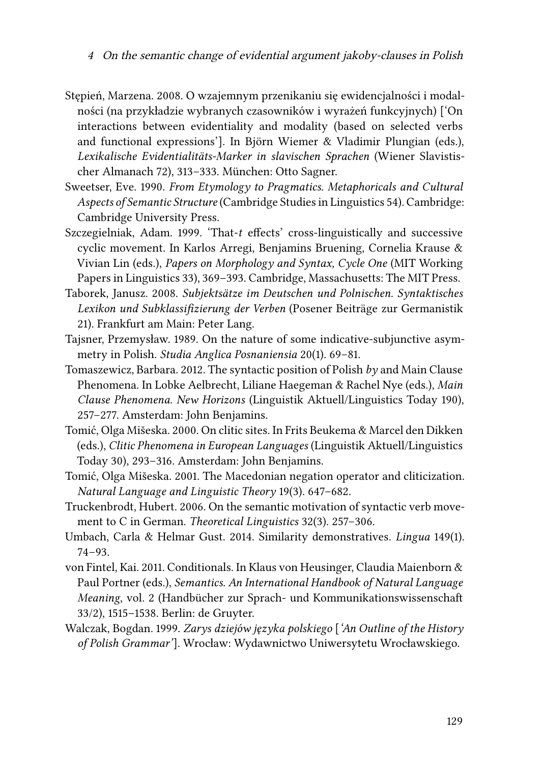Stępień, Marzena. 2008. O wzajemnym przenikaniu się ewidencjalności i modalności (na przykładzie wybranych czasowników i wyrażeń funkcyjnych) [‘On interactions between evidentiality and modality (based on selected verbs and functional expressions’]. In Björn Wiemer & Vladimir Plungian (eds.), *Lexikalische Evidentialitäts-Marker in slavischen Sprachen* (Wiener Slavistischer Almanach 72), 313–333. München: Otto Sagner.

Sweetser, Eve. 1990. *From Etymology to Pragmatics. Metaphoricals and Cultural Aspects of Semantic Structure* (Cambridge Studies in Linguistics 54). Cambridge: Cambridge University Press.

Szczegielniak, Adam. 1999. ‘That-*t* effects’ cross-linguistically and successive cyclic movement. In Karlos Arregi, Benjamins Bruening, Cornelia Krause & Vivian Lin (eds.), *Papers on Morphology and Syntax, Cycle One* (MIT Working Papers in Linguistics 33), 369–393. Cambridge, Massachusetts: The MIT Press.

Taborek, Janusz. 2008. *Subjektsätze im Deutschen und Polnischen. Syntaktisches Lexikon und Subklassifizierung der Verben* (Posener Beiträge zur Germanistik 21). Frankfurt am Main: Peter Lang.

Tajsner, Przemysław. 1989. On the nature of some indicative-subjunctive asymmetry in Polish. *Studia Anglica Posnaniensia* 20(1). 69–81.

Tomaszewicz, Barbara. 2012. The syntactic position of Polish *by* and Main Clause Phenomena. In Lobke Aelbrecht, Liliane Haegeman & Rachel Nye (eds.), *Main Clause Phenomena. New Horizons* (Linguistik Aktuell/Linguistics Today 190), 257–277. Amsterdam: John Benjamins.

Tomić, Olga Mišeska. 2000. On clitic sites. In Frits Beukema & Marcel den Dikken (eds.), *Clitic Phenomena in European Languages* (Linguistik Aktuell/Linguistics Today 30), 293–316. Amsterdam: John Benjamins.

Tomić, Olga Mišeska. 2001. The Macedonian negation operator and cliticization. *Natural Language and Linguistic Theory* 19(3). 647–682.

Truckenbrodt, Hubert. 2006. On the semantic motivation of syntactic verb movement to C in German. *Theoretical Linguistics* 32(3). 257–306.

Umbach, Carla & Helmar Gust. 2014. Similarity demonstratives. *Lingua* 149(1). 74–93.

von Fintel, Kai. 2011. Conditionals. In Klaus von Heusinger, Claudia Maienborn & Paul Portner (eds.), *Semantics. An International Handbook of Natural Language Meaning*, vol. 2 (Handbücher zur Sprach- und Kommunikationswissenschaft 33/2), 1515–1538. Berlin: de Gruyter.

Walczak, Bogdan. 1999. *Zarys dziejów języka polskiego* [*‘An Outline of the History of Polish Grammar’*]. Wrocław: Wydawnictwo Uniwersytetu Wrocławskiego.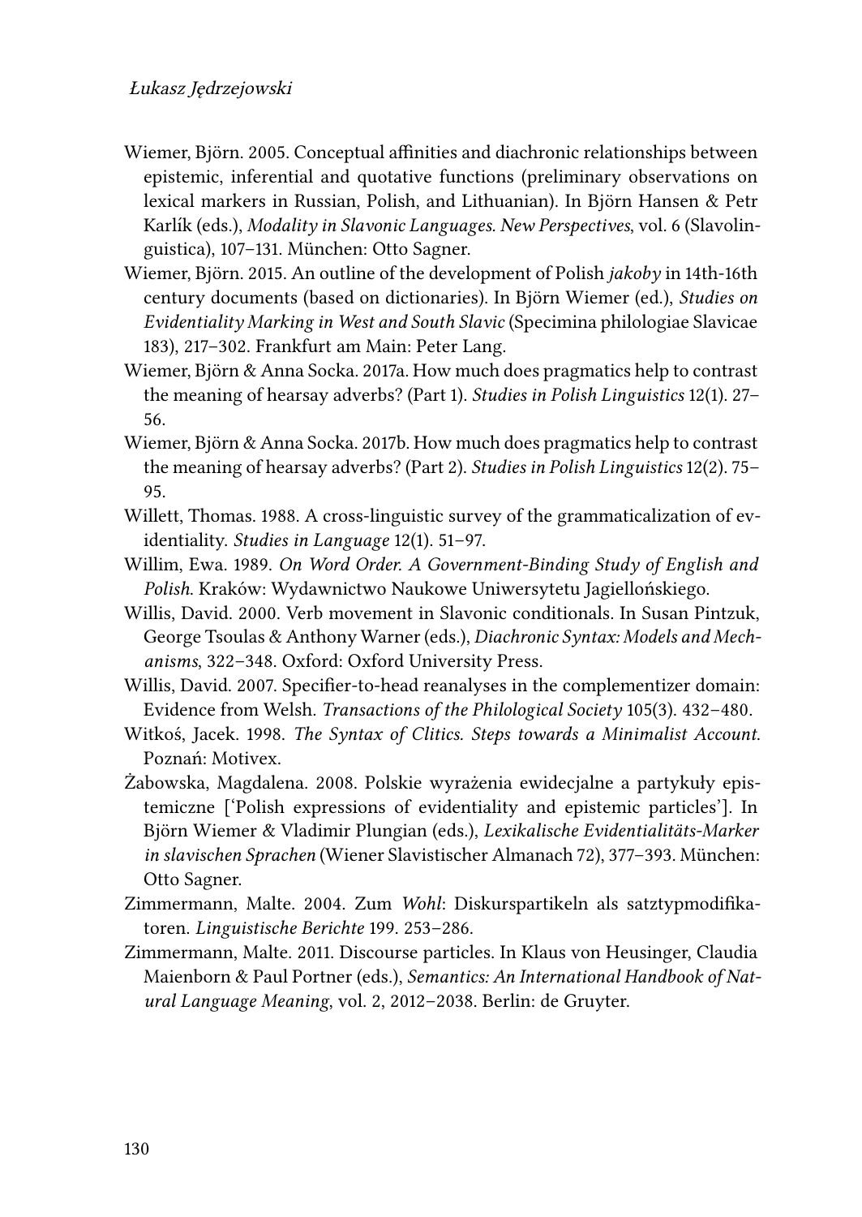Wiemer, Björn. 2005. Conceptual affinities and diachronic relationships between epistemic, inferential and quotative functions (preliminary observations on lexical markers in Russian, Polish, and Lithuanian). In Björn Hansen & Petr Karlík (eds.), *Modality in Slavonic Languages. New Perspectives*, vol. 6 (Slavolinguistica), 107–131. München: Otto Sagner.

Wiemer, Björn. 2015. An outline of the development of Polish *jakoby* in 14th-16th century documents (based on dictionaries). In Björn Wiemer (ed.), *Studies on Evidentiality Marking in West and South Slavic* (Specimina philologiae Slavicae 183), 217–302. Frankfurt am Main: Peter Lang.

Wiemer, Björn & Anna Socka. 2017a. How much does pragmatics help to contrast the meaning of hearsay adverbs? (Part 1). *Studies in Polish Linguistics* 12(1). 27–56.

Wiemer, Björn & Anna Socka. 2017b. How much does pragmatics help to contrast the meaning of hearsay adverbs? (Part 2). *Studies in Polish Linguistics* 12(2). 75–95.

Willett, Thomas. 1988. A cross-linguistic survey of the grammaticalization of evidentiality. *Studies in Language* 12(1). 51–97.

Willim, Ewa. 1989. *On Word Order. A Government-Binding Study of English and Polish*. Kraków: Wydawnictwo Naukowe Uniwersytetu Jagiellońskiego.

Willis, David. 2000. Verb movement in Slavonic conditionals. In Susan Pintzuk, George Tsoulas & Anthony Warner (eds.), *Diachronic Syntax: Models and Mechanisms*, 322–348. Oxford: Oxford University Press.

Willis, David. 2007. Specifier-to-head reanalyses in the complementizer domain: Evidence from Welsh. *Transactions of the Philological Society* 105(3). 432–480.

Witkoś, Jacek. 1998. *The Syntax of Clitics. Steps towards a Minimalist Account*. Poznań: Motivex.

Żabowska, Magdalena. 2008. Polskie wyrażenia ewidecjalne a partykuły epistemiczne ['Polish expressions of evidentiality and epistemic particles']. In Björn Wiemer & Vladimir Plungian (eds.), *Lexikalische Evidentialitäts-Marker in slavischen Sprachen* (Wiener Slavistischer Almanach 72), 377–393. München: Otto Sagner.

Zimmermann, Malte. 2004. Zum *Wohl*: Diskurspartikeln als satztypmodifikatoren. *Linguistische Berichte* 199. 253–286.

Zimmermann, Malte. 2011. Discourse particles. In Klaus von Heusinger, Claudia Maienborn & Paul Portner (eds.), *Semantics: An International Handbook of Natural Language Meaning*, vol. 2, 2012–2038. Berlin: de Gruyter.